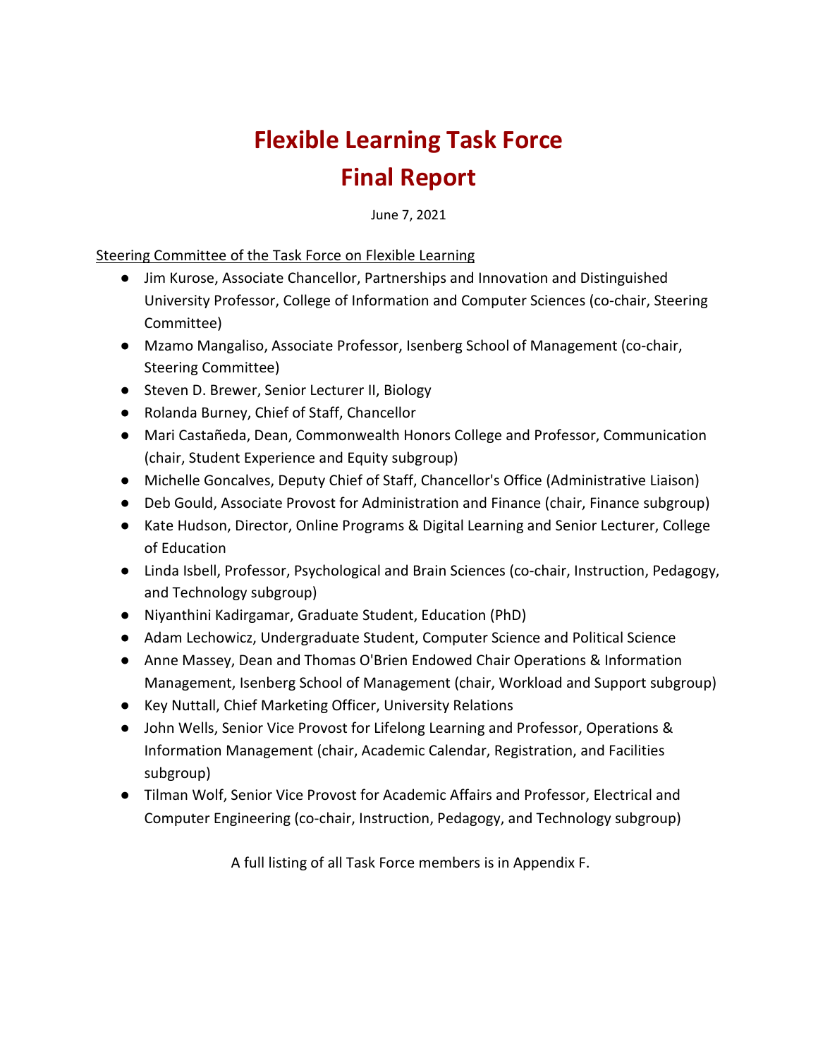# Flexible Learning Task Force
# Final Report

June 7, 2021

Steering Committee of the Task Force on Flexible Learning

- Jim Kurose, Associate Chancellor, Partnerships and Innovation and Distinguished University Professor, College of Information and Computer Sciences (co-chair, Steering Committee)
- Mzamo Mangaliso, Associate Professor, Isenberg School of Management (co-chair, Steering Committee)
- Steven D. Brewer, Senior Lecturer II, Biology
- Rolanda Burney, Chief of Staff, Chancellor
- Mari Castañeda, Dean, Commonwealth Honors College and Professor, Communication (chair, Student Experience and Equity subgroup)
- Michelle Goncalves, Deputy Chief of Staff, Chancellor's Office (Administrative Liaison)
- Deb Gould, Associate Provost for Administration and Finance (chair, Finance subgroup)
- Kate Hudson, Director, Online Programs & Digital Learning and Senior Lecturer, College of Education
- Linda Isbell, Professor, Psychological and Brain Sciences (co-chair, Instruction, Pedagogy, and Technology subgroup)
- Niyanthini Kadirgamar, Graduate Student, Education (PhD)
- Adam Lechowicz, Undergraduate Student, Computer Science and Political Science
- Anne Massey, Dean and Thomas O'Brien Endowed Chair Operations & Information Management, Isenberg School of Management (chair, Workload and Support subgroup)
- Key Nuttall, Chief Marketing Officer, University Relations
- John Wells, Senior Vice Provost for Lifelong Learning and Professor, Operations & Information Management (chair, Academic Calendar, Registration, and Facilities subgroup)
- Tilman Wolf, Senior Vice Provost for Academic Affairs and Professor, Electrical and Computer Engineering (co-chair, Instruction, Pedagogy, and Technology subgroup)

A full listing of all Task Force members is in Appendix F.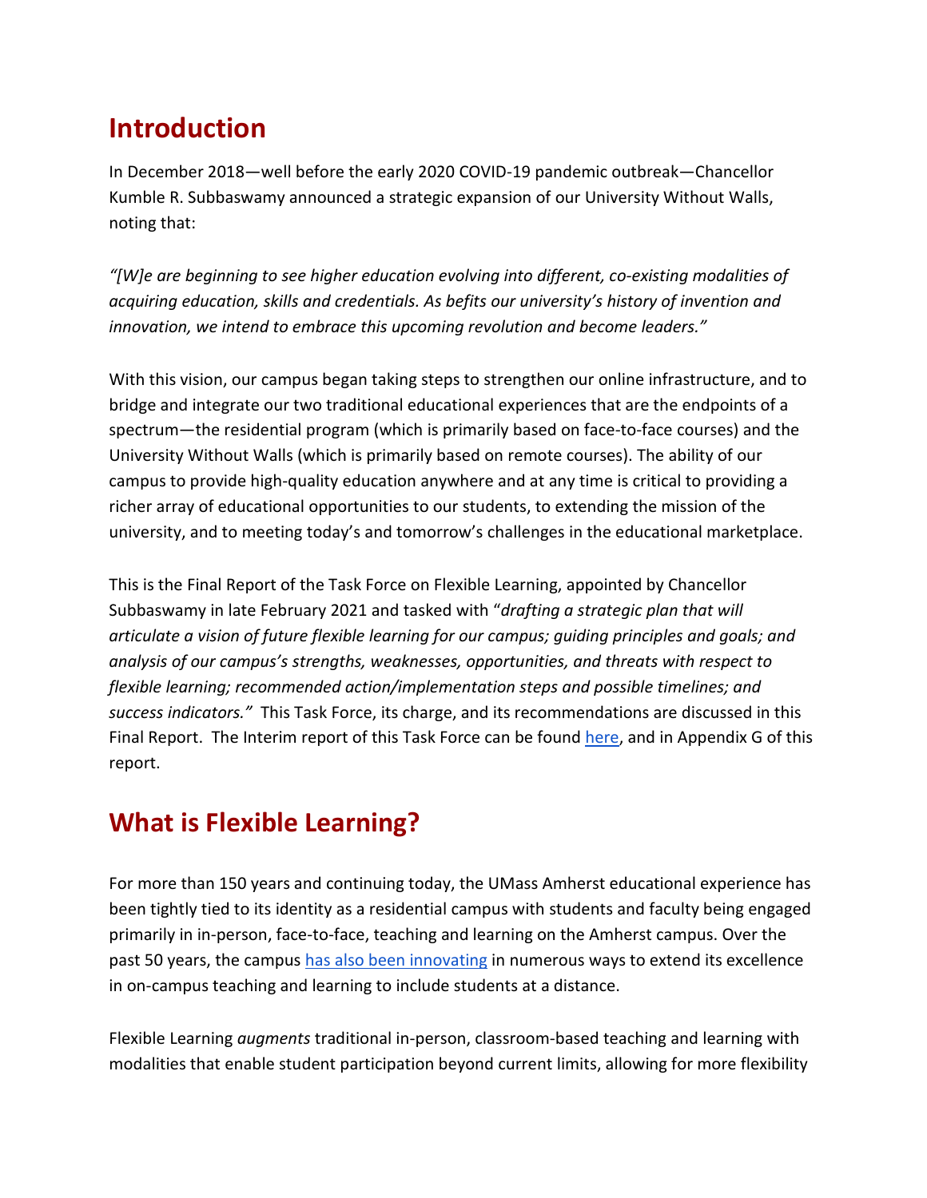## Introduction

In December 2018—well before the early 2020 COVID-19 pandemic outbreak—Chancellor Kumble R. Subbaswamy announced a strategic expansion of our University Without Walls, noting that:

*"[W]e are beginning to see higher education evolving into different, co-existing modalities of acquiring education, skills and credentials. As befits our university's history of invention and innovation, we intend to embrace this upcoming revolution and become leaders."*

With this vision, our campus began taking steps to strengthen our online infrastructure, and to bridge and integrate our two traditional educational experiences that are the endpoints of a spectrum—the residential program (which is primarily based on face-to-face courses) and the University Without Walls (which is primarily based on remote courses). The ability of our campus to provide high-quality education anywhere and at any time is critical to providing a richer array of educational opportunities to our students, to extending the mission of the university, and to meeting today's and tomorrow's challenges in the educational marketplace.

This is the Final Report of the Task Force on Flexible Learning, appointed by Chancellor Subbaswamy in late February 2021 and tasked with "*drafting a strategic plan that will articulate a vision of future flexible learning for our campus; guiding principles and goals; and analysis of our campus's strengths, weaknesses, opportunities, and threats with respect to flexible learning; recommended action/implementation steps and possible timelines; and success indicators."* This Task Force, its charge, and its recommendations are discussed in this Final Report. The Interim report of this Task Force can be found here, and in Appendix G of this report.

## What is Flexible Learning?

For more than 150 years and continuing today, the UMass Amherst educational experience has been tightly tied to its identity as a residential campus with students and faculty being engaged primarily in in-person, face-to-face, teaching and learning on the Amherst campus. Over the past 50 years, the campus has also been innovating in numerous ways to extend its excellence in on-campus teaching and learning to include students at a distance.

Flexible Learning *augments* traditional in-person, classroom-based teaching and learning with modalities that enable student participation beyond current limits, allowing for more flexibility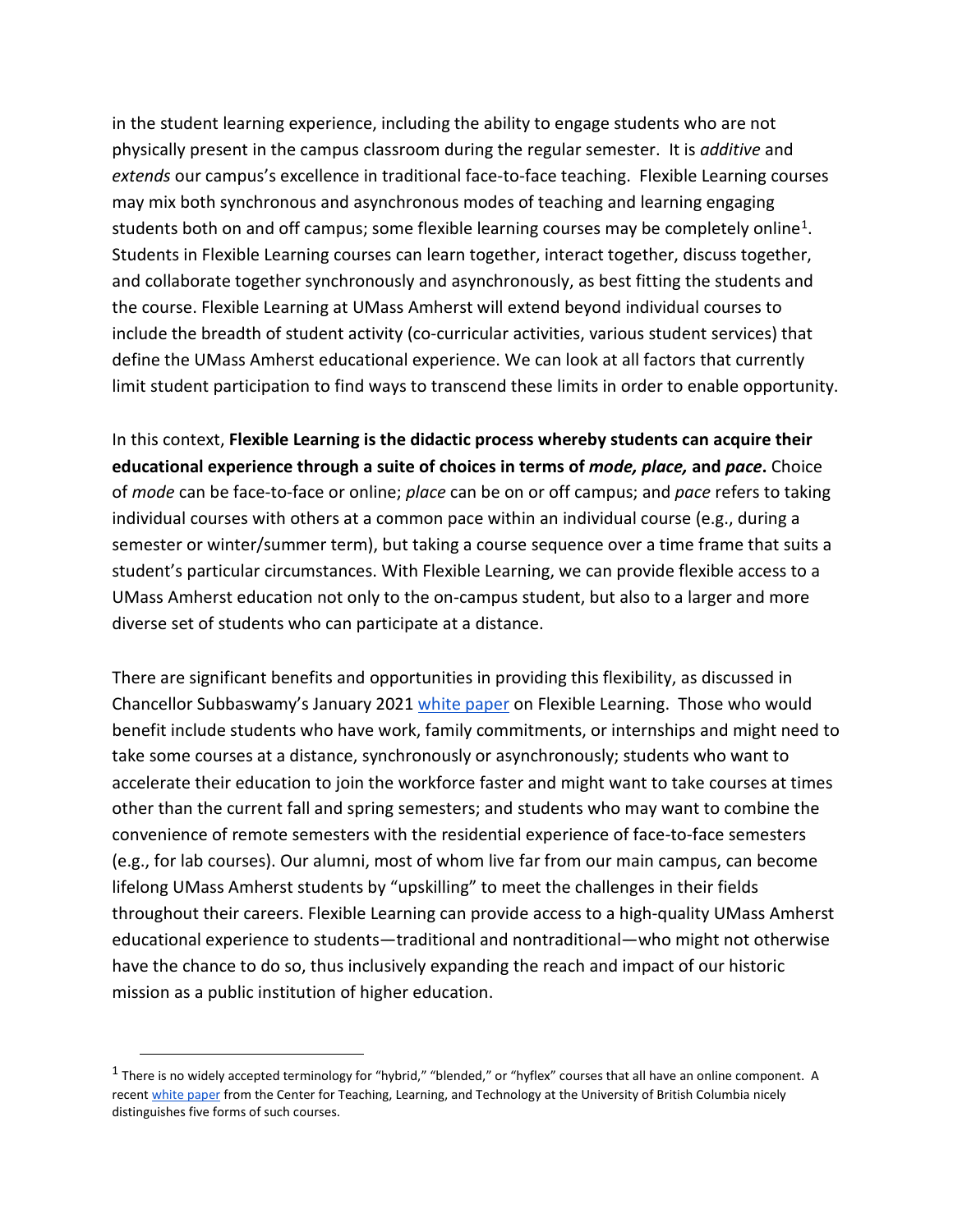in the student learning experience, including the ability to engage students who are not physically present in the campus classroom during the regular semester. It is *additive* and *extends* our campus's excellence in traditional face-to-face teaching. Flexible Learning courses may mix both synchronous and asynchronous modes of teaching and learning engaging students both on and off campus; some flexible learning courses may be completely online[1]. Students in Flexible Learning courses can learn together, interact together, discuss together, and collaborate together synchronously and asynchronously, as best fitting the students and the course. Flexible Learning at UMass Amherst will extend beyond individual courses to include the breadth of student activity (co-curricular activities, various student services) that define the UMass Amherst educational experience. We can look at all factors that currently limit student participation to find ways to transcend these limits in order to enable opportunity.

In this context, **Flexible Learning is the didactic process whereby students can acquire their educational experience through a suite of choices in terms of *mode, place,* and *pace*.** Choice of *mode* can be face-to-face or online; *place* can be on or off campus; and *pace* refers to taking individual courses with others at a common pace within an individual course (e.g., during a semester or winter/summer term), but taking a course sequence over a time frame that suits a student's particular circumstances. With Flexible Learning, we can provide flexible access to a UMass Amherst education not only to the on-campus student, but also to a larger and more diverse set of students who can participate at a distance.

There are significant benefits and opportunities in providing this flexibility, as discussed in Chancellor Subbaswamy's January 2021 white paper on Flexible Learning. Those who would benefit include students who have work, family commitments, or internships and might need to take some courses at a distance, synchronously or asynchronously; students who want to accelerate their education to join the workforce faster and might want to take courses at times other than the current fall and spring semesters; and students who may want to combine the convenience of remote semesters with the residential experience of face-to-face semesters (e.g., for lab courses). Our alumni, most of whom live far from our main campus, can become lifelong UMass Amherst students by "upskilling" to meet the challenges in their fields throughout their careers. Flexible Learning can provide access to a high-quality UMass Amherst educational experience to students—traditional and nontraditional—who might not otherwise have the chance to do so, thus inclusively expanding the reach and impact of our historic mission as a public institution of higher education.

---

[1] There is no widely accepted terminology for "hybrid," "blended," or "hyflex" courses that all have an online component. A recent white paper from the Center for Teaching, Learning, and Technology at the University of British Columbia nicely distinguishes five forms of such courses.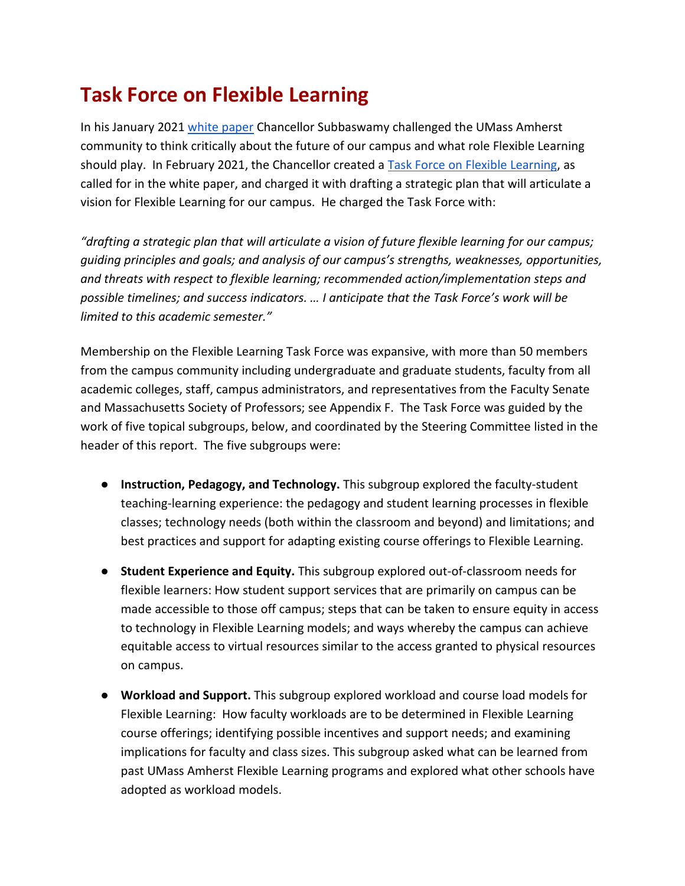# Task Force on Flexible Learning

In his January 2021 [white paper](white paper) Chancellor Subbaswamy challenged the UMass Amherst community to think critically about the future of our campus and what role Flexible Learning should play. In February 2021, the Chancellor created a [Task Force on Flexible Learning](Task Force on Flexible Learning), as called for in the white paper, and charged it with drafting a strategic plan that will articulate a vision for Flexible Learning for our campus. He charged the Task Force with:

*"drafting a strategic plan that will articulate a vision of future flexible learning for our campus; guiding principles and goals; and analysis of our campus's strengths, weaknesses, opportunities, and threats with respect to flexible learning; recommended action/implementation steps and possible timelines; and success indicators. … I anticipate that the Task Force's work will be limited to this academic semester."*

Membership on the Flexible Learning Task Force was expansive, with more than 50 members from the campus community including undergraduate and graduate students, faculty from all academic colleges, staff, campus administrators, and representatives from the Faculty Senate and Massachusetts Society of Professors; see Appendix F. The Task Force was guided by the work of five topical subgroups, below, and coordinated by the Steering Committee listed in the header of this report. The five subgroups were:

- **Instruction, Pedagogy, and Technology.** This subgroup explored the faculty-student teaching-learning experience: the pedagogy and student learning processes in flexible classes; technology needs (both within the classroom and beyond) and limitations; and best practices and support for adapting existing course offerings to Flexible Learning.

- **Student Experience and Equity.** This subgroup explored out-of-classroom needs for flexible learners: How student support services that are primarily on campus can be made accessible to those off campus; steps that can be taken to ensure equity in access to technology in Flexible Learning models; and ways whereby the campus can achieve equitable access to virtual resources similar to the access granted to physical resources on campus.

- **Workload and Support.** This subgroup explored workload and course load models for Flexible Learning: How faculty workloads are to be determined in Flexible Learning course offerings; identifying possible incentives and support needs; and examining implications for faculty and class sizes. This subgroup asked what can be learned from past UMass Amherst Flexible Learning programs and explored what other schools have adopted as workload models.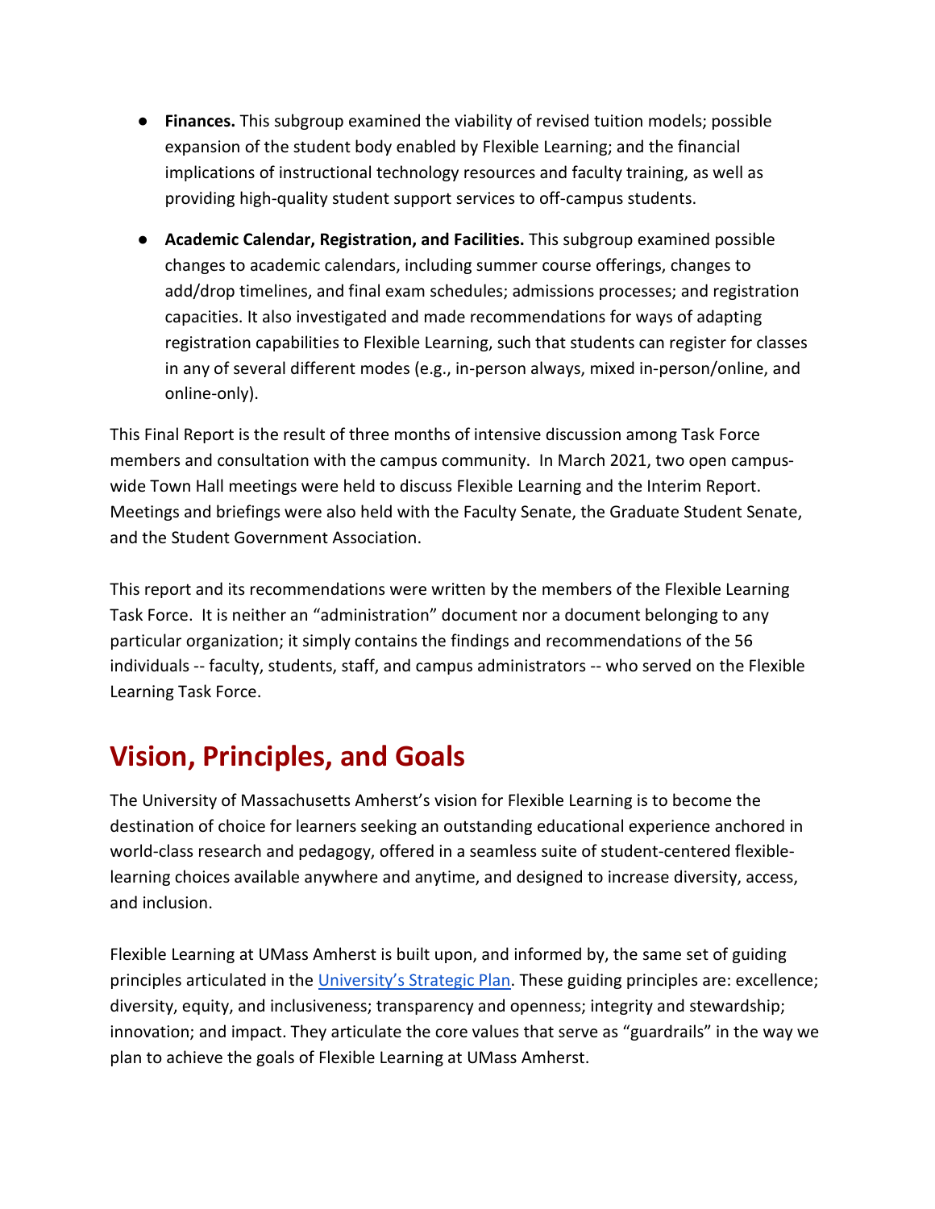- **Finances.** This subgroup examined the viability of revised tuition models; possible expansion of the student body enabled by Flexible Learning; and the financial implications of instructional technology resources and faculty training, as well as providing high-quality student support services to off-campus students.

- **Academic Calendar, Registration, and Facilities.** This subgroup examined possible changes to academic calendars, including summer course offerings, changes to add/drop timelines, and final exam schedules; admissions processes; and registration capacities. It also investigated and made recommendations for ways of adapting registration capabilities to Flexible Learning, such that students can register for classes in any of several different modes (e.g., in-person always, mixed in-person/online, and online-only).

This Final Report is the result of three months of intensive discussion among Task Force members and consultation with the campus community. In March 2021, two open campus-wide Town Hall meetings were held to discuss Flexible Learning and the Interim Report. Meetings and briefings were also held with the Faculty Senate, the Graduate Student Senate, and the Student Government Association.

This report and its recommendations were written by the members of the Flexible Learning Task Force. It is neither an "administration" document nor a document belonging to any particular organization; it simply contains the findings and recommendations of the 56 individuals -- faculty, students, staff, and campus administrators -- who served on the Flexible Learning Task Force.

## Vision, Principles, and Goals

The University of Massachusetts Amherst's vision for Flexible Learning is to become the destination of choice for learners seeking an outstanding educational experience anchored in world-class research and pedagogy, offered in a seamless suite of student-centered flexible-learning choices available anywhere and anytime, and designed to increase diversity, access, and inclusion.

Flexible Learning at UMass Amherst is built upon, and informed by, the same set of guiding principles articulated in the University's Strategic Plan. These guiding principles are: excellence; diversity, equity, and inclusiveness; transparency and openness; integrity and stewardship; innovation; and impact. They articulate the core values that serve as "guardrails" in the way we plan to achieve the goals of Flexible Learning at UMass Amherst.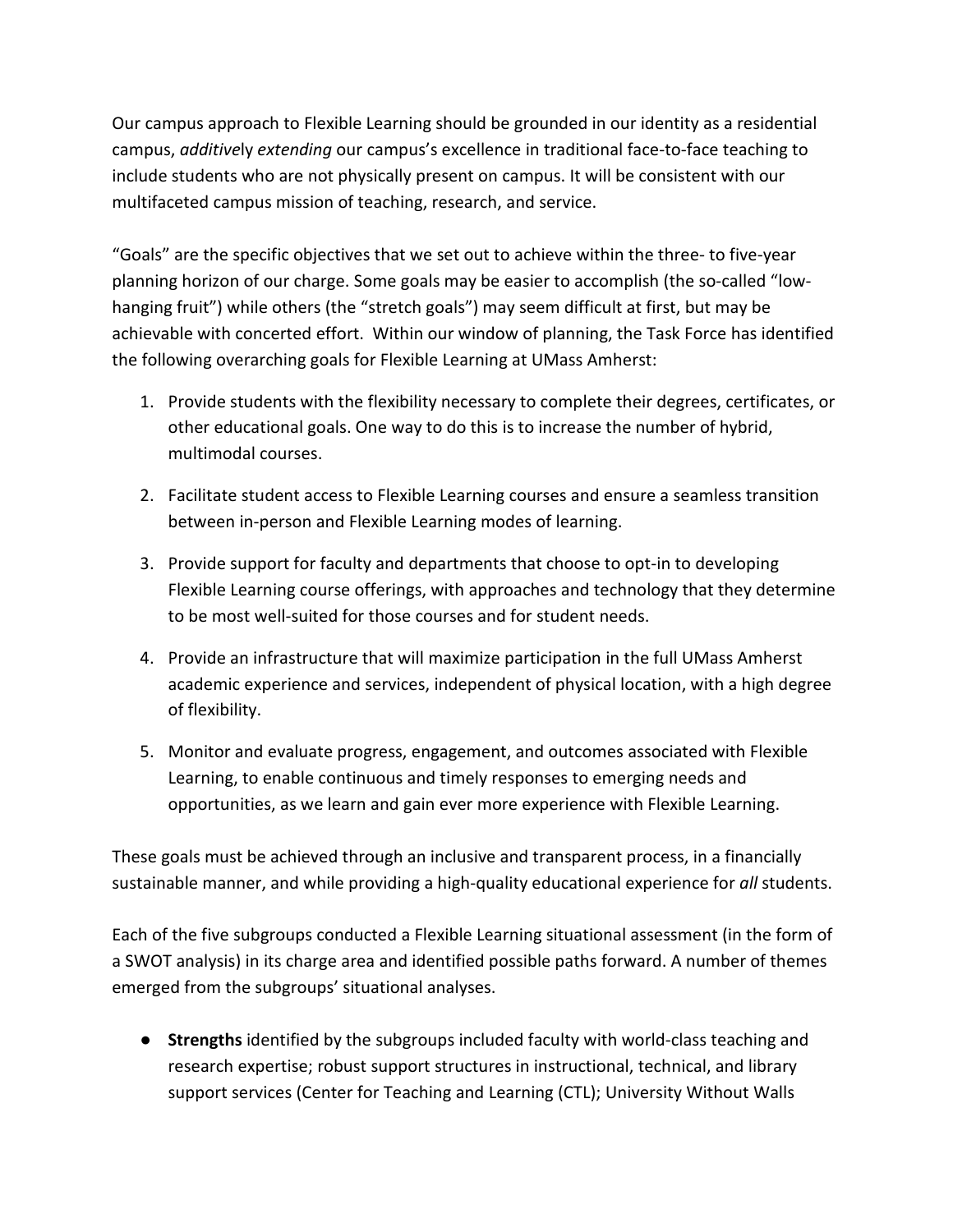Our campus approach to Flexible Learning should be grounded in our identity as a residential campus, *additive*ly *extending* our campus's excellence in traditional face-to-face teaching to include students who are not physically present on campus. It will be consistent with our multifaceted campus mission of teaching, research, and service.

"Goals" are the specific objectives that we set out to achieve within the three- to five-year planning horizon of our charge. Some goals may be easier to accomplish (the so-called "low-hanging fruit") while others (the "stretch goals") may seem difficult at first, but may be achievable with concerted effort. Within our window of planning, the Task Force has identified the following overarching goals for Flexible Learning at UMass Amherst:

1. Provide students with the flexibility necessary to complete their degrees, certificates, or other educational goals. One way to do this is to increase the number of hybrid, multimodal courses.

2. Facilitate student access to Flexible Learning courses and ensure a seamless transition between in-person and Flexible Learning modes of learning.

3. Provide support for faculty and departments that choose to opt-in to developing Flexible Learning course offerings, with approaches and technology that they determine to be most well-suited for those courses and for student needs.

4. Provide an infrastructure that will maximize participation in the full UMass Amherst academic experience and services, independent of physical location, with a high degree of flexibility.

5. Monitor and evaluate progress, engagement, and outcomes associated with Flexible Learning, to enable continuous and timely responses to emerging needs and opportunities, as we learn and gain ever more experience with Flexible Learning.

These goals must be achieved through an inclusive and transparent process, in a financially sustainable manner, and while providing a high-quality educational experience for *all* students.

Each of the five subgroups conducted a Flexible Learning situational assessment (in the form of a SWOT analysis) in its charge area and identified possible paths forward. A number of themes emerged from the subgroups' situational analyses.

- **Strengths** identified by the subgroups included faculty with world-class teaching and research expertise; robust support structures in instructional, technical, and library support services (Center for Teaching and Learning (CTL); University Without Walls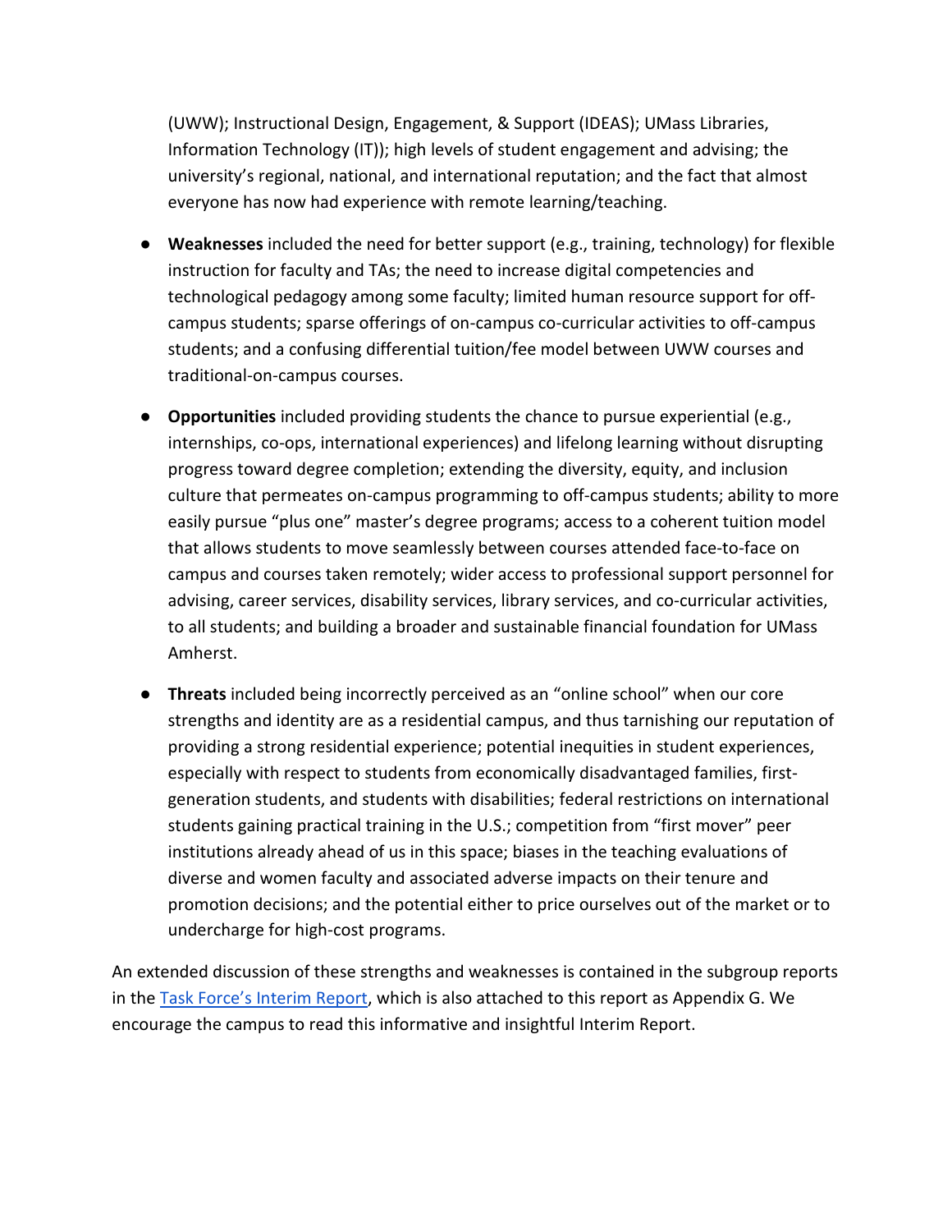(UWW); Instructional Design, Engagement, & Support (IDEAS); UMass Libraries, Information Technology (IT)); high levels of student engagement and advising; the university's regional, national, and international reputation; and the fact that almost everyone has now had experience with remote learning/teaching.

- **Weaknesses** included the need for better support (e.g., training, technology) for flexible instruction for faculty and TAs; the need to increase digital competencies and technological pedagogy among some faculty; limited human resource support for off-campus students; sparse offerings of on-campus co-curricular activities to off-campus students; and a confusing differential tuition/fee model between UWW courses and traditional-on-campus courses.
- **Opportunities** included providing students the chance to pursue experiential (e.g., internships, co-ops, international experiences) and lifelong learning without disrupting progress toward degree completion; extending the diversity, equity, and inclusion culture that permeates on-campus programming to off-campus students; ability to more easily pursue "plus one" master's degree programs; access to a coherent tuition model that allows students to move seamlessly between courses attended face-to-face on campus and courses taken remotely; wider access to professional support personnel for advising, career services, disability services, library services, and co-curricular activities, to all students; and building a broader and sustainable financial foundation for UMass Amherst.
- **Threats** included being incorrectly perceived as an "online school" when our core strengths and identity are as a residential campus, and thus tarnishing our reputation of providing a strong residential experience; potential inequities in student experiences, especially with respect to students from economically disadvantaged families, first-generation students, and students with disabilities; federal restrictions on international students gaining practical training in the U.S.; competition from "first mover" peer institutions already ahead of us in this space; biases in the teaching evaluations of diverse and women faculty and associated adverse impacts on their tenure and promotion decisions; and the potential either to price ourselves out of the market or to undercharge for high-cost programs.

An extended discussion of these strengths and weaknesses is contained in the subgroup reports in the Task Force's Interim Report, which is also attached to this report as Appendix G. We encourage the campus to read this informative and insightful Interim Report.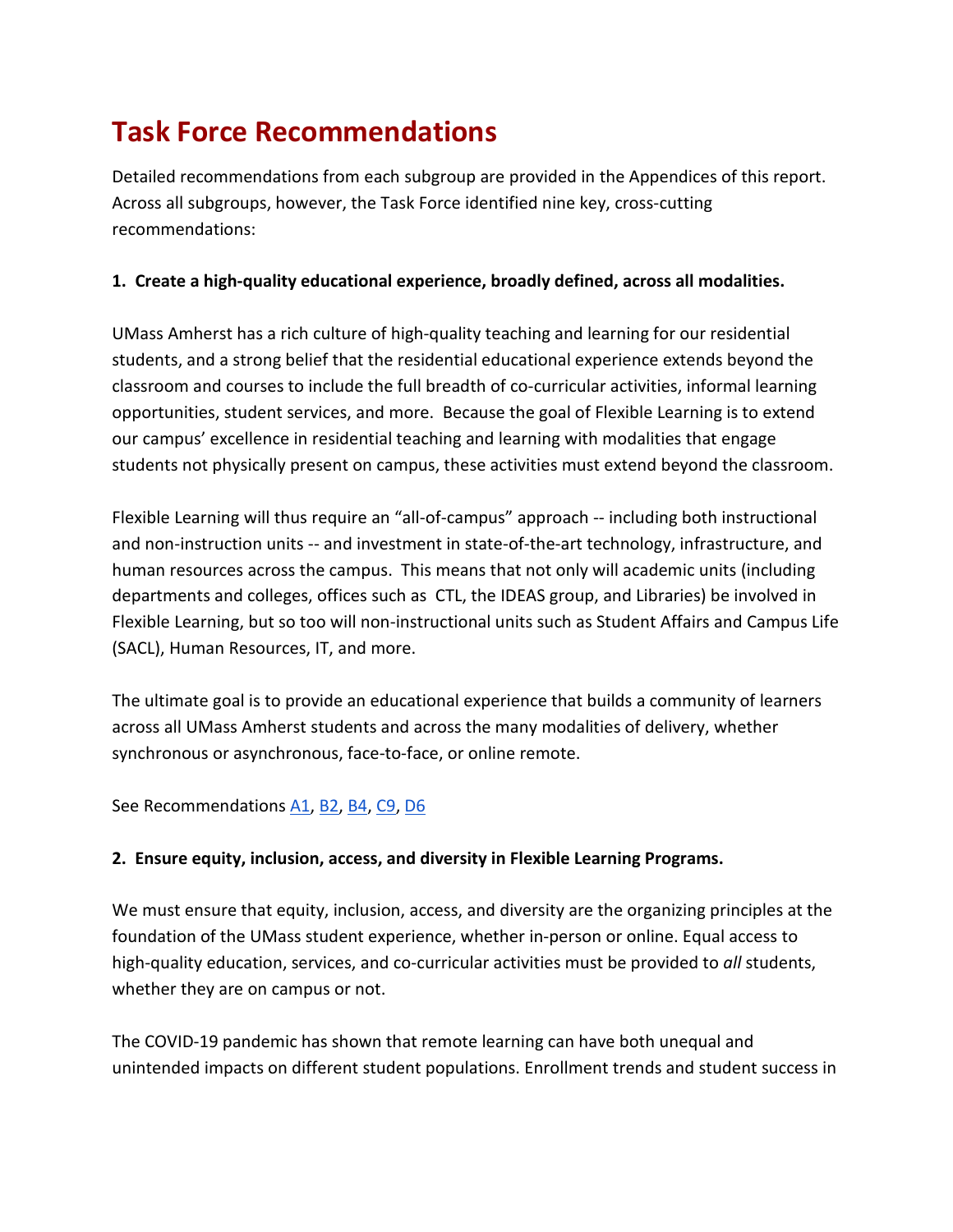# Task Force Recommendations

Detailed recommendations from each subgroup are provided in the Appendices of this report. Across all subgroups, however, the Task Force identified nine key, cross-cutting recommendations:

**1. Create a high-quality educational experience, broadly defined, across all modalities.**

UMass Amherst has a rich culture of high-quality teaching and learning for our residential students, and a strong belief that the residential educational experience extends beyond the classroom and courses to include the full breadth of co-curricular activities, informal learning opportunities, student services, and more. Because the goal of Flexible Learning is to extend our campus' excellence in residential teaching and learning with modalities that engage students not physically present on campus, these activities must extend beyond the classroom.

Flexible Learning will thus require an "all-of-campus" approach -- including both instructional and non-instruction units -- and investment in state-of-the-art technology, infrastructure, and human resources across the campus. This means that not only will academic units (including departments and colleges, offices such as CTL, the IDEAS group, and Libraries) be involved in Flexible Learning, but so too will non-instructional units such as Student Affairs and Campus Life (SACL), Human Resources, IT, and more.

The ultimate goal is to provide an educational experience that builds a community of learners across all UMass Amherst students and across the many modalities of delivery, whether synchronous or asynchronous, face-to-face, or online remote.

See Recommendations A1, B2, B4, C9, D6

**2. Ensure equity, inclusion, access, and diversity in Flexible Learning Programs.**

We must ensure that equity, inclusion, access, and diversity are the organizing principles at the foundation of the UMass student experience, whether in-person or online. Equal access to high-quality education, services, and co-curricular activities must be provided to *all* students, whether they are on campus or not.

The COVID-19 pandemic has shown that remote learning can have both unequal and unintended impacts on different student populations. Enrollment trends and student success in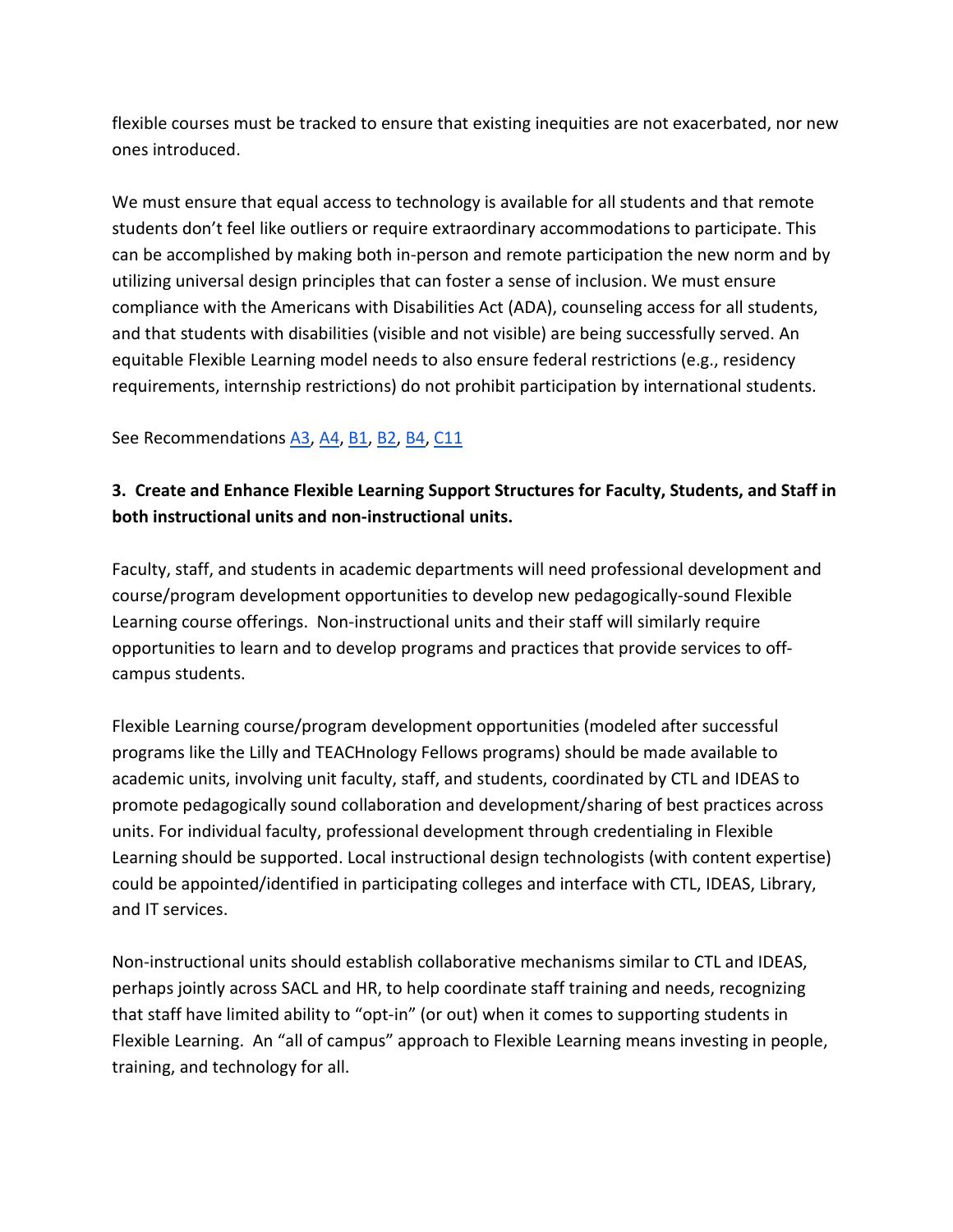flexible courses must be tracked to ensure that existing inequities are not exacerbated, nor new ones introduced.

We must ensure that equal access to technology is available for all students and that remote students don't feel like outliers or require extraordinary accommodations to participate. This can be accomplished by making both in-person and remote participation the new norm and by utilizing universal design principles that can foster a sense of inclusion. We must ensure compliance with the Americans with Disabilities Act (ADA), counseling access for all students, and that students with disabilities (visible and not visible) are being successfully served. An equitable Flexible Learning model needs to also ensure federal restrictions (e.g., residency requirements, internship restrictions) do not prohibit participation by international students.

See Recommendations A3, A4, B1, B2, B4, C11

### 3. Create and Enhance Flexible Learning Support Structures for Faculty, Students, and Staff in both instructional units and non-instructional units.

Faculty, staff, and students in academic departments will need professional development and course/program development opportunities to develop new pedagogically-sound Flexible Learning course offerings. Non-instructional units and their staff will similarly require opportunities to learn and to develop programs and practices that provide services to off-campus students.

Flexible Learning course/program development opportunities (modeled after successful programs like the Lilly and TEACHnology Fellows programs) should be made available to academic units, involving unit faculty, staff, and students, coordinated by CTL and IDEAS to promote pedagogically sound collaboration and development/sharing of best practices across units. For individual faculty, professional development through credentialing in Flexible Learning should be supported. Local instructional design technologists (with content expertise) could be appointed/identified in participating colleges and interface with CTL, IDEAS, Library, and IT services.

Non-instructional units should establish collaborative mechanisms similar to CTL and IDEAS, perhaps jointly across SACL and HR, to help coordinate staff training and needs, recognizing that staff have limited ability to "opt-in" (or out) when it comes to supporting students in Flexible Learning. An "all of campus" approach to Flexible Learning means investing in people, training, and technology for all.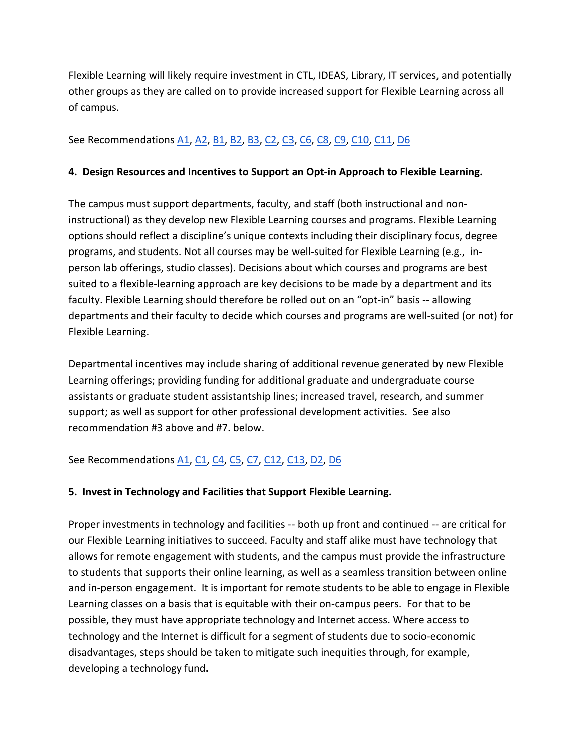Flexible Learning will likely require investment in CTL, IDEAS, Library, IT services, and potentially other groups as they are called on to provide increased support for Flexible Learning across all of campus.

See Recommendations A1, A2, B1, B2, B3, C2, C3, C6, C8, C9, C10, C11, D6

**4. Design Resources and Incentives to Support an Opt-in Approach to Flexible Learning.**

The campus must support departments, faculty, and staff (both instructional and non-instructional) as they develop new Flexible Learning courses and programs. Flexible Learning options should reflect a discipline's unique contexts including their disciplinary focus, degree programs, and students. Not all courses may be well-suited for Flexible Learning (e.g., in-person lab offerings, studio classes). Decisions about which courses and programs are best suited to a flexible-learning approach are key decisions to be made by a department and its faculty. Flexible Learning should therefore be rolled out on an "opt-in" basis -- allowing departments and their faculty to decide which courses and programs are well-suited (or not) for Flexible Learning.

Departmental incentives may include sharing of additional revenue generated by new Flexible Learning offerings; providing funding for additional graduate and undergraduate course assistants or graduate student assistantship lines; increased travel, research, and summer support; as well as support for other professional development activities. See also recommendation #3 above and #7. below.

See Recommendations A1, C1, C4, C5, C7, C12, C13, D2, D6

**5. Invest in Technology and Facilities that Support Flexible Learning.**

Proper investments in technology and facilities -- both up front and continued -- are critical for our Flexible Learning initiatives to succeed. Faculty and staff alike must have technology that allows for remote engagement with students, and the campus must provide the infrastructure to students that supports their online learning, as well as a seamless transition between online and in-person engagement. It is important for remote students to be able to engage in Flexible Learning classes on a basis that is equitable with their on-campus peers. For that to be possible, they must have appropriate technology and Internet access. Where access to technology and the Internet is difficult for a segment of students due to socio-economic disadvantages, steps should be taken to mitigate such inequities through, for example, developing a technology fund.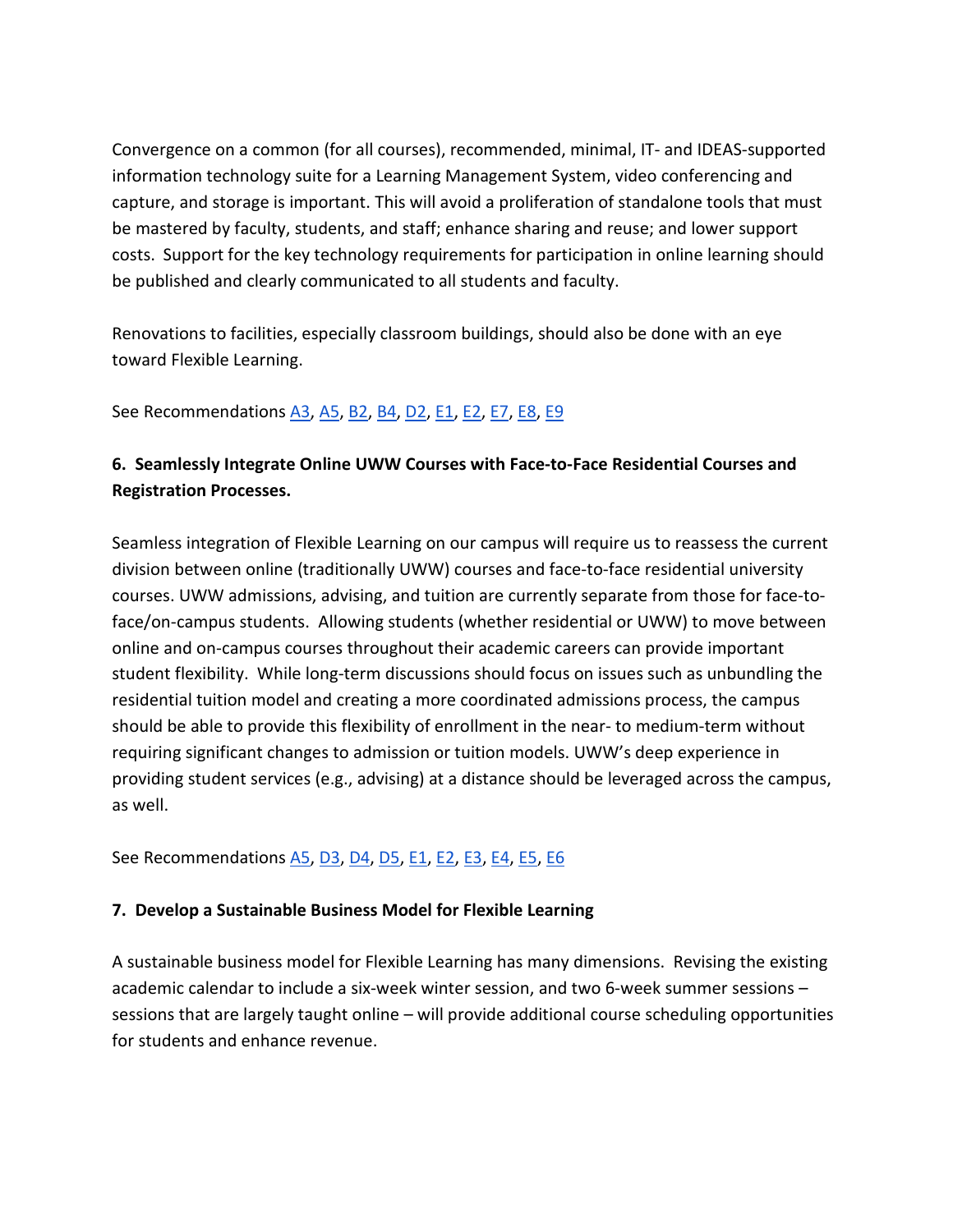Convergence on a common (for all courses), recommended, minimal, IT- and IDEAS-supported information technology suite for a Learning Management System, video conferencing and capture, and storage is important. This will avoid a proliferation of standalone tools that must be mastered by faculty, students, and staff; enhance sharing and reuse; and lower support costs. Support for the key technology requirements for participation in online learning should be published and clearly communicated to all students and faculty.

Renovations to facilities, especially classroom buildings, should also be done with an eye toward Flexible Learning.

See Recommendations A3, A5, B2, B4, D2, E1, E2, E7, E8, E9

### 6. Seamlessly Integrate Online UWW Courses with Face-to-Face Residential Courses and Registration Processes.

Seamless integration of Flexible Learning on our campus will require us to reassess the current division between online (traditionally UWW) courses and face-to-face residential university courses. UWW admissions, advising, and tuition are currently separate from those for face-to-face/on-campus students. Allowing students (whether residential or UWW) to move between online and on-campus courses throughout their academic careers can provide important student flexibility. While long-term discussions should focus on issues such as unbundling the residential tuition model and creating a more coordinated admissions process, the campus should be able to provide this flexibility of enrollment in the near- to medium-term without requiring significant changes to admission or tuition models. UWW's deep experience in providing student services (e.g., advising) at a distance should be leveraged across the campus, as well.

See Recommendations A5, D3, D4, D5, E1, E2, E3, E4, E5, E6

### 7. Develop a Sustainable Business Model for Flexible Learning

A sustainable business model for Flexible Learning has many dimensions. Revising the existing academic calendar to include a six-week winter session, and two 6-week summer sessions – sessions that are largely taught online – will provide additional course scheduling opportunities for students and enhance revenue.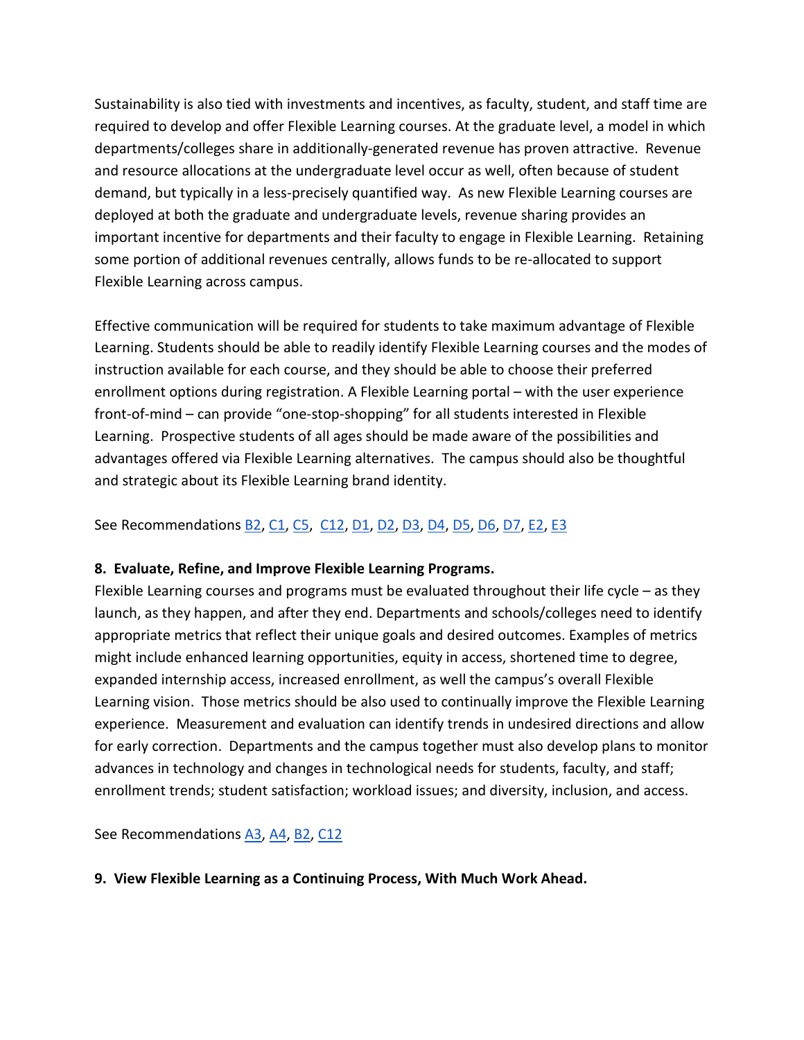Sustainability is also tied with investments and incentives, as faculty, student, and staff time are required to develop and offer Flexible Learning courses. At the graduate level, a model in which departments/colleges share in additionally-generated revenue has proven attractive. Revenue and resource allocations at the undergraduate level occur as well, often because of student demand, but typically in a less-precisely quantified way. As new Flexible Learning courses are deployed at both the graduate and undergraduate levels, revenue sharing provides an important incentive for departments and their faculty to engage in Flexible Learning. Retaining some portion of additional revenues centrally, allows funds to be re-allocated to support Flexible Learning across campus.

Effective communication will be required for students to take maximum advantage of Flexible Learning. Students should be able to readily identify Flexible Learning courses and the modes of instruction available for each course, and they should be able to choose their preferred enrollment options during registration. A Flexible Learning portal – with the user experience front-of-mind – can provide "one-stop-shopping" for all students interested in Flexible Learning. Prospective students of all ages should be made aware of the possibilities and advantages offered via Flexible Learning alternatives. The campus should also be thoughtful and strategic about its Flexible Learning brand identity.

See Recommendations B2, C1, C5, C12, D1, D2, D3, D4, D5, D6, D7, E2, E3

**8. Evaluate, Refine, and Improve Flexible Learning Programs.**

Flexible Learning courses and programs must be evaluated throughout their life cycle – as they launch, as they happen, and after they end. Departments and schools/colleges need to identify appropriate metrics that reflect their unique goals and desired outcomes. Examples of metrics might include enhanced learning opportunities, equity in access, shortened time to degree, expanded internship access, increased enrollment, as well the campus's overall Flexible Learning vision. Those metrics should be also used to continually improve the Flexible Learning experience. Measurement and evaluation can identify trends in undesired directions and allow for early correction. Departments and the campus together must also develop plans to monitor advances in technology and changes in technological needs for students, faculty, and staff; enrollment trends; student satisfaction; workload issues; and diversity, inclusion, and access.

See Recommendations A3, A4, B2, C12

**9. View Flexible Learning as a Continuing Process, With Much Work Ahead.**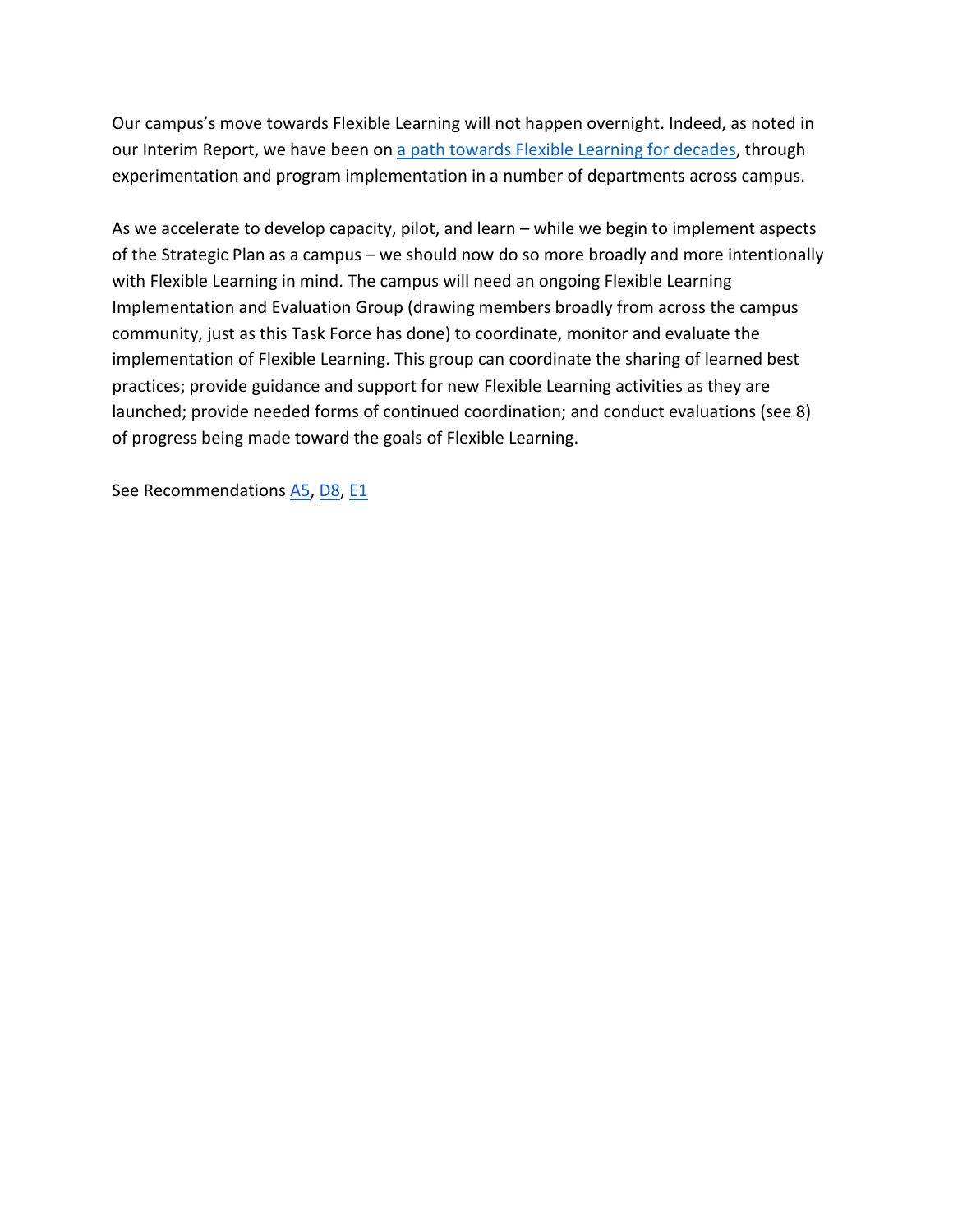Our campus's move towards Flexible Learning will not happen overnight. Indeed, as noted in our Interim Report, we have been on a path towards Flexible Learning for decades, through experimentation and program implementation in a number of departments across campus.

As we accelerate to develop capacity, pilot, and learn – while we begin to implement aspects of the Strategic Plan as a campus – we should now do so more broadly and more intentionally with Flexible Learning in mind. The campus will need an ongoing Flexible Learning Implementation and Evaluation Group (drawing members broadly from across the campus community, just as this Task Force has done) to coordinate, monitor and evaluate the implementation of Flexible Learning. This group can coordinate the sharing of learned best practices; provide guidance and support for new Flexible Learning activities as they are launched; provide needed forms of continued coordination; and conduct evaluations (see 8) of progress being made toward the goals of Flexible Learning.

See Recommendations A5, D8, E1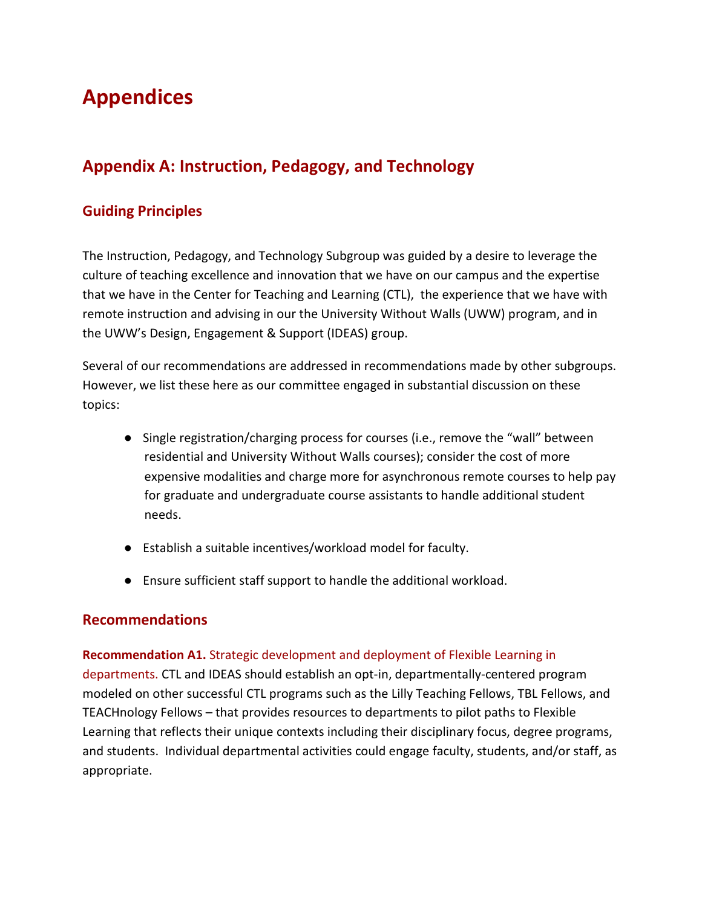# Appendices

## Appendix A: Instruction, Pedagogy, and Technology

### Guiding Principles

The Instruction, Pedagogy, and Technology Subgroup was guided by a desire to leverage the culture of teaching excellence and innovation that we have on our campus and the expertise that we have in the Center for Teaching and Learning (CTL), the experience that we have with remote instruction and advising in our the University Without Walls (UWW) program, and in the UWW's Design, Engagement & Support (IDEAS) group.

Several of our recommendations are addressed in recommendations made by other subgroups. However, we list these here as our committee engaged in substantial discussion on these topics:

- Single registration/charging process for courses (i.e., remove the "wall" between residential and University Without Walls courses); consider the cost of more expensive modalities and charge more for asynchronous remote courses to help pay for graduate and undergraduate course assistants to handle additional student needs.
- Establish a suitable incentives/workload model for faculty.
- Ensure sufficient staff support to handle the additional workload.

### Recommendations

**Recommendation A1.** Strategic development and deployment of Flexible Learning in departments. CTL and IDEAS should establish an opt-in, departmentally-centered program modeled on other successful CTL programs such as the Lilly Teaching Fellows, TBL Fellows, and TEACHnology Fellows – that provides resources to departments to pilot paths to Flexible Learning that reflects their unique contexts including their disciplinary focus, degree programs, and students. Individual departmental activities could engage faculty, students, and/or staff, as appropriate.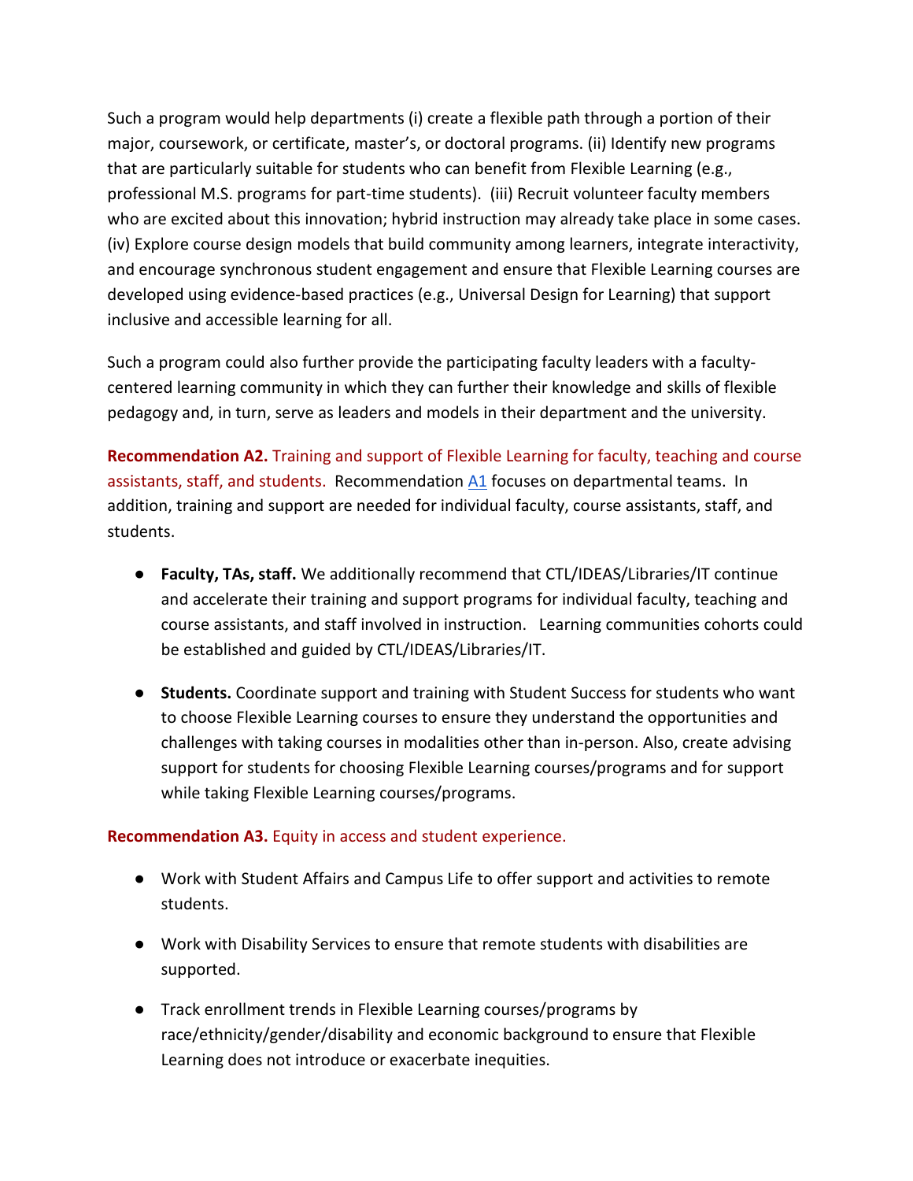Such a program would help departments (i) create a flexible path through a portion of their major, coursework, or certificate, master's, or doctoral programs. (ii) Identify new programs that are particularly suitable for students who can benefit from Flexible Learning (e.g., professional M.S. programs for part-time students). (iii) Recruit volunteer faculty members who are excited about this innovation; hybrid instruction may already take place in some cases. (iv) Explore course design models that build community among learners, integrate interactivity, and encourage synchronous student engagement and ensure that Flexible Learning courses are developed using evidence-based practices (e.g., Universal Design for Learning) that support inclusive and accessible learning for all.

Such a program could also further provide the participating faculty leaders with a faculty-centered learning community in which they can further their knowledge and skills of flexible pedagogy and, in turn, serve as leaders and models in their department and the university.

**Recommendation A2.** Training and support of Flexible Learning for faculty, teaching and course assistants, staff, and students. Recommendation A1 focuses on departmental teams. In addition, training and support are needed for individual faculty, course assistants, staff, and students.

- **Faculty, TAs, staff.** We additionally recommend that CTL/IDEAS/Libraries/IT continue and accelerate their training and support programs for individual faculty, teaching and course assistants, and staff involved in instruction. Learning communities cohorts could be established and guided by CTL/IDEAS/Libraries/IT.
- **Students.** Coordinate support and training with Student Success for students who want to choose Flexible Learning courses to ensure they understand the opportunities and challenges with taking courses in modalities other than in-person. Also, create advising support for students for choosing Flexible Learning courses/programs and for support while taking Flexible Learning courses/programs.

**Recommendation A3.** Equity in access and student experience.

- Work with Student Affairs and Campus Life to offer support and activities to remote students.
- Work with Disability Services to ensure that remote students with disabilities are supported.
- Track enrollment trends in Flexible Learning courses/programs by race/ethnicity/gender/disability and economic background to ensure that Flexible Learning does not introduce or exacerbate inequities.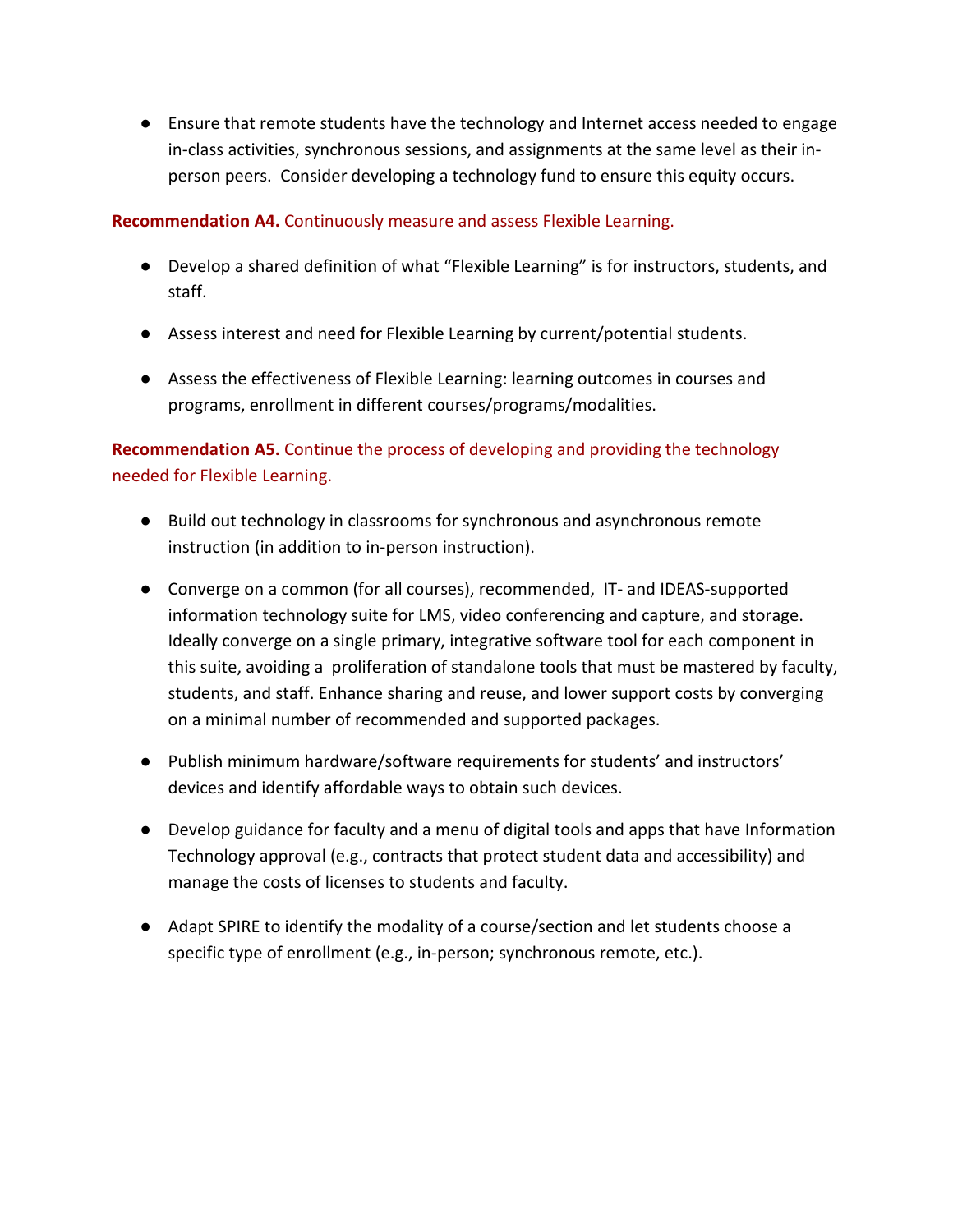- Ensure that remote students have the technology and Internet access needed to engage in-class activities, synchronous sessions, and assignments at the same level as their in-person peers. Consider developing a technology fund to ensure this equity occurs.

**Recommendation A4.** Continuously measure and assess Flexible Learning.

- Develop a shared definition of what "Flexible Learning" is for instructors, students, and staff.
- Assess interest and need for Flexible Learning by current/potential students.
- Assess the effectiveness of Flexible Learning: learning outcomes in courses and programs, enrollment in different courses/programs/modalities.

**Recommendation A5.** Continue the process of developing and providing the technology needed for Flexible Learning.

- Build out technology in classrooms for synchronous and asynchronous remote instruction (in addition to in-person instruction).
- Converge on a common (for all courses), recommended, IT- and IDEAS-supported information technology suite for LMS, video conferencing and capture, and storage. Ideally converge on a single primary, integrative software tool for each component in this suite, avoiding a proliferation of standalone tools that must be mastered by faculty, students, and staff. Enhance sharing and reuse, and lower support costs by converging on a minimal number of recommended and supported packages.
- Publish minimum hardware/software requirements for students' and instructors' devices and identify affordable ways to obtain such devices.
- Develop guidance for faculty and a menu of digital tools and apps that have Information Technology approval (e.g., contracts that protect student data and accessibility) and manage the costs of licenses to students and faculty.
- Adapt SPIRE to identify the modality of a course/section and let students choose a specific type of enrollment (e.g., in-person; synchronous remote, etc.).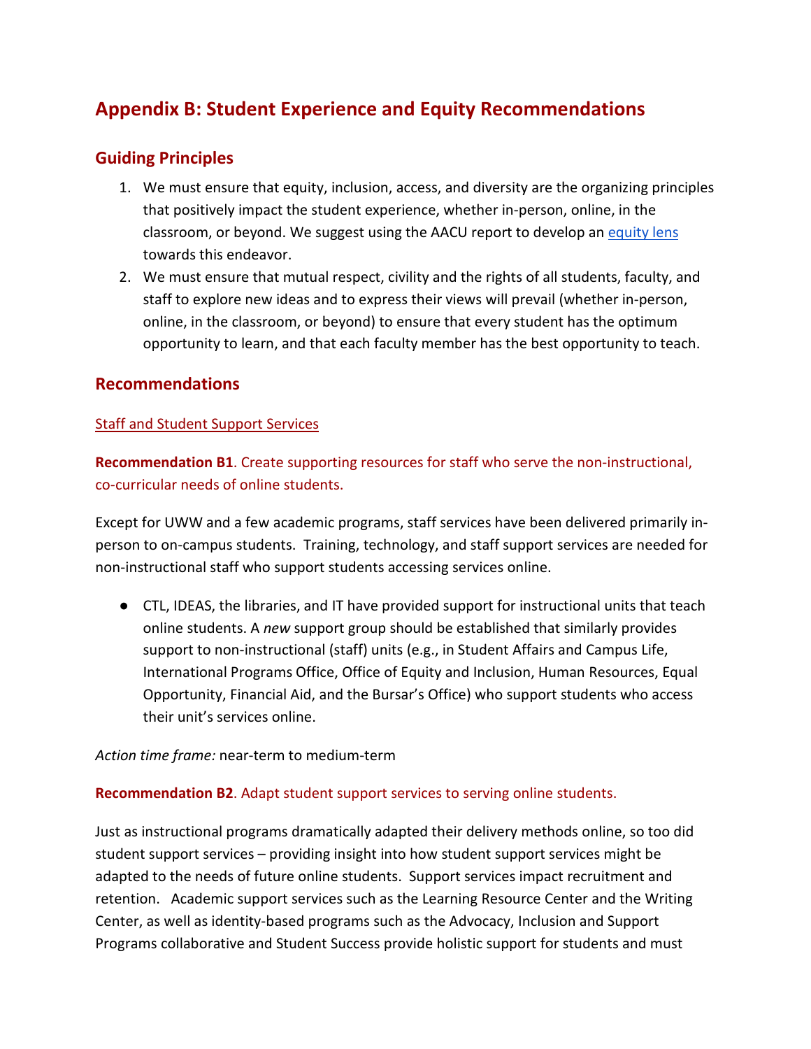## Appendix B: Student Experience and Equity Recommendations

### Guiding Principles

1. We must ensure that equity, inclusion, access, and diversity are the organizing principles that positively impact the student experience, whether in-person, online, in the classroom, or beyond. We suggest using the AACU report to develop an equity lens towards this endeavor.
2. We must ensure that mutual respect, civility and the rights of all students, faculty, and staff to explore new ideas and to express their views will prevail (whether in-person, online, in the classroom, or beyond) to ensure that every student has the optimum opportunity to learn, and that each faculty member has the best opportunity to teach.

### Recommendations

Staff and Student Support Services

**Recommendation B1**. Create supporting resources for staff who serve the non-instructional, co-curricular needs of online students.

Except for UWW and a few academic programs, staff services have been delivered primarily in-person to on-campus students. Training, technology, and staff support services are needed for non-instructional staff who support students accessing services online.

- CTL, IDEAS, the libraries, and IT have provided support for instructional units that teach online students. A *new* support group should be established that similarly provides support to non-instructional (staff) units (e.g., in Student Affairs and Campus Life, International Programs Office, Office of Equity and Inclusion, Human Resources, Equal Opportunity, Financial Aid, and the Bursar's Office) who support students who access their unit's services online.

*Action time frame:* near-term to medium-term

**Recommendation B2**. Adapt student support services to serving online students.

Just as instructional programs dramatically adapted their delivery methods online, so too did student support services – providing insight into how student support services might be adapted to the needs of future online students. Support services impact recruitment and retention. Academic support services such as the Learning Resource Center and the Writing Center, as well as identity-based programs such as the Advocacy, Inclusion and Support Programs collaborative and Student Success provide holistic support for students and must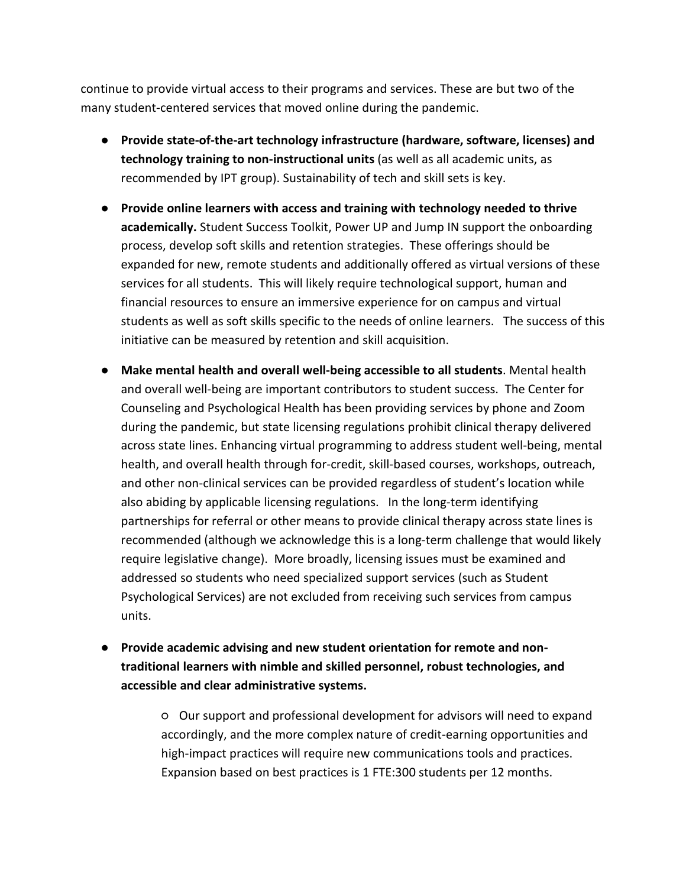continue to provide virtual access to their programs and services. These are but two of the many student-centered services that moved online during the pandemic.

- **Provide state-of-the-art technology infrastructure (hardware, software, licenses) and technology training to non-instructional units** (as well as all academic units, as recommended by IPT group). Sustainability of tech and skill sets is key.

- **Provide online learners with access and training with technology needed to thrive academically.** Student Success Toolkit, Power UP and Jump IN support the onboarding process, develop soft skills and retention strategies. These offerings should be expanded for new, remote students and additionally offered as virtual versions of these services for all students. This will likely require technological support, human and financial resources to ensure an immersive experience for on campus and virtual students as well as soft skills specific to the needs of online learners. The success of this initiative can be measured by retention and skill acquisition.

- **Make mental health and overall well-being accessible to all students**. Mental health and overall well-being are important contributors to student success. The Center for Counseling and Psychological Health has been providing services by phone and Zoom during the pandemic, but state licensing regulations prohibit clinical therapy delivered across state lines. Enhancing virtual programming to address student well-being, mental health, and overall health through for-credit, skill-based courses, workshops, outreach, and other non-clinical services can be provided regardless of student's location while also abiding by applicable licensing regulations. In the long-term identifying partnerships for referral or other means to provide clinical therapy across state lines is recommended (although we acknowledge this is a long-term challenge that would likely require legislative change). More broadly, licensing issues must be examined and addressed so students who need specialized support services (such as Student Psychological Services) are not excluded from receiving such services from campus units.

- **Provide academic advising and new student orientation for remote and non-traditional learners with nimble and skilled personnel, robust technologies, and accessible and clear administrative systems.**
    - Our support and professional development for advisors will need to expand accordingly, and the more complex nature of credit-earning opportunities and high-impact practices will require new communications tools and practices. Expansion based on best practices is 1 FTE:300 students per 12 months.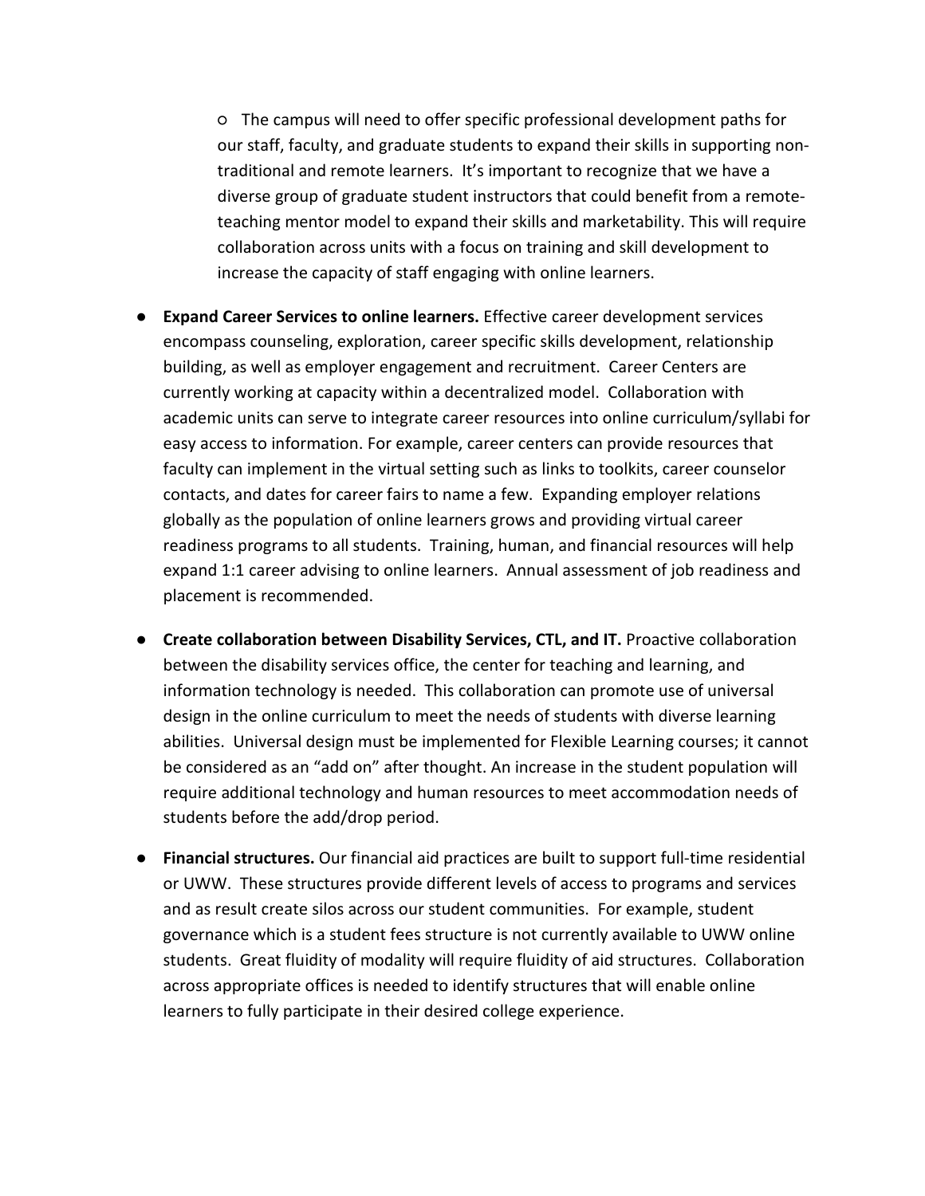- The campus will need to offer specific professional development paths for our staff, faculty, and graduate students to expand their skills in supporting non-traditional and remote learners. It's important to recognize that we have a diverse group of graduate student instructors that could benefit from a remote-teaching mentor model to expand their skills and marketability. This will require collaboration across units with a focus on training and skill development to increase the capacity of staff engaging with online learners.

- **Expand Career Services to online learners.** Effective career development services encompass counseling, exploration, career specific skills development, relationship building, as well as employer engagement and recruitment. Career Centers are currently working at capacity within a decentralized model. Collaboration with academic units can serve to integrate career resources into online curriculum/syllabi for easy access to information. For example, career centers can provide resources that faculty can implement in the virtual setting such as links to toolkits, career counselor contacts, and dates for career fairs to name a few. Expanding employer relations globally as the population of online learners grows and providing virtual career readiness programs to all students. Training, human, and financial resources will help expand 1:1 career advising to online learners. Annual assessment of job readiness and placement is recommended.

- **Create collaboration between Disability Services, CTL, and IT.** Proactive collaboration between the disability services office, the center for teaching and learning, and information technology is needed. This collaboration can promote use of universal design in the online curriculum to meet the needs of students with diverse learning abilities. Universal design must be implemented for Flexible Learning courses; it cannot be considered as an "add on" after thought. An increase in the student population will require additional technology and human resources to meet accommodation needs of students before the add/drop period.

- **Financial structures.** Our financial aid practices are built to support full-time residential or UWW. These structures provide different levels of access to programs and services and as result create silos across our student communities. For example, student governance which is a student fees structure is not currently available to UWW online students. Great fluidity of modality will require fluidity of aid structures. Collaboration across appropriate offices is needed to identify structures that will enable online learners to fully participate in their desired college experience.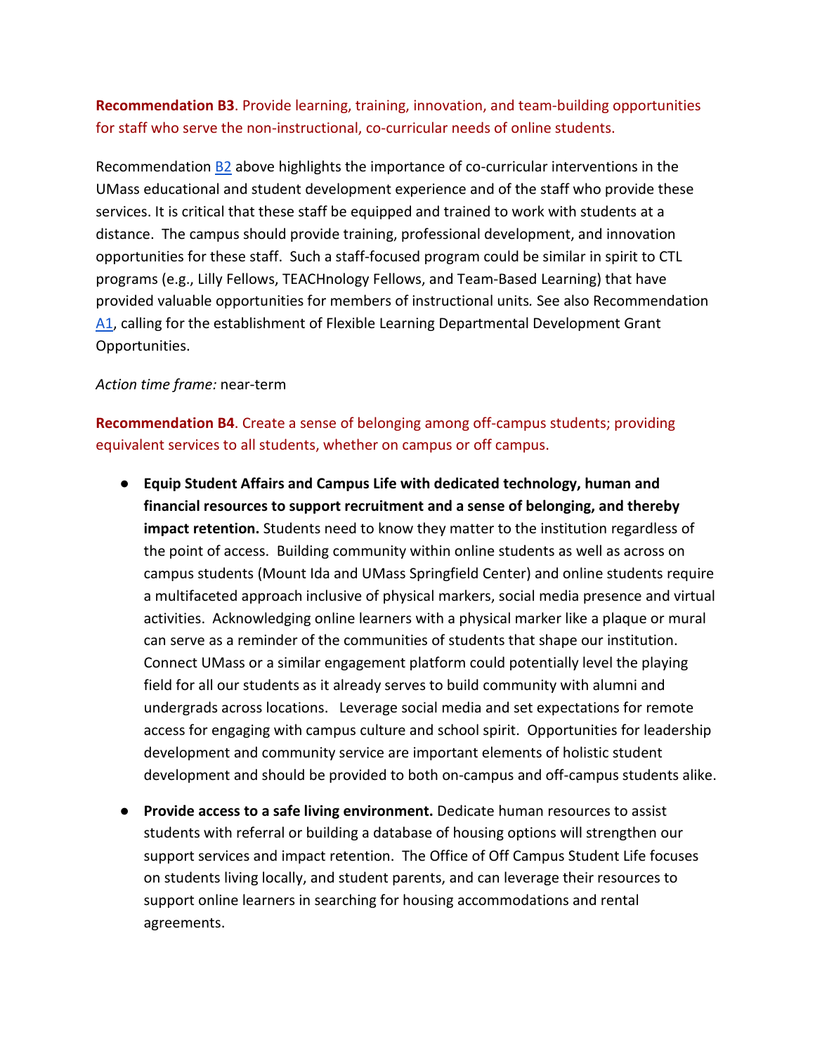**Recommendation B3**. Provide learning, training, innovation, and team-building opportunities for staff who serve the non-instructional, co-curricular needs of online students.

Recommendation B2 above highlights the importance of co-curricular interventions in the UMass educational and student development experience and of the staff who provide these services. It is critical that these staff be equipped and trained to work with students at a distance. The campus should provide training, professional development, and innovation opportunities for these staff. Such a staff-focused program could be similar in spirit to CTL programs (e.g., Lilly Fellows, TEACHnology Fellows, and Team-Based Learning) that have provided valuable opportunities for members of instructional units. See also Recommendation A1, calling for the establishment of Flexible Learning Departmental Development Grant Opportunities.

*Action time frame:* near-term

**Recommendation B4**. Create a sense of belonging among off-campus students; providing equivalent services to all students, whether on campus or off campus.

- **Equip Student Affairs and Campus Life with dedicated technology, human and financial resources to support recruitment and a sense of belonging, and thereby impact retention.** Students need to know they matter to the institution regardless of the point of access. Building community within online students as well as across on campus students (Mount Ida and UMass Springfield Center) and online students require a multifaceted approach inclusive of physical markers, social media presence and virtual activities. Acknowledging online learners with a physical marker like a plaque or mural can serve as a reminder of the communities of students that shape our institution. Connect UMass or a similar engagement platform could potentially level the playing field for all our students as it already serves to build community with alumni and undergrads across locations. Leverage social media and set expectations for remote access for engaging with campus culture and school spirit. Opportunities for leadership development and community service are important elements of holistic student development and should be provided to both on-campus and off-campus students alike.
- **Provide access to a safe living environment.** Dedicate human resources to assist students with referral or building a database of housing options will strengthen our support services and impact retention. The Office of Off Campus Student Life focuses on students living locally, and student parents, and can leverage their resources to support online learners in searching for housing accommodations and rental agreements.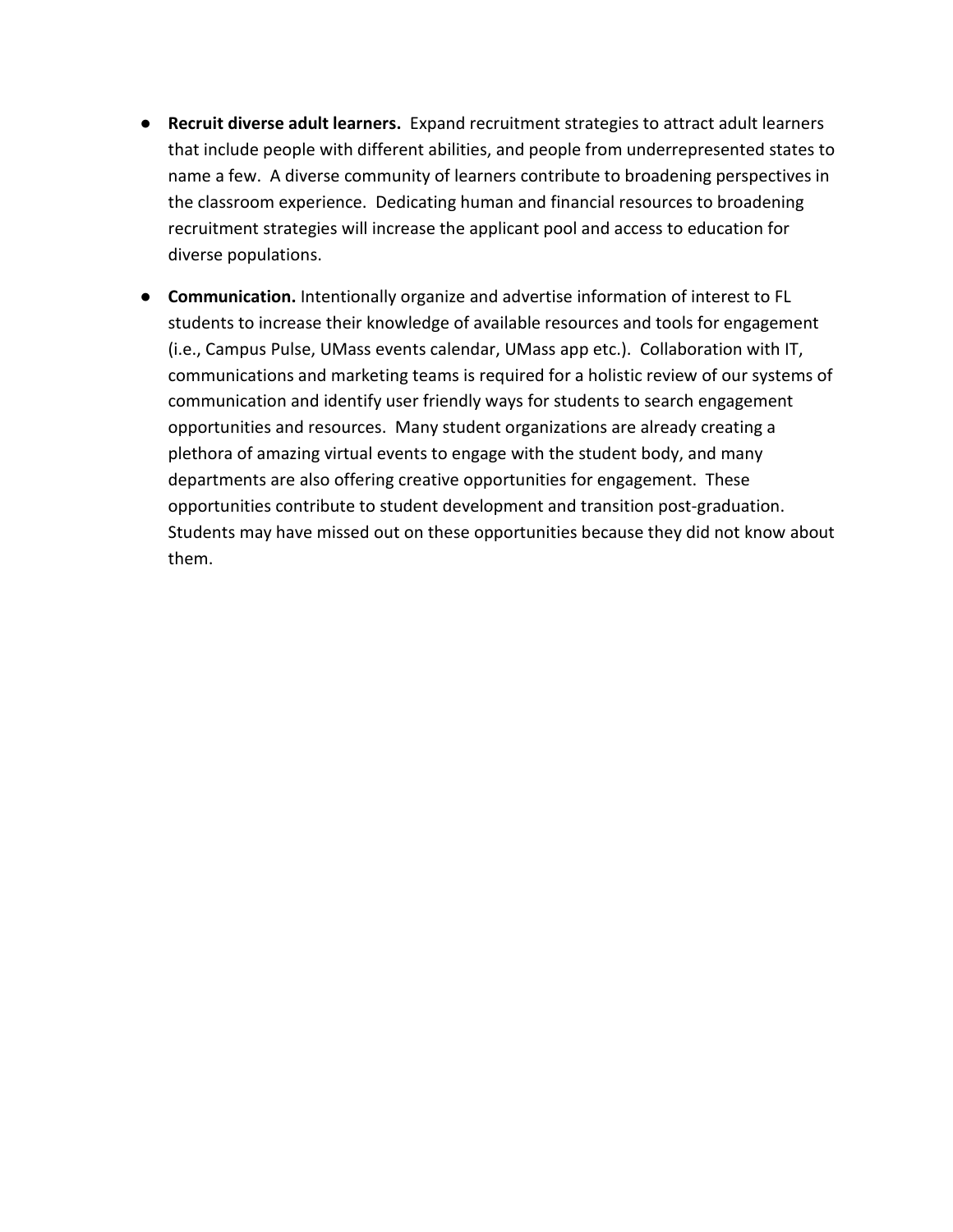- **Recruit diverse adult learners.** Expand recruitment strategies to attract adult learners that include people with different abilities, and people from underrepresented states to name a few. A diverse community of learners contribute to broadening perspectives in the classroom experience. Dedicating human and financial resources to broadening recruitment strategies will increase the applicant pool and access to education for diverse populations.
- **Communication.** Intentionally organize and advertise information of interest to FL students to increase their knowledge of available resources and tools for engagement (i.e., Campus Pulse, UMass events calendar, UMass app etc.). Collaboration with IT, communications and marketing teams is required for a holistic review of our systems of communication and identify user friendly ways for students to search engagement opportunities and resources. Many student organizations are already creating a plethora of amazing virtual events to engage with the student body, and many departments are also offering creative opportunities for engagement. These opportunities contribute to student development and transition post-graduation. Students may have missed out on these opportunities because they did not know about them.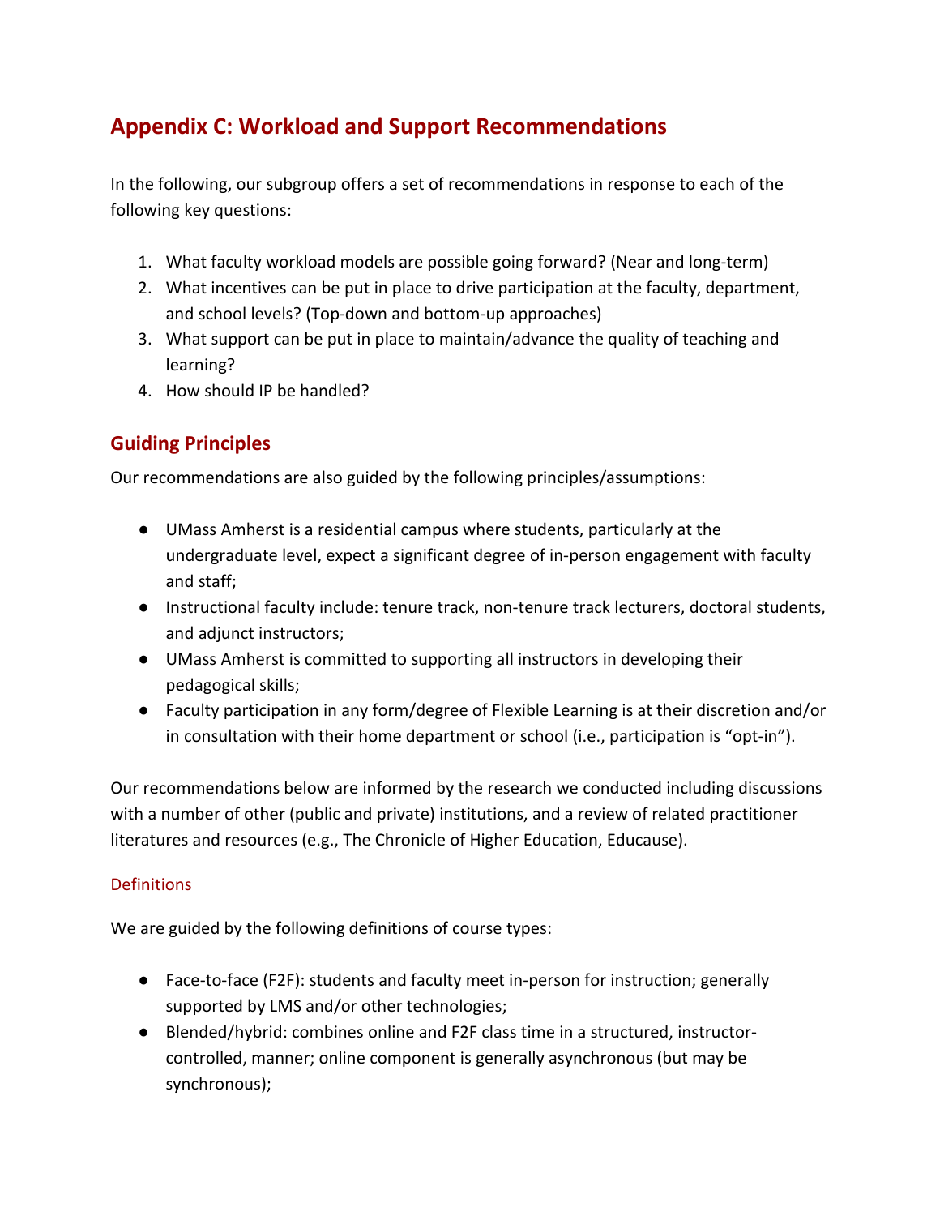## Appendix C: Workload and Support Recommendations

In the following, our subgroup offers a set of recommendations in response to each of the following key questions:

1. What faculty workload models are possible going forward? (Near and long-term)
2. What incentives can be put in place to drive participation at the faculty, department, and school levels? (Top-down and bottom-up approaches)
3. What support can be put in place to maintain/advance the quality of teaching and learning?
4. How should IP be handled?

### Guiding Principles

Our recommendations are also guided by the following principles/assumptions:

- UMass Amherst is a residential campus where students, particularly at the undergraduate level, expect a significant degree of in-person engagement with faculty and staff;
- Instructional faculty include: tenure track, non-tenure track lecturers, doctoral students, and adjunct instructors;
- UMass Amherst is committed to supporting all instructors in developing their pedagogical skills;
- Faculty participation in any form/degree of Flexible Learning is at their discretion and/or in consultation with their home department or school (i.e., participation is "opt-in").

Our recommendations below are informed by the research we conducted including discussions with a number of other (public and private) institutions, and a review of related practitioner literatures and resources (e.g., The Chronicle of Higher Education, Educause).

#### Definitions

We are guided by the following definitions of course types:

- Face-to-face (F2F): students and faculty meet in-person for instruction; generally supported by LMS and/or other technologies;
- Blended/hybrid: combines online and F2F class time in a structured, instructor-controlled, manner; online component is generally asynchronous (but may be synchronous);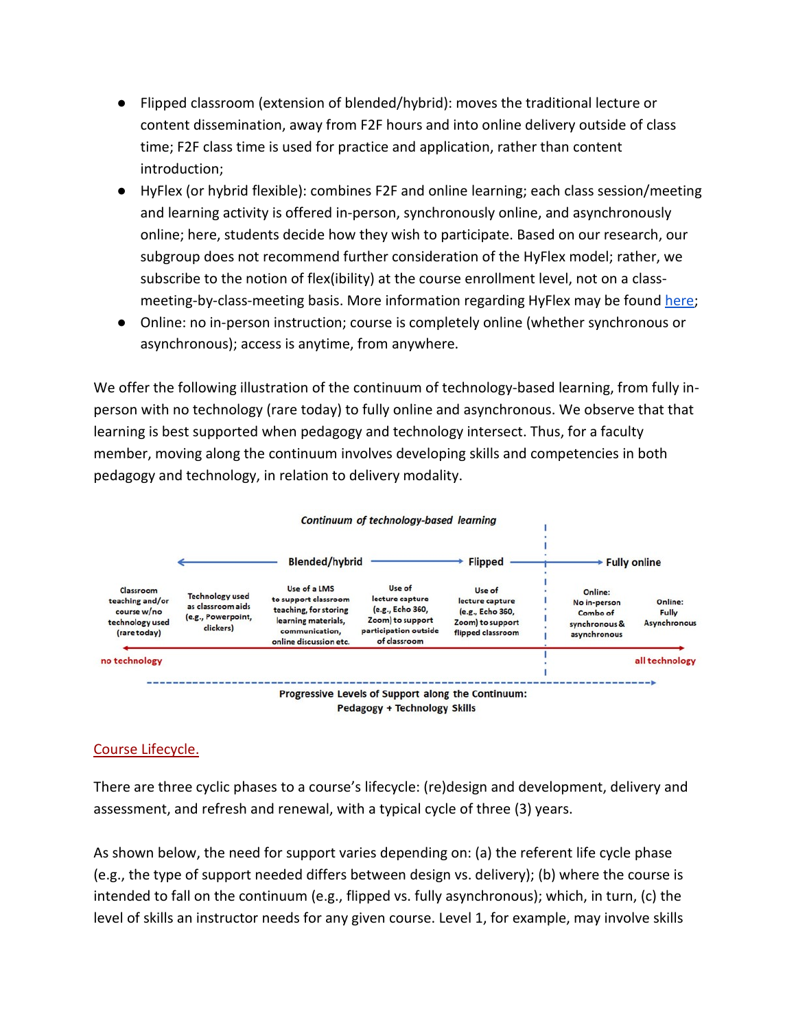- Flipped classroom (extension of blended/hybrid): moves the traditional lecture or content dissemination, away from F2F hours and into online delivery outside of class time; F2F class time is used for practice and application, rather than content introduction;
- HyFlex (or hybrid flexible): combines F2F and online learning; each class session/meeting and learning activity is offered in-person, synchronously online, and asynchronously online; here, students decide how they wish to participate. Based on our research, our subgroup does not recommend further consideration of the HyFlex model; rather, we subscribe to the notion of flex(ibility) at the course enrollment level, not on a class-meeting-by-class-meeting basis. More information regarding HyFlex may be found here;
- Online: no in-person instruction; course is completely online (whether synchronous or asynchronous); access is anytime, from anywhere.

We offer the following illustration of the continuum of technology-based learning, from fully in-person with no technology (rare today) to fully online and asynchronous. We observe that that learning is best supported when pedagogy and technology intersect. Thus, for a faculty member, moving along the continuum involves developing skills and competencies in both pedagogy and technology, in relation to delivery modality.

*Continuum of technology-based learning*

| Blended/hybrid | | | | Flipped | Fully online | |
|---|---|---|---|---|---|---|
| Classroom teaching and/or course w/no technology used (rare today) | Technology used as classroom aids (e.g., Powerpoint, clickers) | Use of a LMS to support classroom teaching, for storing learning materials, communication, online discussion etc. | Use of lecture capture (e.g., Echo 360, Zoom) to support participation outside of classroom | Use of lecture capture (e.g., Echo 360, Zoom) to support flipped classroom | Online: No in-person Combo of synchronous & asynchronous | Online: Fully Asynchronous |

no technology → all technology

Progressive Levels of Support along the Continuum: Pedagogy + Technology Skills

## Course Lifecycle.

There are three cyclic phases to a course's lifecycle: (re)design and development, delivery and assessment, and refresh and renewal, with a typical cycle of three (3) years.

As shown below, the need for support varies depending on: (a) the referent life cycle phase (e.g., the type of support needed differs between design vs. delivery); (b) where the course is intended to fall on the continuum (e.g., flipped vs. fully asynchronous); which, in turn, (c) the level of skills an instructor needs for any given course. Level 1, for example, may involve skills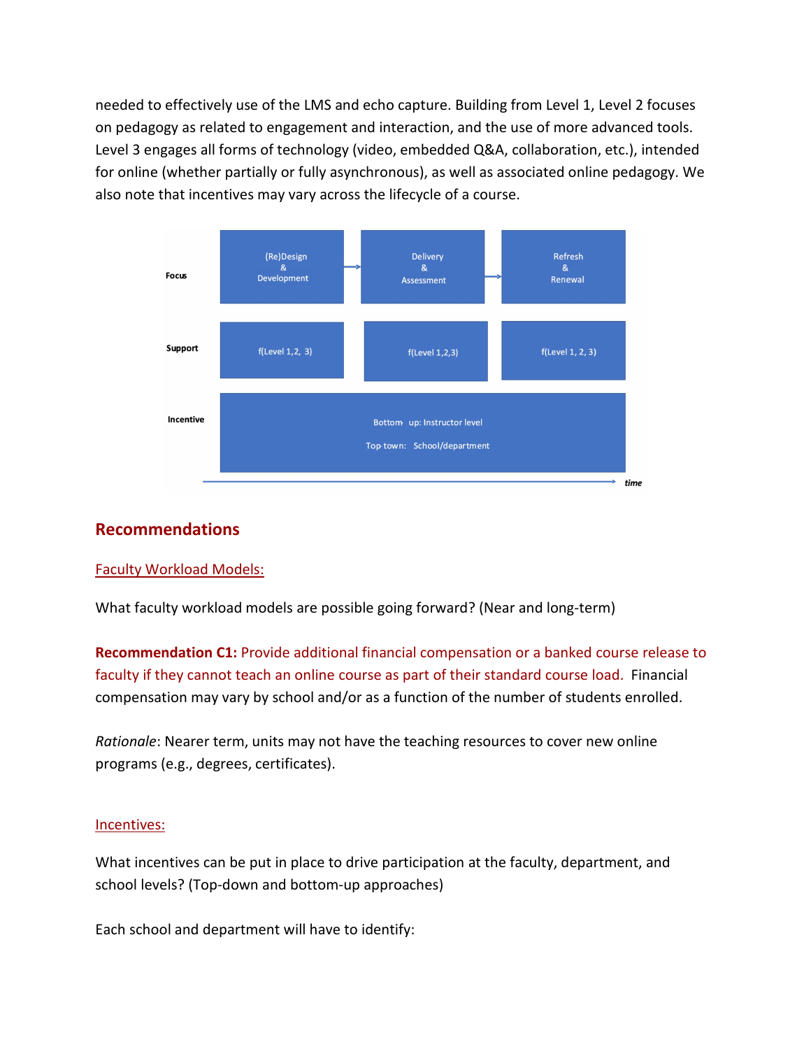needed to effectively use of the LMS and echo capture. Building from Level 1, Level 2 focuses on pedagogy as related to engagement and interaction, and the use of more advanced tools. Level 3 engages all forms of technology (video, embedded Q&A, collaboration, etc.), intended for online (whether partially or fully asynchronous), as well as associated online pedagogy. We also note that incentives may vary across the lifecycle of a course.

| | | | |
|---|---|---|---|
| **Focus** | (Re)Design & Development → | Delivery & Assessment → | Refresh & Renewal |
| **Support** | f(Level 1,2, 3) | f(Level 1,2,3) | f(Level 1, 2, 3) |
| **Incentive** | Bottom up: Instructor level<br>Top town: School/department | | |

*time* →

## Recommendations

### Faculty Workload Models:

What faculty workload models are possible going forward? (Near and long-term)

**Recommendation C1:** Provide additional financial compensation or a banked course release to faculty if they cannot teach an online course as part of their standard course load. Financial compensation may vary by school and/or as a function of the number of students enrolled.

*Rationale*: Nearer term, units may not have the teaching resources to cover new online programs (e.g., degrees, certificates).

### Incentives:

What incentives can be put in place to drive participation at the faculty, department, and school levels? (Top-down and bottom-up approaches)

Each school and department will have to identify: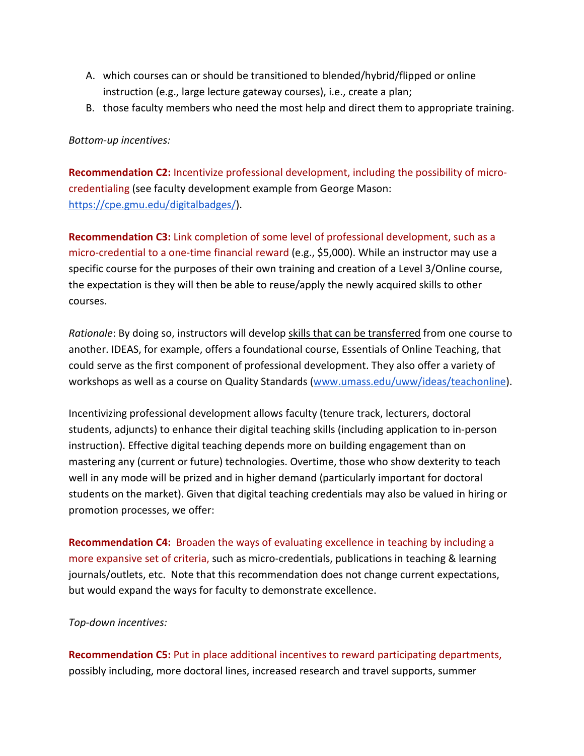A. which courses can or should be transitioned to blended/hybrid/flipped or online instruction (e.g., large lecture gateway courses), i.e., create a plan;
B. those faculty members who need the most help and direct them to appropriate training.

*Bottom-up incentives:*

**Recommendation C2:** Incentivize professional development, including the possibility of micro-credentialing (see faculty development example from George Mason: [https://cpe.gmu.edu/digitalbadges/](https://cpe.gmu.edu/digitalbadges/)).

**Recommendation C3:** Link completion of some level of professional development, such as a micro-credential to a one-time financial reward (e.g., $5,000). While an instructor may use a specific course for the purposes of their own training and creation of a Level 3/Online course, the expectation is they will then be able to reuse/apply the newly acquired skills to other courses.

*Rationale*: By doing so, instructors will develop skills that can be transferred from one course to another. IDEAS, for example, offers a foundational course, Essentials of Online Teaching, that could serve as the first component of professional development. They also offer a variety of workshops as well as a course on Quality Standards ([www.umass.edu/uww/ideas/teachonline](www.umass.edu/uww/ideas/teachonline)).

Incentivizing professional development allows faculty (tenure track, lecturers, doctoral students, adjuncts) to enhance their digital teaching skills (including application to in-person instruction). Effective digital teaching depends more on building engagement than on mastering any (current or future) technologies. Overtime, those who show dexterity to teach well in any mode will be prized and in higher demand (particularly important for doctoral students on the market). Given that digital teaching credentials may also be valued in hiring or promotion processes, we offer:

**Recommendation C4:** Broaden the ways of evaluating excellence in teaching by including a more expansive set of criteria, such as micro-credentials, publications in teaching & learning journals/outlets, etc. Note that this recommendation does not change current expectations, but would expand the ways for faculty to demonstrate excellence.

*Top-down incentives:*

**Recommendation C5:** Put in place additional incentives to reward participating departments, possibly including, more doctoral lines, increased research and travel supports, summer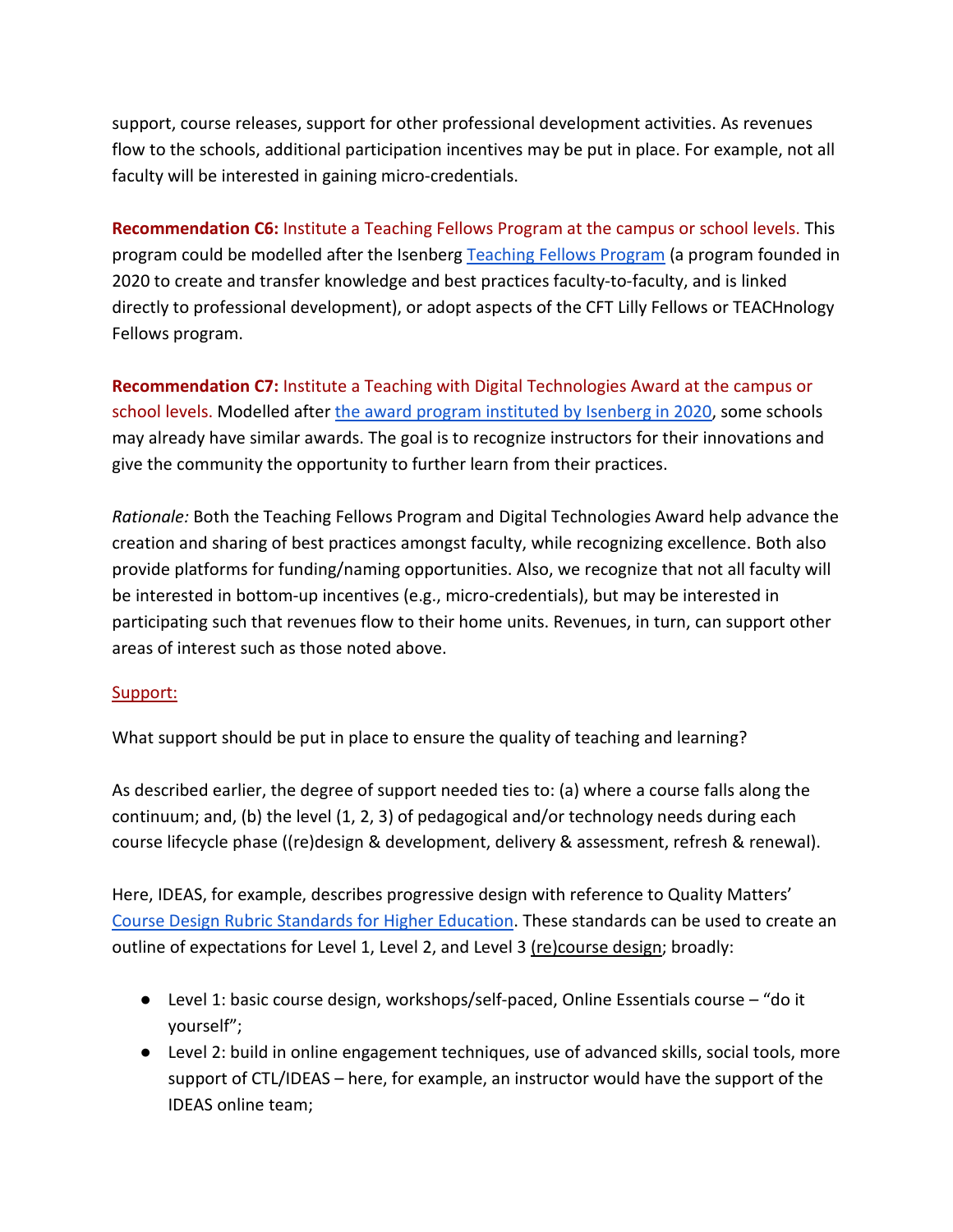support, course releases, support for other professional development activities. As revenues flow to the schools, additional participation incentives may be put in place. For example, not all faculty will be interested in gaining micro-credentials.

**Recommendation C6:** Institute a Teaching Fellows Program at the campus or school levels. This program could be modelled after the Isenberg Teaching Fellows Program (a program founded in 2020 to create and transfer knowledge and best practices faculty-to-faculty, and is linked directly to professional development), or adopt aspects of the CFT Lilly Fellows or TEACHnology Fellows program.

**Recommendation C7:** Institute a Teaching with Digital Technologies Award at the campus or school levels. Modelled after the award program instituted by Isenberg in 2020, some schools may already have similar awards. The goal is to recognize instructors for their innovations and give the community the opportunity to further learn from their practices.

*Rationale:* Both the Teaching Fellows Program and Digital Technologies Award help advance the creation and sharing of best practices amongst faculty, while recognizing excellence. Both also provide platforms for funding/naming opportunities. Also, we recognize that not all faculty will be interested in bottom-up incentives (e.g., micro-credentials), but may be interested in participating such that revenues flow to their home units. Revenues, in turn, can support other areas of interest such as those noted above.

Support:

What support should be put in place to ensure the quality of teaching and learning?

As described earlier, the degree of support needed ties to: (a) where a course falls along the continuum; and, (b) the level (1, 2, 3) of pedagogical and/or technology needs during each course lifecycle phase ((re)design & development, delivery & assessment, refresh & renewal).

Here, IDEAS, for example, describes progressive design with reference to Quality Matters' Course Design Rubric Standards for Higher Education. These standards can be used to create an outline of expectations for Level 1, Level 2, and Level 3 (re)course design; broadly:

- Level 1: basic course design, workshops/self-paced, Online Essentials course – "do it yourself";
- Level 2: build in online engagement techniques, use of advanced skills, social tools, more support of CTL/IDEAS – here, for example, an instructor would have the support of the IDEAS online team;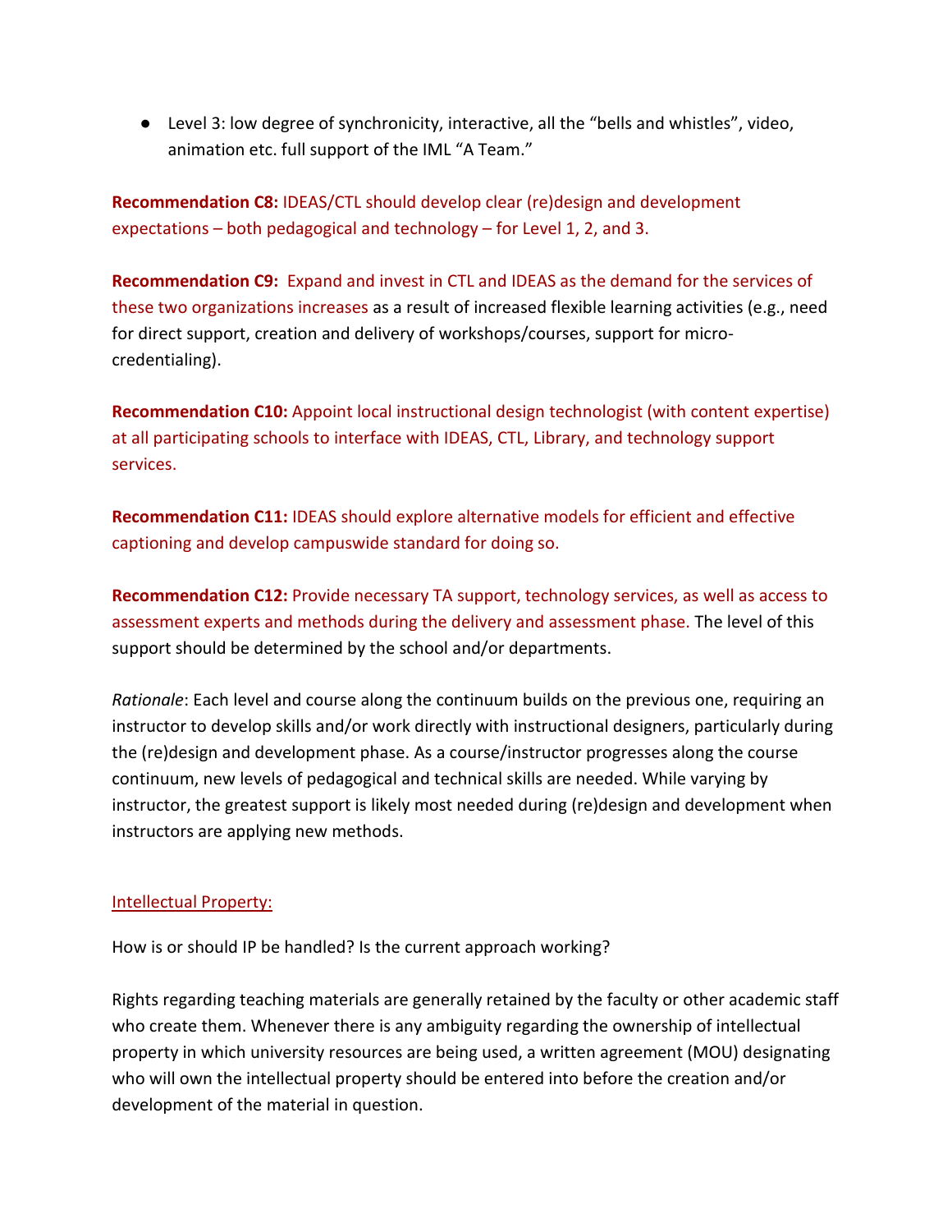- Level 3: low degree of synchronicity, interactive, all the “bells and whistles”, video, animation etc. full support of the IML “A Team.”

**Recommendation C8:** IDEAS/CTL should develop clear (re)design and development expectations – both pedagogical and technology – for Level 1, 2, and 3.

**Recommendation C9:** Expand and invest in CTL and IDEAS as the demand for the services of these two organizations increases as a result of increased flexible learning activities (e.g., need for direct support, creation and delivery of workshops/courses, support for micro-credentialing).

**Recommendation C10:** Appoint local instructional design technologist (with content expertise) at all participating schools to interface with IDEAS, CTL, Library, and technology support services.

**Recommendation C11:** IDEAS should explore alternative models for efficient and effective captioning and develop campuswide standard for doing so.

**Recommendation C12:** Provide necessary TA support, technology services, as well as access to assessment experts and methods during the delivery and assessment phase. The level of this support should be determined by the school and/or departments.

*Rationale*: Each level and course along the continuum builds on the previous one, requiring an instructor to develop skills and/or work directly with instructional designers, particularly during the (re)design and development phase. As a course/instructor progresses along the course continuum, new levels of pedagogical and technical skills are needed. While varying by instructor, the greatest support is likely most needed during (re)design and development when instructors are applying new methods.

Intellectual Property:

How is or should IP be handled? Is the current approach working?

Rights regarding teaching materials are generally retained by the faculty or other academic staff who create them. Whenever there is any ambiguity regarding the ownership of intellectual property in which university resources are being used, a written agreement (MOU) designating who will own the intellectual property should be entered into before the creation and/or development of the material in question.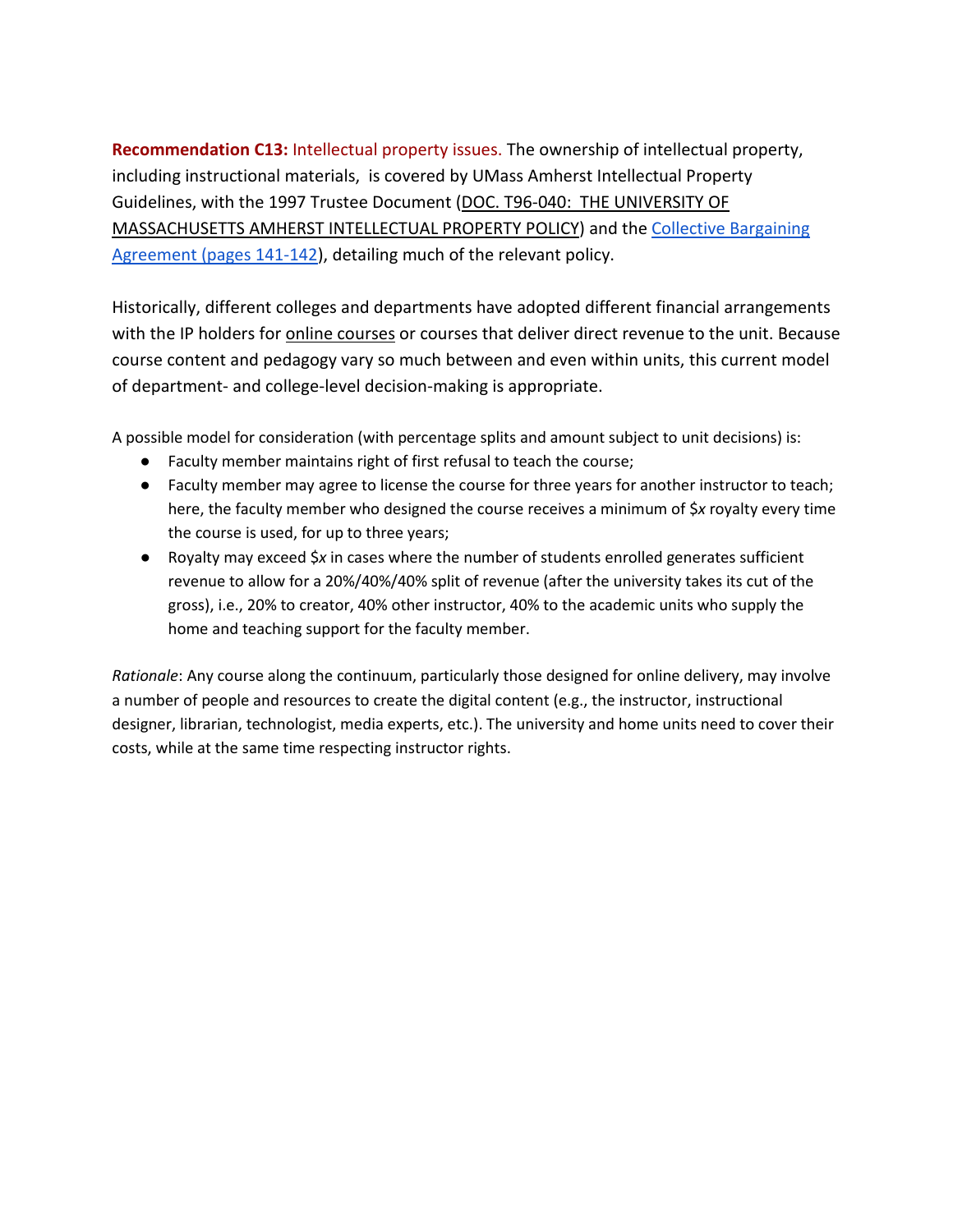**Recommendation C13:** Intellectual property issues. The ownership of intellectual property, including instructional materials, is covered by UMass Amherst Intellectual Property Guidelines, with the 1997 Trustee Document (DOC. T96-040: THE UNIVERSITY OF MASSACHUSETTS AMHERST INTELLECTUAL PROPERTY POLICY) and the Collective Bargaining Agreement (pages 141-142), detailing much of the relevant policy.

Historically, different colleges and departments have adopted different financial arrangements with the IP holders for online courses or courses that deliver direct revenue to the unit. Because course content and pedagogy vary so much between and even within units, this current model of department- and college-level decision-making is appropriate.

A possible model for consideration (with percentage splits and amount subject to unit decisions) is:

- Faculty member maintains right of first refusal to teach the course;
- Faculty member may agree to license the course for three years for another instructor to teach; here, the faculty member who designed the course receives a minimum of $*x* royalty every time the course is used, for up to three years;
- Royalty may exceed $*x* in cases where the number of students enrolled generates sufficient revenue to allow for a 20%/40%/40% split of revenue (after the university takes its cut of the gross), i.e., 20% to creator, 40% other instructor, 40% to the academic units who supply the home and teaching support for the faculty member.

*Rationale*: Any course along the continuum, particularly those designed for online delivery, may involve a number of people and resources to create the digital content (e.g., the instructor, instructional designer, librarian, technologist, media experts, etc.). The university and home units need to cover their costs, while at the same time respecting instructor rights.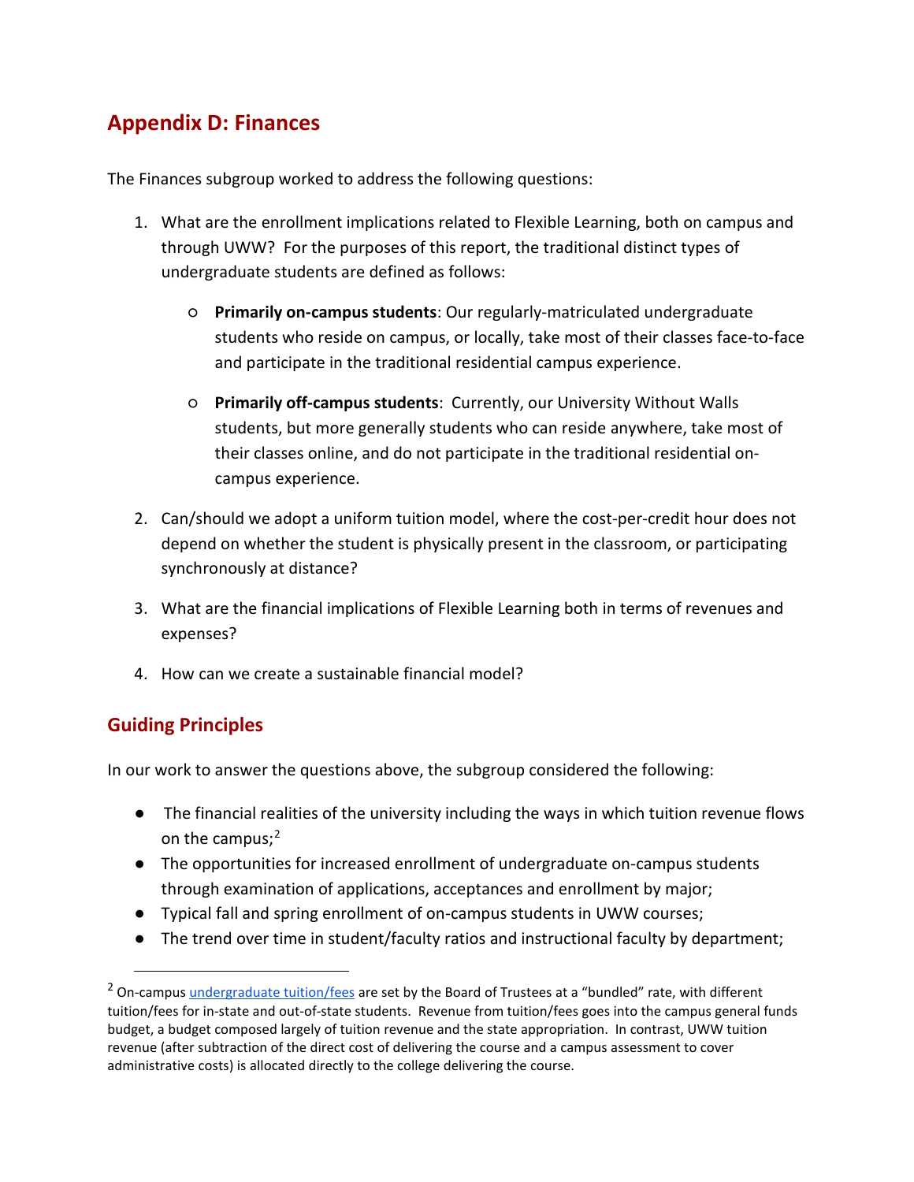## Appendix D: Finances

The Finances subgroup worked to address the following questions:

1. What are the enrollment implications related to Flexible Learning, both on campus and through UWW? For the purposes of this report, the traditional distinct types of undergraduate students are defined as follows:

    - **Primarily on-campus students**: Our regularly-matriculated undergraduate students who reside on campus, or locally, take most of their classes face-to-face and participate in the traditional residential campus experience.

    - **Primarily off-campus students**: Currently, our University Without Walls students, but more generally students who can reside anywhere, take most of their classes online, and do not participate in the traditional residential on-campus experience.

2. Can/should we adopt a uniform tuition model, where the cost-per-credit hour does not depend on whether the student is physically present in the classroom, or participating synchronously at distance?

3. What are the financial implications of Flexible Learning both in terms of revenues and expenses?

4. How can we create a sustainable financial model?

### Guiding Principles

In our work to answer the questions above, the subgroup considered the following:

- The financial realities of the university including the ways in which tuition revenue flows on the campus;[2]
- The opportunities for increased enrollment of undergraduate on-campus students through examination of applications, acceptances and enrollment by major;
- Typical fall and spring enrollment of on-campus students in UWW courses;
- The trend over time in student/faculty ratios and instructional faculty by department;

---

[2] On-campus undergraduate tuition/fees are set by the Board of Trustees at a "bundled" rate, with different tuition/fees for in-state and out-of-state students. Revenue from tuition/fees goes into the campus general funds budget, a budget composed largely of tuition revenue and the state appropriation. In contrast, UWW tuition revenue (after subtraction of the direct cost of delivering the course and a campus assessment to cover administrative costs) is allocated directly to the college delivering the course.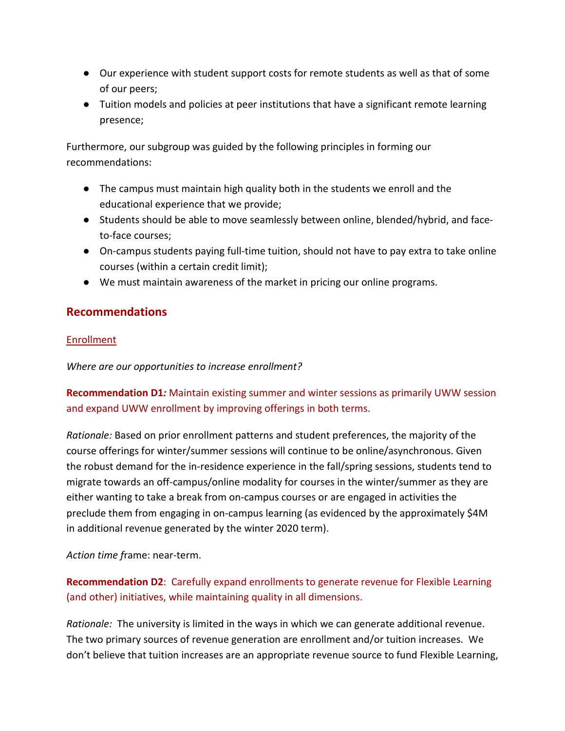- Our experience with student support costs for remote students as well as that of some of our peers;
- Tuition models and policies at peer institutions that have a significant remote learning presence;

Furthermore, our subgroup was guided by the following principles in forming our recommendations:

- The campus must maintain high quality both in the students we enroll and the educational experience that we provide;
- Students should be able to move seamlessly between online, blended/hybrid, and face-to-face courses;
- On-campus students paying full-time tuition, should not have to pay extra to take online courses (within a certain credit limit);
- We must maintain awareness of the market in pricing our online programs.

## Recommendations

### Enrollment

*Where are our opportunities to increase enrollment?*

**Recommendation D1:** Maintain existing summer and winter sessions as primarily UWW session and expand UWW enrollment by improving offerings in both terms.

*Rationale:* Based on prior enrollment patterns and student preferences, the majority of the course offerings for winter/summer sessions will continue to be online/asynchronous. Given the robust demand for the in-residence experience in the fall/spring sessions, students tend to migrate towards an off-campus/online modality for courses in the winter/summer as they are either wanting to take a break from on-campus courses or are engaged in activities the preclude them from engaging in on-campus learning (as evidenced by the approximately $4M in additional revenue generated by the winter 2020 term).

*Action time f*rame: near-term.

**Recommendation D2**: Carefully expand enrollments to generate revenue for Flexible Learning (and other) initiatives, while maintaining quality in all dimensions.

*Rationale:* The university is limited in the ways in which we can generate additional revenue. The two primary sources of revenue generation are enrollment and/or tuition increases. We don't believe that tuition increases are an appropriate revenue source to fund Flexible Learning,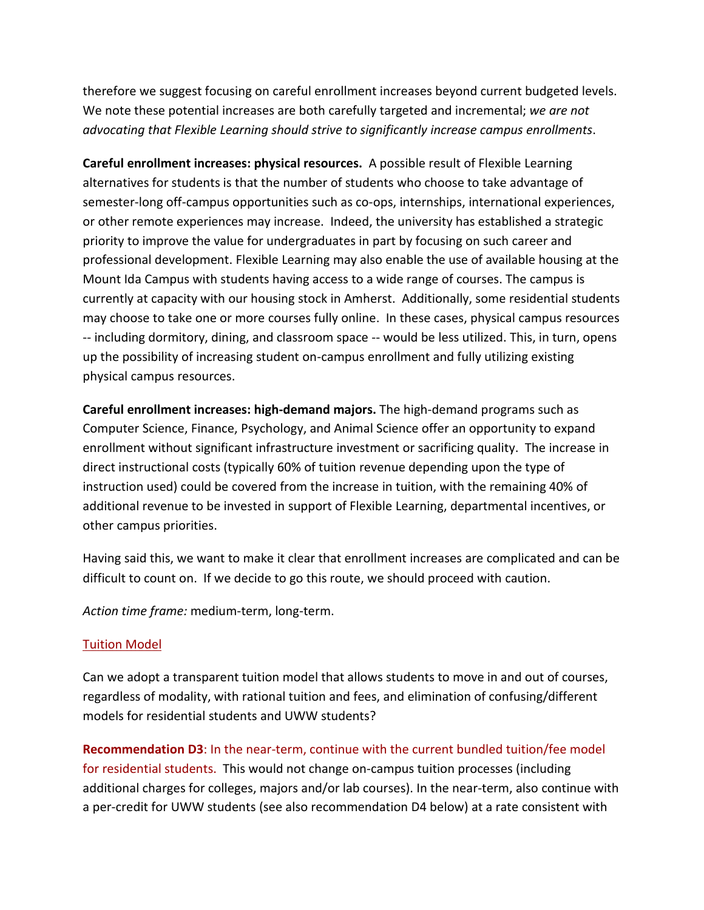therefore we suggest focusing on careful enrollment increases beyond current budgeted levels. We note these potential increases are both carefully targeted and incremental; *we are not advocating that Flexible Learning should strive to significantly increase campus enrollments*.

**Careful enrollment increases: physical resources.** A possible result of Flexible Learning alternatives for students is that the number of students who choose to take advantage of semester-long off-campus opportunities such as co-ops, internships, international experiences, or other remote experiences may increase. Indeed, the university has established a strategic priority to improve the value for undergraduates in part by focusing on such career and professional development. Flexible Learning may also enable the use of available housing at the Mount Ida Campus with students having access to a wide range of courses. The campus is currently at capacity with our housing stock in Amherst. Additionally, some residential students may choose to take one or more courses fully online. In these cases, physical campus resources -- including dormitory, dining, and classroom space -- would be less utilized. This, in turn, opens up the possibility of increasing student on-campus enrollment and fully utilizing existing physical campus resources.

**Careful enrollment increases: high-demand majors.** The high-demand programs such as Computer Science, Finance, Psychology, and Animal Science offer an opportunity to expand enrollment without significant infrastructure investment or sacrificing quality. The increase in direct instructional costs (typically 60% of tuition revenue depending upon the type of instruction used) could be covered from the increase in tuition, with the remaining 40% of additional revenue to be invested in support of Flexible Learning, departmental incentives, or other campus priorities.

Having said this, we want to make it clear that enrollment increases are complicated and can be difficult to count on. If we decide to go this route, we should proceed with caution.

*Action time frame:* medium-term, long-term.

### Tuition Model

Can we adopt a transparent tuition model that allows students to move in and out of courses, regardless of modality, with rational tuition and fees, and elimination of confusing/different models for residential students and UWW students?

**Recommendation D3**: In the near-term, continue with the current bundled tuition/fee model for residential students. This would not change on-campus tuition processes (including additional charges for colleges, majors and/or lab courses). In the near-term, also continue with a per-credit for UWW students (see also recommendation D4 below) at a rate consistent with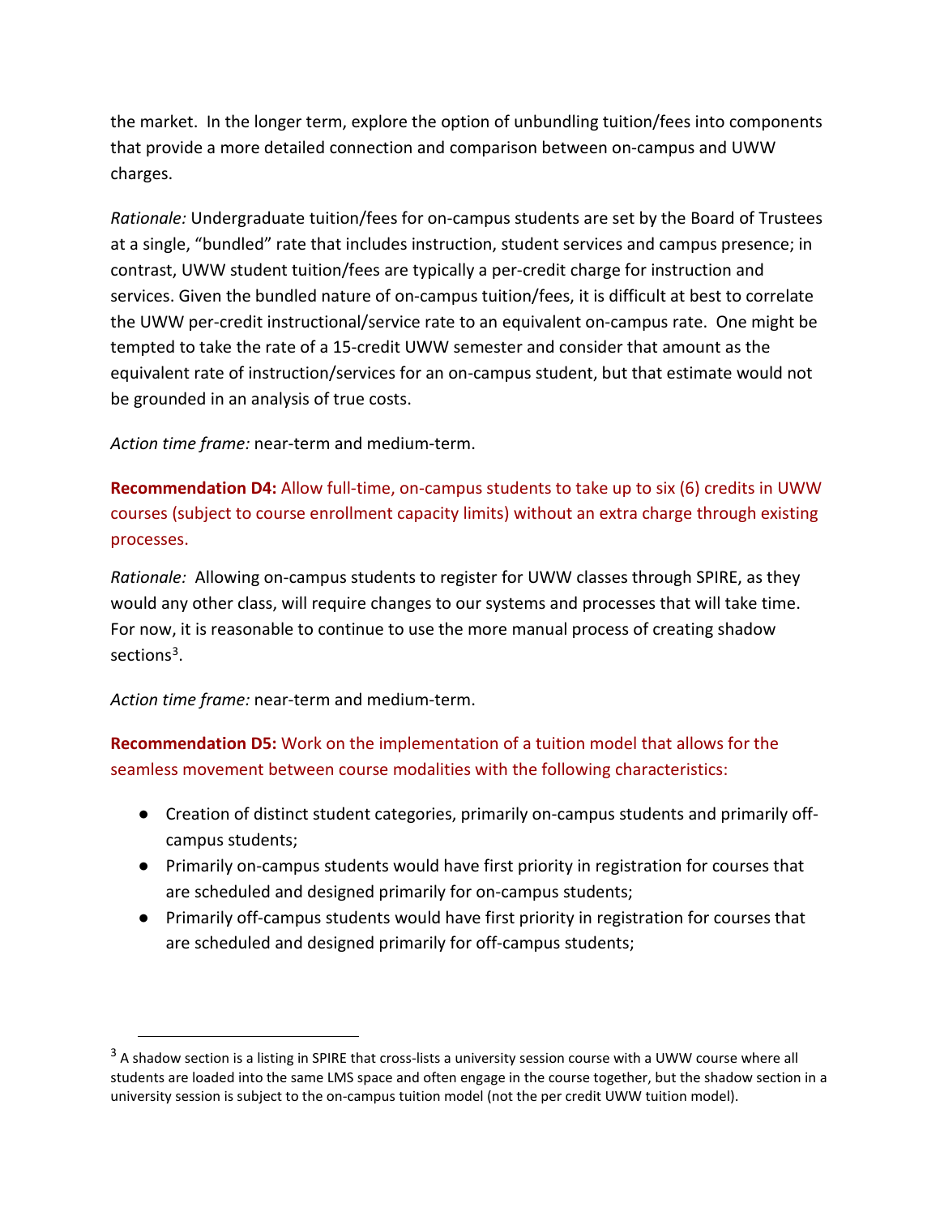the market. In the longer term, explore the option of unbundling tuition/fees into components that provide a more detailed connection and comparison between on-campus and UWW charges.

*Rationale:* Undergraduate tuition/fees for on-campus students are set by the Board of Trustees at a single, "bundled" rate that includes instruction, student services and campus presence; in contrast, UWW student tuition/fees are typically a per-credit charge for instruction and services. Given the bundled nature of on-campus tuition/fees, it is difficult at best to correlate the UWW per-credit instructional/service rate to an equivalent on-campus rate. One might be tempted to take the rate of a 15-credit UWW semester and consider that amount as the equivalent rate of instruction/services for an on-campus student, but that estimate would not be grounded in an analysis of true costs.

*Action time frame:* near-term and medium-term.

**Recommendation D4:** Allow full-time, on-campus students to take up to six (6) credits in UWW courses (subject to course enrollment capacity limits) without an extra charge through existing processes.

*Rationale:* Allowing on-campus students to register for UWW classes through SPIRE, as they would any other class, will require changes to our systems and processes that will take time. For now, it is reasonable to continue to use the more manual process of creating shadow sections[3].

*Action time frame:* near-term and medium-term.

**Recommendation D5:** Work on the implementation of a tuition model that allows for the seamless movement between course modalities with the following characteristics:

- Creation of distinct student categories, primarily on-campus students and primarily off-campus students;
- Primarily on-campus students would have first priority in registration for courses that are scheduled and designed primarily for on-campus students;
- Primarily off-campus students would have first priority in registration for courses that are scheduled and designed primarily for off-campus students;

[3] A shadow section is a listing in SPIRE that cross-lists a university session course with a UWW course where all students are loaded into the same LMS space and often engage in the course together, but the shadow section in a university session is subject to the on-campus tuition model (not the per credit UWW tuition model).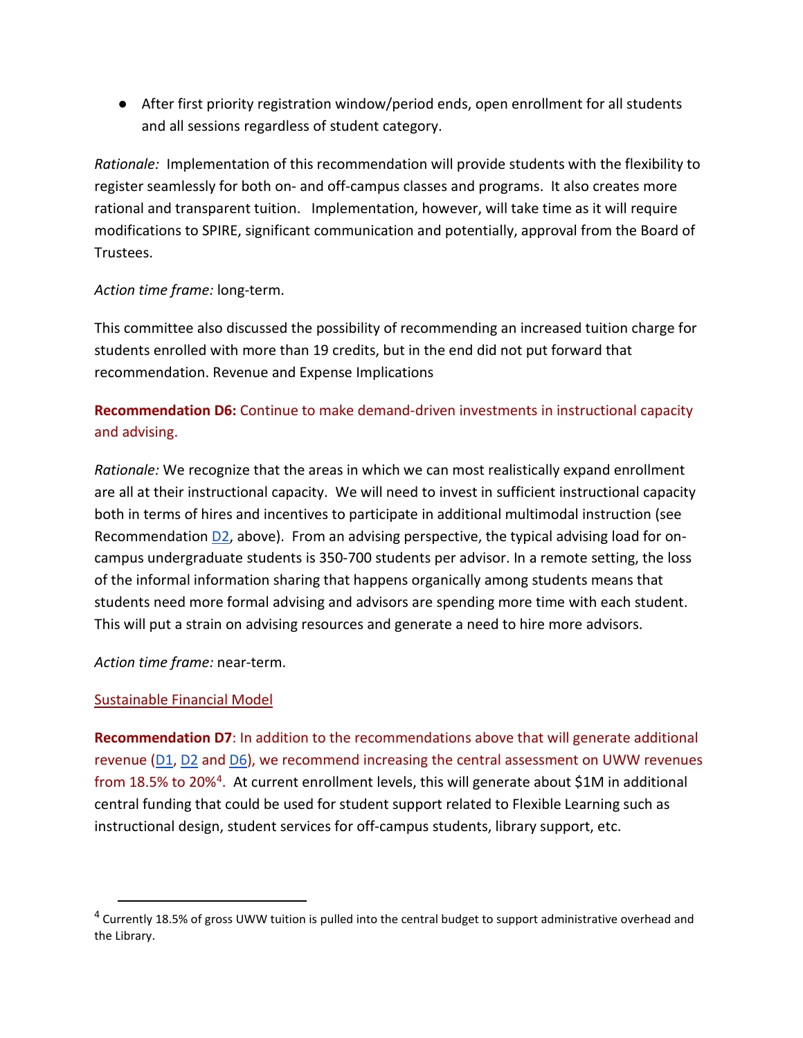- After first priority registration window/period ends, open enrollment for all students and all sessions regardless of student category.

*Rationale:* Implementation of this recommendation will provide students with the flexibility to register seamlessly for both on- and off-campus classes and programs. It also creates more rational and transparent tuition. Implementation, however, will take time as it will require modifications to SPIRE, significant communication and potentially, approval from the Board of Trustees.

*Action time frame:* long-term.

This committee also discussed the possibility of recommending an increased tuition charge for students enrolled with more than 19 credits, but in the end did not put forward that recommendation. Revenue and Expense Implications

**Recommendation D6:** Continue to make demand-driven investments in instructional capacity and advising.

*Rationale:* We recognize that the areas in which we can most realistically expand enrollment are all at their instructional capacity. We will need to invest in sufficient instructional capacity both in terms of hires and incentives to participate in additional multimodal instruction (see Recommendation D2, above). From an advising perspective, the typical advising load for on-campus undergraduate students is 350-700 students per advisor. In a remote setting, the loss of the informal information sharing that happens organically among students means that students need more formal advising and advisors are spending more time with each student. This will put a strain on advising resources and generate a need to hire more advisors.

*Action time frame:* near-term.

Sustainable Financial Model

**Recommendation D7**: In addition to the recommendations above that will generate additional revenue (D1, D2 and D6), we recommend increasing the central assessment on UWW revenues from 18.5% to 20%[4]. At current enrollment levels, this will generate about $1M in additional central funding that could be used for student support related to Flexible Learning such as instructional design, student services for off-campus students, library support, etc.

[4] Currently 18.5% of gross UWW tuition is pulled into the central budget to support administrative overhead and the Library.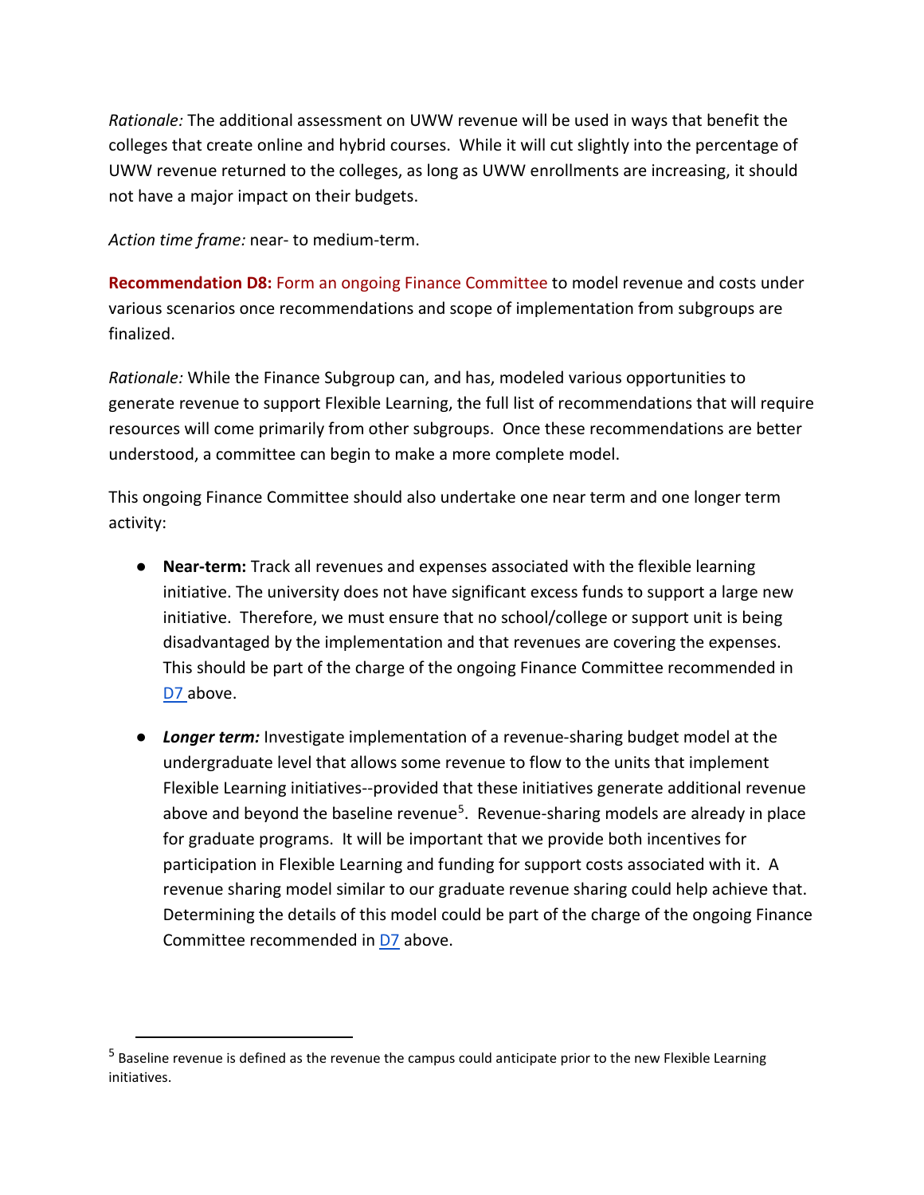*Rationale:* The additional assessment on UWW revenue will be used in ways that benefit the colleges that create online and hybrid courses. While it will cut slightly into the percentage of UWW revenue returned to the colleges, as long as UWW enrollments are increasing, it should not have a major impact on their budgets.

*Action time frame:* near- to medium-term.

**Recommendation D8:** Form an ongoing Finance Committee to model revenue and costs under various scenarios once recommendations and scope of implementation from subgroups are finalized.

*Rationale:* While the Finance Subgroup can, and has, modeled various opportunities to generate revenue to support Flexible Learning, the full list of recommendations that will require resources will come primarily from other subgroups. Once these recommendations are better understood, a committee can begin to make a more complete model.

This ongoing Finance Committee should also undertake one near term and one longer term activity:

- **Near-term:** Track all revenues and expenses associated with the flexible learning initiative. The university does not have significant excess funds to support a large new initiative. Therefore, we must ensure that no school/college or support unit is being disadvantaged by the implementation and that revenues are covering the expenses. This should be part of the charge of the ongoing Finance Committee recommended in D7 above.

- ***Longer term:*** Investigate implementation of a revenue-sharing budget model at the undergraduate level that allows some revenue to flow to the units that implement Flexible Learning initiatives--provided that these initiatives generate additional revenue above and beyond the baseline revenue[5]. Revenue-sharing models are already in place for graduate programs. It will be important that we provide both incentives for participation in Flexible Learning and funding for support costs associated with it. A revenue sharing model similar to our graduate revenue sharing could help achieve that. Determining the details of this model could be part of the charge of the ongoing Finance Committee recommended in D7 above.

[5] Baseline revenue is defined as the revenue the campus could anticipate prior to the new Flexible Learning initiatives.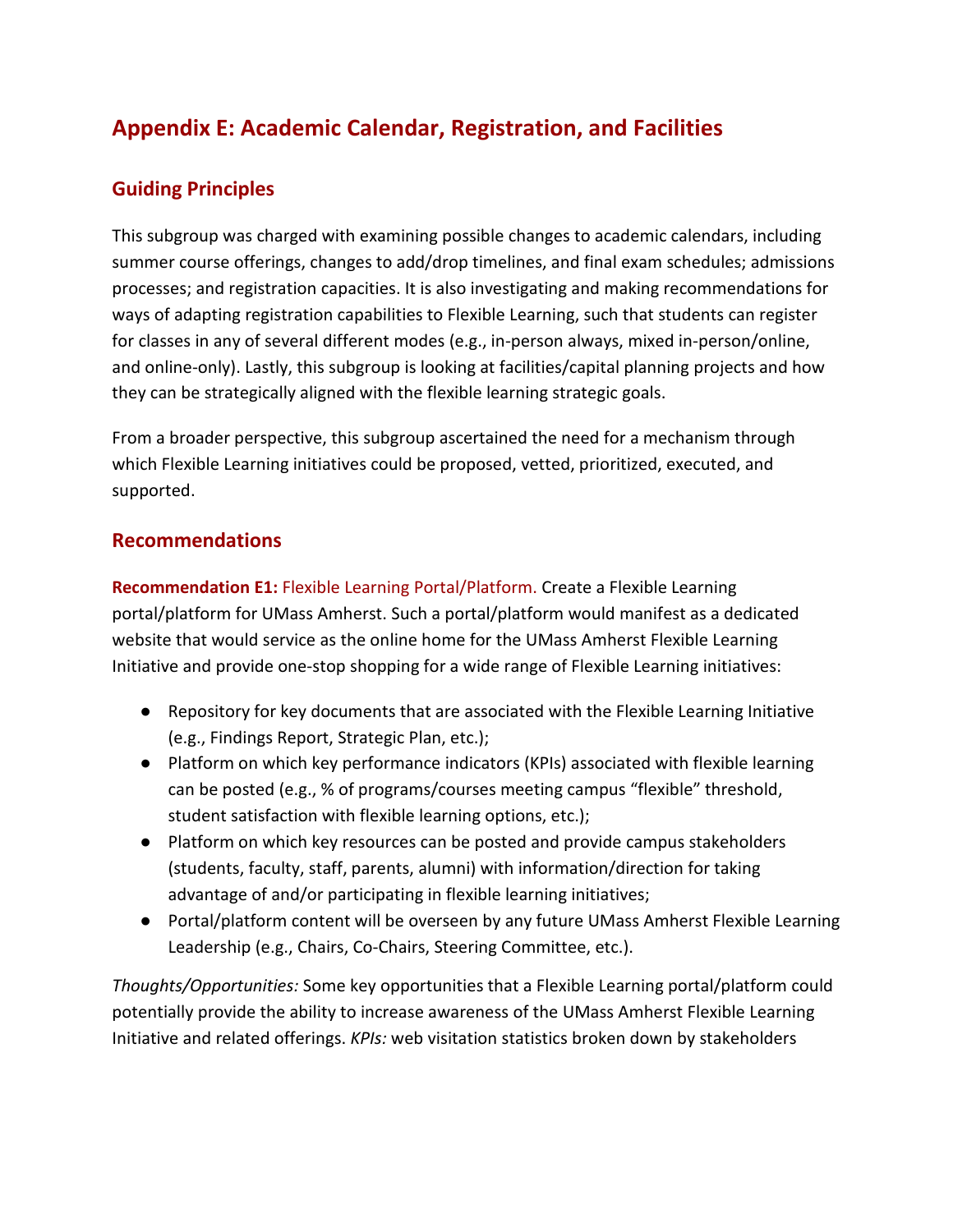## Appendix E: Academic Calendar, Registration, and Facilities

### Guiding Principles

This subgroup was charged with examining possible changes to academic calendars, including summer course offerings, changes to add/drop timelines, and final exam schedules; admissions processes; and registration capacities. It is also investigating and making recommendations for ways of adapting registration capabilities to Flexible Learning, such that students can register for classes in any of several different modes (e.g., in-person always, mixed in-person/online, and online-only). Lastly, this subgroup is looking at facilities/capital planning projects and how they can be strategically aligned with the flexible learning strategic goals.

From a broader perspective, this subgroup ascertained the need for a mechanism through which Flexible Learning initiatives could be proposed, vetted, prioritized, executed, and supported.

### Recommendations

**Recommendation E1:** Flexible Learning Portal/Platform. Create a Flexible Learning portal/platform for UMass Amherst. Such a portal/platform would manifest as a dedicated website that would service as the online home for the UMass Amherst Flexible Learning Initiative and provide one-stop shopping for a wide range of Flexible Learning initiatives:

- Repository for key documents that are associated with the Flexible Learning Initiative (e.g., Findings Report, Strategic Plan, etc.);
- Platform on which key performance indicators (KPIs) associated with flexible learning can be posted (e.g., % of programs/courses meeting campus “flexible” threshold, student satisfaction with flexible learning options, etc.);
- Platform on which key resources can be posted and provide campus stakeholders (students, faculty, staff, parents, alumni) with information/direction for taking advantage of and/or participating in flexible learning initiatives;
- Portal/platform content will be overseen by any future UMass Amherst Flexible Learning Leadership (e.g., Chairs, Co-Chairs, Steering Committee, etc.).

*Thoughts/Opportunities:* Some key opportunities that a Flexible Learning portal/platform could potentially provide the ability to increase awareness of the UMass Amherst Flexible Learning Initiative and related offerings. *KPIs:* web visitation statistics broken down by stakeholders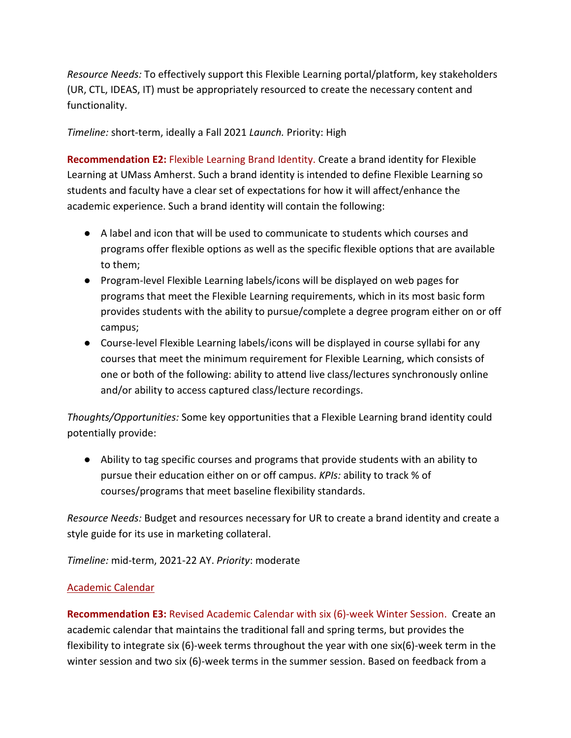*Resource Needs:* To effectively support this Flexible Learning portal/platform, key stakeholders (UR, CTL, IDEAS, IT) must be appropriately resourced to create the necessary content and functionality.

*Timeline:* short-term, ideally a Fall 2021 *Launch.* Priority: High

**Recommendation E2:** Flexible Learning Brand Identity. Create a brand identity for Flexible Learning at UMass Amherst. Such a brand identity is intended to define Flexible Learning so students and faculty have a clear set of expectations for how it will affect/enhance the academic experience. Such a brand identity will contain the following:

- A label and icon that will be used to communicate to students which courses and programs offer flexible options as well as the specific flexible options that are available to them;
- Program-level Flexible Learning labels/icons will be displayed on web pages for programs that meet the Flexible Learning requirements, which in its most basic form provides students with the ability to pursue/complete a degree program either on or off campus;
- Course-level Flexible Learning labels/icons will be displayed in course syllabi for any courses that meet the minimum requirement for Flexible Learning, which consists of one or both of the following: ability to attend live class/lectures synchronously online and/or ability to access captured class/lecture recordings.

*Thoughts/Opportunities:* Some key opportunities that a Flexible Learning brand identity could potentially provide:

- Ability to tag specific courses and programs that provide students with an ability to pursue their education either on or off campus. *KPIs:* ability to track % of courses/programs that meet baseline flexibility standards.

*Resource Needs:* Budget and resources necessary for UR to create a brand identity and create a style guide for its use in marketing collateral.

*Timeline:* mid-term, 2021-22 AY. *Priority*: moderate

## Academic Calendar

**Recommendation E3:** Revised Academic Calendar with six (6)-week Winter Session. Create an academic calendar that maintains the traditional fall and spring terms, but provides the flexibility to integrate six (6)-week terms throughout the year with one six(6)-week term in the winter session and two six (6)-week terms in the summer session. Based on feedback from a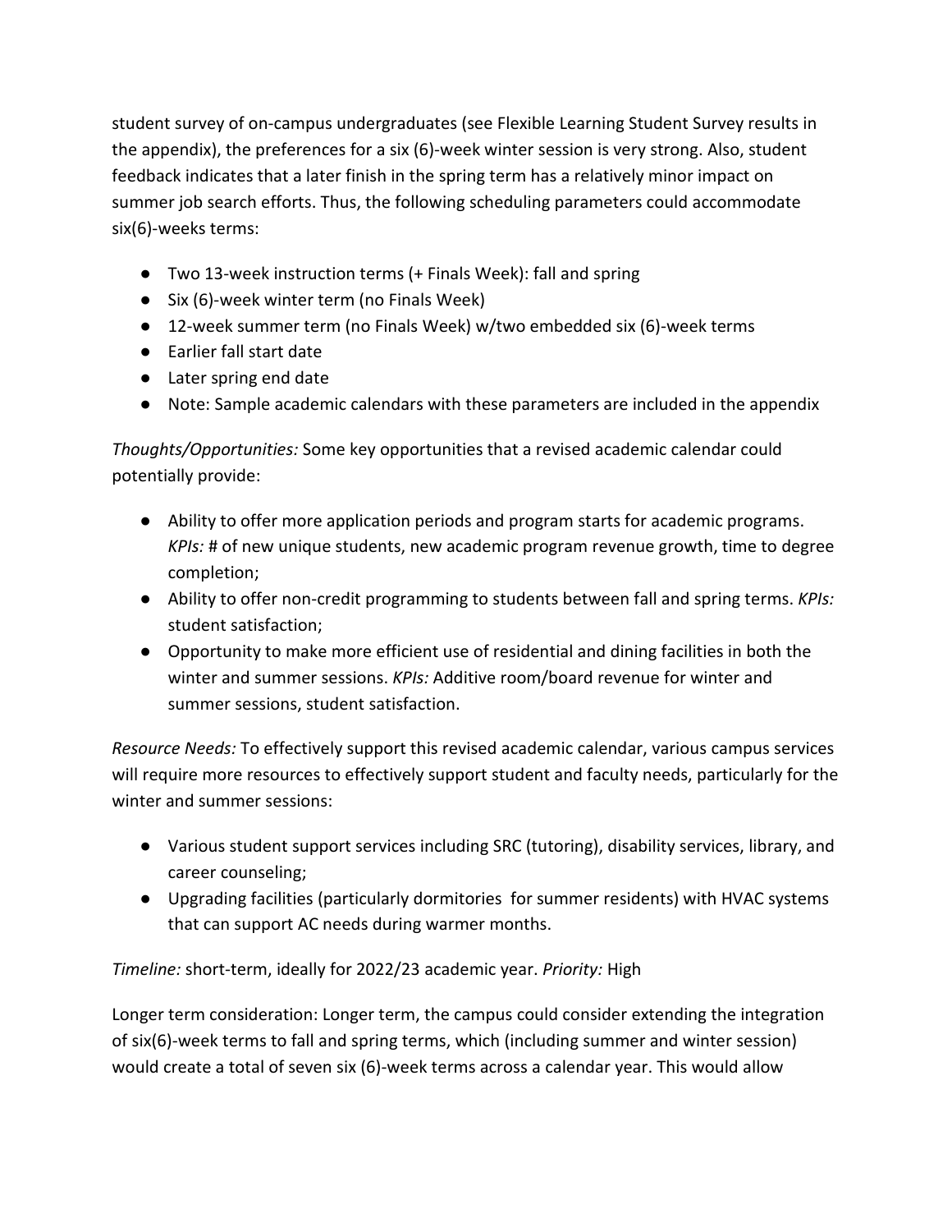student survey of on-campus undergraduates (see Flexible Learning Student Survey results in the appendix), the preferences for a six (6)-week winter session is very strong. Also, student feedback indicates that a later finish in the spring term has a relatively minor impact on summer job search efforts. Thus, the following scheduling parameters could accommodate six(6)-weeks terms:

- Two 13-week instruction terms (+ Finals Week): fall and spring
- Six (6)-week winter term (no Finals Week)
- 12-week summer term (no Finals Week) w/two embedded six (6)-week terms
- Earlier fall start date
- Later spring end date
- Note: Sample academic calendars with these parameters are included in the appendix

*Thoughts/Opportunities:* Some key opportunities that a revised academic calendar could potentially provide:

- Ability to offer more application periods and program starts for academic programs. *KPIs:* # of new unique students, new academic program revenue growth, time to degree completion;
- Ability to offer non-credit programming to students between fall and spring terms. *KPIs:* student satisfaction;
- Opportunity to make more efficient use of residential and dining facilities in both the winter and summer sessions. *KPIs:* Additive room/board revenue for winter and summer sessions, student satisfaction.

*Resource Needs:* To effectively support this revised academic calendar, various campus services will require more resources to effectively support student and faculty needs, particularly for the winter and summer sessions:

- Various student support services including SRC (tutoring), disability services, library, and career counseling;
- Upgrading facilities (particularly dormitories for summer residents) with HVAC systems that can support AC needs during warmer months.

*Timeline:* short-term, ideally for 2022/23 academic year. *Priority:* High

Longer term consideration: Longer term, the campus could consider extending the integration of six(6)-week terms to fall and spring terms, which (including summer and winter session) would create a total of seven six (6)-week terms across a calendar year. This would allow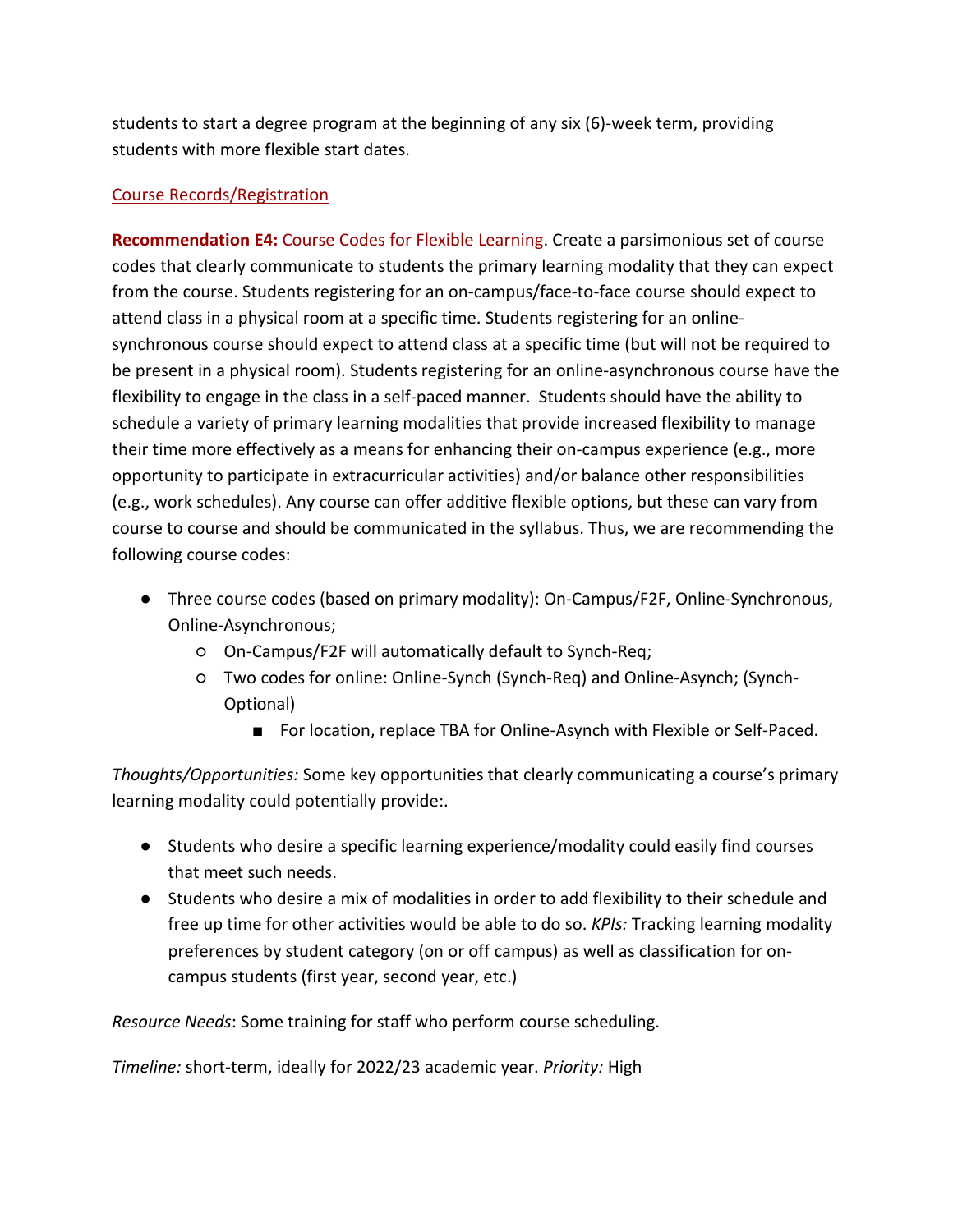students to start a degree program at the beginning of any six (6)-week term, providing students with more flexible start dates.

## Course Records/Registration

**Recommendation E4:** Course Codes for Flexible Learning. Create a parsimonious set of course codes that clearly communicate to students the primary learning modality that they can expect from the course. Students registering for an on-campus/face-to-face course should expect to attend class in a physical room at a specific time. Students registering for an online-synchronous course should expect to attend class at a specific time (but will not be required to be present in a physical room). Students registering for an online-asynchronous course have the flexibility to engage in the class in a self-paced manner. Students should have the ability to schedule a variety of primary learning modalities that provide increased flexibility to manage their time more effectively as a means for enhancing their on-campus experience (e.g., more opportunity to participate in extracurricular activities) and/or balance other responsibilities (e.g., work schedules). Any course can offer additive flexible options, but these can vary from course to course and should be communicated in the syllabus. Thus, we are recommending the following course codes:

- Three course codes (based on primary modality): On-Campus/F2F, Online-Synchronous, Online-Asynchronous;
  - On-Campus/F2F will automatically default to Synch-Req;
  - Two codes for online: Online-Synch (Synch-Req) and Online-Asynch; (Synch-Optional)
    - For location, replace TBA for Online-Asynch with Flexible or Self-Paced.

*Thoughts/Opportunities:* Some key opportunities that clearly communicating a course's primary learning modality could potentially provide:.

- Students who desire a specific learning experience/modality could easily find courses that meet such needs.
- Students who desire a mix of modalities in order to add flexibility to their schedule and free up time for other activities would be able to do so. *KPIs:* Tracking learning modality preferences by student category (on or off campus) as well as classification for on-campus students (first year, second year, etc.)

*Resource Needs*: Some training for staff who perform course scheduling.

*Timeline:* short-term, ideally for 2022/23 academic year. *Priority:* High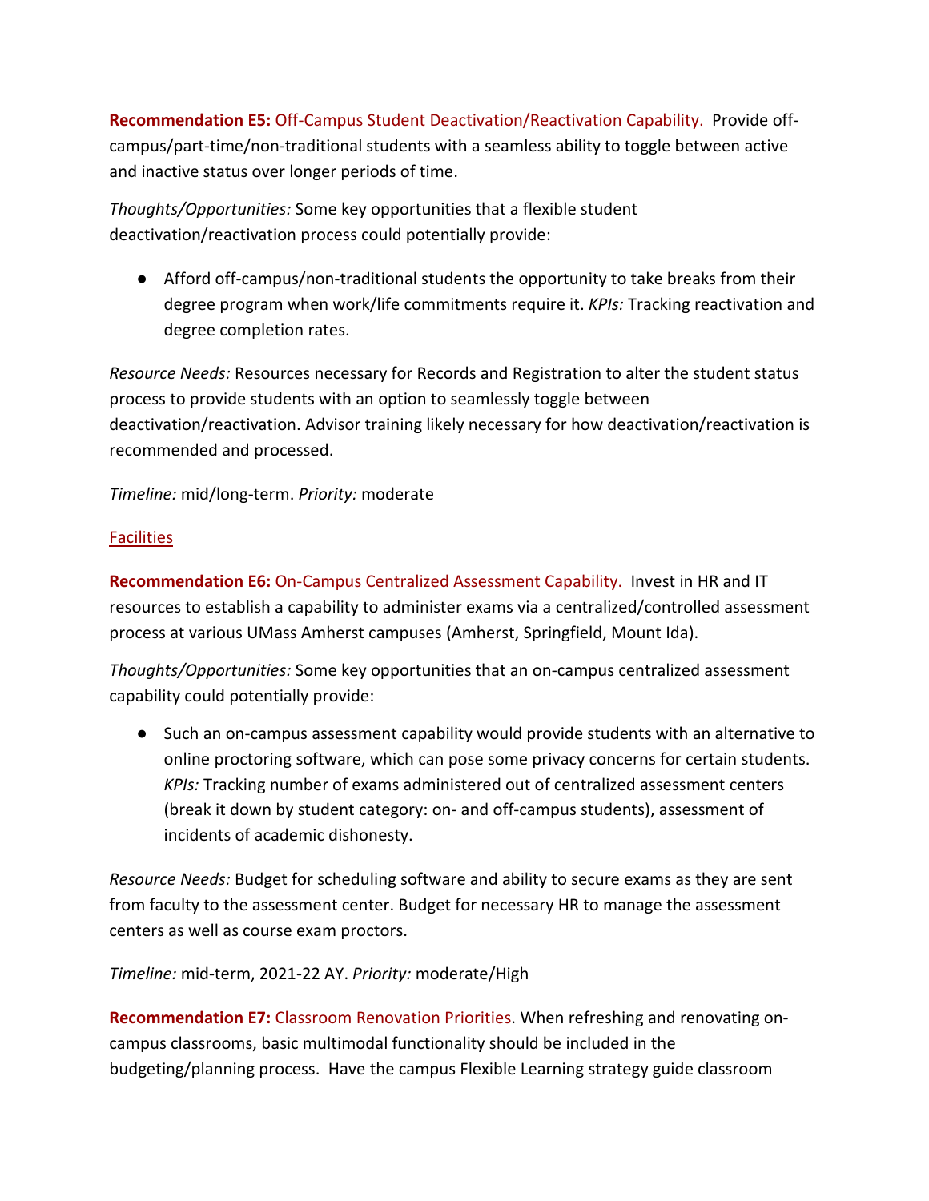**Recommendation E5:** Off-Campus Student Deactivation/Reactivation Capability. Provide off-campus/part-time/non-traditional students with a seamless ability to toggle between active and inactive status over longer periods of time.

*Thoughts/Opportunities:* Some key opportunities that a flexible student deactivation/reactivation process could potentially provide:

- Afford off-campus/non-traditional students the opportunity to take breaks from their degree program when work/life commitments require it. *KPIs:* Tracking reactivation and degree completion rates.

*Resource Needs:* Resources necessary for Records and Registration to alter the student status process to provide students with an option to seamlessly toggle between deactivation/reactivation. Advisor training likely necessary for how deactivation/reactivation is recommended and processed.

*Timeline:* mid/long-term. *Priority:* moderate

Facilities

**Recommendation E6:** On-Campus Centralized Assessment Capability. Invest in HR and IT resources to establish a capability to administer exams via a centralized/controlled assessment process at various UMass Amherst campuses (Amherst, Springfield, Mount Ida).

*Thoughts/Opportunities:* Some key opportunities that an on-campus centralized assessment capability could potentially provide:

- Such an on-campus assessment capability would provide students with an alternative to online proctoring software, which can pose some privacy concerns for certain students. *KPIs:* Tracking number of exams administered out of centralized assessment centers (break it down by student category: on- and off-campus students), assessment of incidents of academic dishonesty.

*Resource Needs:* Budget for scheduling software and ability to secure exams as they are sent from faculty to the assessment center. Budget for necessary HR to manage the assessment centers as well as course exam proctors.

*Timeline:* mid-term, 2021-22 AY. *Priority:* moderate/High

**Recommendation E7:** Classroom Renovation Priorities. When refreshing and renovating on-campus classrooms, basic multimodal functionality should be included in the budgeting/planning process. Have the campus Flexible Learning strategy guide classroom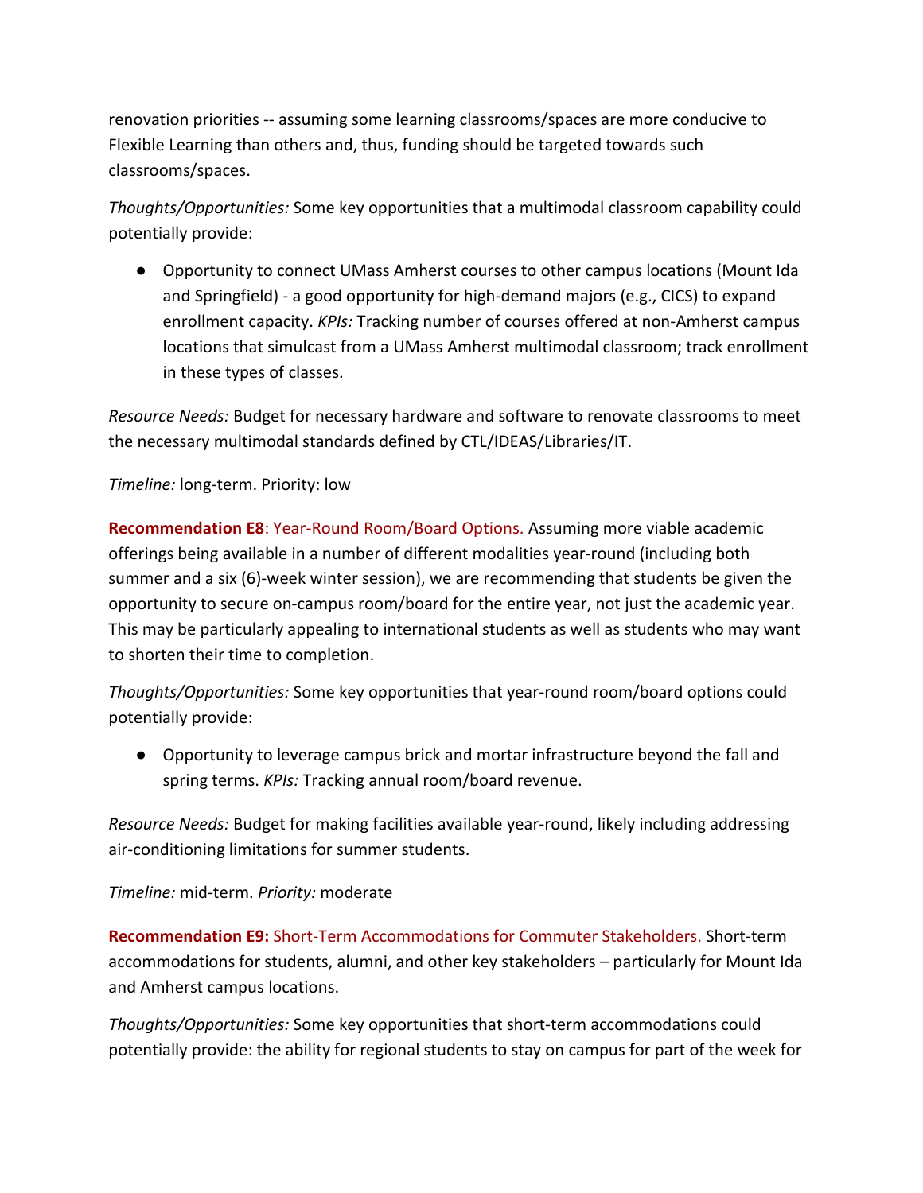renovation priorities -- assuming some learning classrooms/spaces are more conducive to Flexible Learning than others and, thus, funding should be targeted towards such classrooms/spaces.

*Thoughts/Opportunities:* Some key opportunities that a multimodal classroom capability could potentially provide:

- Opportunity to connect UMass Amherst courses to other campus locations (Mount Ida and Springfield) - a good opportunity for high-demand majors (e.g., CICS) to expand enrollment capacity. *KPIs:* Tracking number of courses offered at non-Amherst campus locations that simulcast from a UMass Amherst multimodal classroom; track enrollment in these types of classes.

*Resource Needs:* Budget for necessary hardware and software to renovate classrooms to meet the necessary multimodal standards defined by CTL/IDEAS/Libraries/IT.

*Timeline:* long-term. Priority: low

**Recommendation E8**: Year-Round Room/Board Options. Assuming more viable academic offerings being available in a number of different modalities year-round (including both summer and a six (6)-week winter session), we are recommending that students be given the opportunity to secure on-campus room/board for the entire year, not just the academic year. This may be particularly appealing to international students as well as students who may want to shorten their time to completion.

*Thoughts/Opportunities:* Some key opportunities that year-round room/board options could potentially provide:

- Opportunity to leverage campus brick and mortar infrastructure beyond the fall and spring terms. *KPIs:* Tracking annual room/board revenue.

*Resource Needs:* Budget for making facilities available year-round, likely including addressing air-conditioning limitations for summer students.

*Timeline:* mid-term. *Priority:* moderate

**Recommendation E9:** Short-Term Accommodations for Commuter Stakeholders. Short-term accommodations for students, alumni, and other key stakeholders – particularly for Mount Ida and Amherst campus locations.

*Thoughts/Opportunities:* Some key opportunities that short-term accommodations could potentially provide: the ability for regional students to stay on campus for part of the week for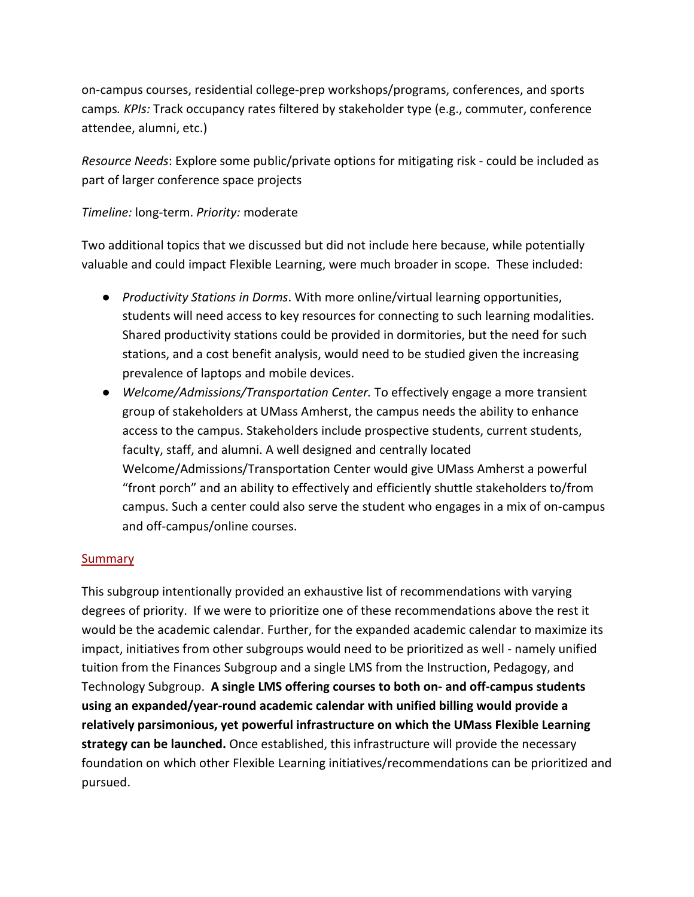on-campus courses, residential college-prep workshops/programs, conferences, and sports camps. *KPIs:* Track occupancy rates filtered by stakeholder type (e.g., commuter, conference attendee, alumni, etc.)

*Resource Needs*: Explore some public/private options for mitigating risk - could be included as part of larger conference space projects

*Timeline:* long-term. *Priority:* moderate

Two additional topics that we discussed but did not include here because, while potentially valuable and could impact Flexible Learning, were much broader in scope. These included:

- *Productivity Stations in Dorms*. With more online/virtual learning opportunities, students will need access to key resources for connecting to such learning modalities. Shared productivity stations could be provided in dormitories, but the need for such stations, and a cost benefit analysis, would need to be studied given the increasing prevalence of laptops and mobile devices.
- *Welcome/Admissions/Transportation Center.* To effectively engage a more transient group of stakeholders at UMass Amherst, the campus needs the ability to enhance access to the campus. Stakeholders include prospective students, current students, faculty, staff, and alumni. A well designed and centrally located Welcome/Admissions/Transportation Center would give UMass Amherst a powerful "front porch" and an ability to effectively and efficiently shuttle stakeholders to/from campus. Such a center could also serve the student who engages in a mix of on-campus and off-campus/online courses.

## Summary

This subgroup intentionally provided an exhaustive list of recommendations with varying degrees of priority. If we were to prioritize one of these recommendations above the rest it would be the academic calendar. Further, for the expanded academic calendar to maximize its impact, initiatives from other subgroups would need to be prioritized as well - namely unified tuition from the Finances Subgroup and a single LMS from the Instruction, Pedagogy, and Technology Subgroup. **A single LMS offering courses to both on- and off-campus students using an expanded/year-round academic calendar with unified billing would provide a relatively parsimonious, yet powerful infrastructure on which the UMass Flexible Learning strategy can be launched.** Once established, this infrastructure will provide the necessary foundation on which other Flexible Learning initiatives/recommendations can be prioritized and pursued.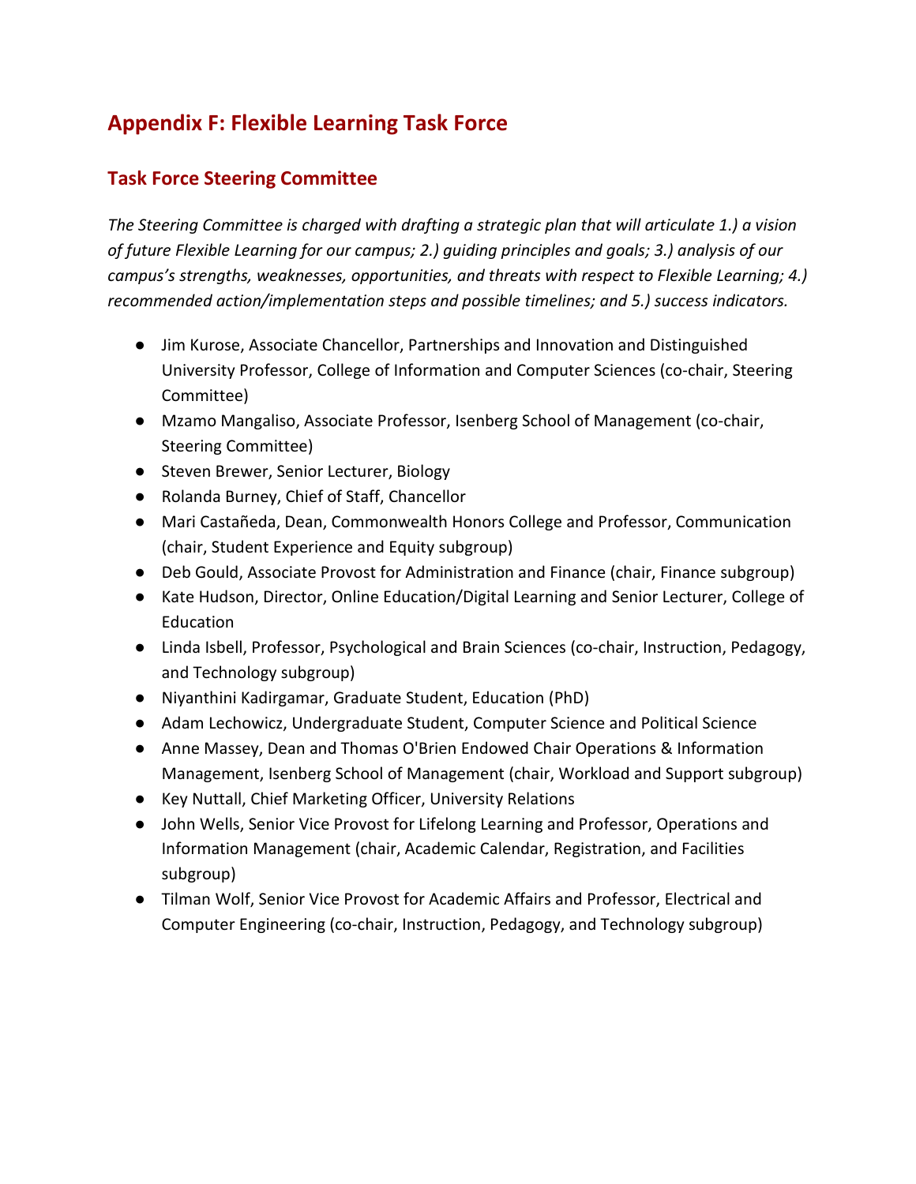## Appendix F: Flexible Learning Task Force

### Task Force Steering Committee

*The Steering Committee is charged with drafting a strategic plan that will articulate 1.) a vision of future Flexible Learning for our campus; 2.) guiding principles and goals; 3.) analysis of our campus's strengths, weaknesses, opportunities, and threats with respect to Flexible Learning; 4.) recommended action/implementation steps and possible timelines; and 5.) success indicators.*

- Jim Kurose, Associate Chancellor, Partnerships and Innovation and Distinguished University Professor, College of Information and Computer Sciences (co-chair, Steering Committee)
- Mzamo Mangaliso, Associate Professor, Isenberg School of Management (co-chair, Steering Committee)
- Steven Brewer, Senior Lecturer, Biology
- Rolanda Burney, Chief of Staff, Chancellor
- Mari Castañeda, Dean, Commonwealth Honors College and Professor, Communication (chair, Student Experience and Equity subgroup)
- Deb Gould, Associate Provost for Administration and Finance (chair, Finance subgroup)
- Kate Hudson, Director, Online Education/Digital Learning and Senior Lecturer, College of Education
- Linda Isbell, Professor, Psychological and Brain Sciences (co-chair, Instruction, Pedagogy, and Technology subgroup)
- Niyanthini Kadirgamar, Graduate Student, Education (PhD)
- Adam Lechowicz, Undergraduate Student, Computer Science and Political Science
- Anne Massey, Dean and Thomas O'Brien Endowed Chair Operations & Information Management, Isenberg School of Management (chair, Workload and Support subgroup)
- Key Nuttall, Chief Marketing Officer, University Relations
- John Wells, Senior Vice Provost for Lifelong Learning and Professor, Operations and Information Management (chair, Academic Calendar, Registration, and Facilities subgroup)
- Tilman Wolf, Senior Vice Provost for Academic Affairs and Professor, Electrical and Computer Engineering (co-chair, Instruction, Pedagogy, and Technology subgroup)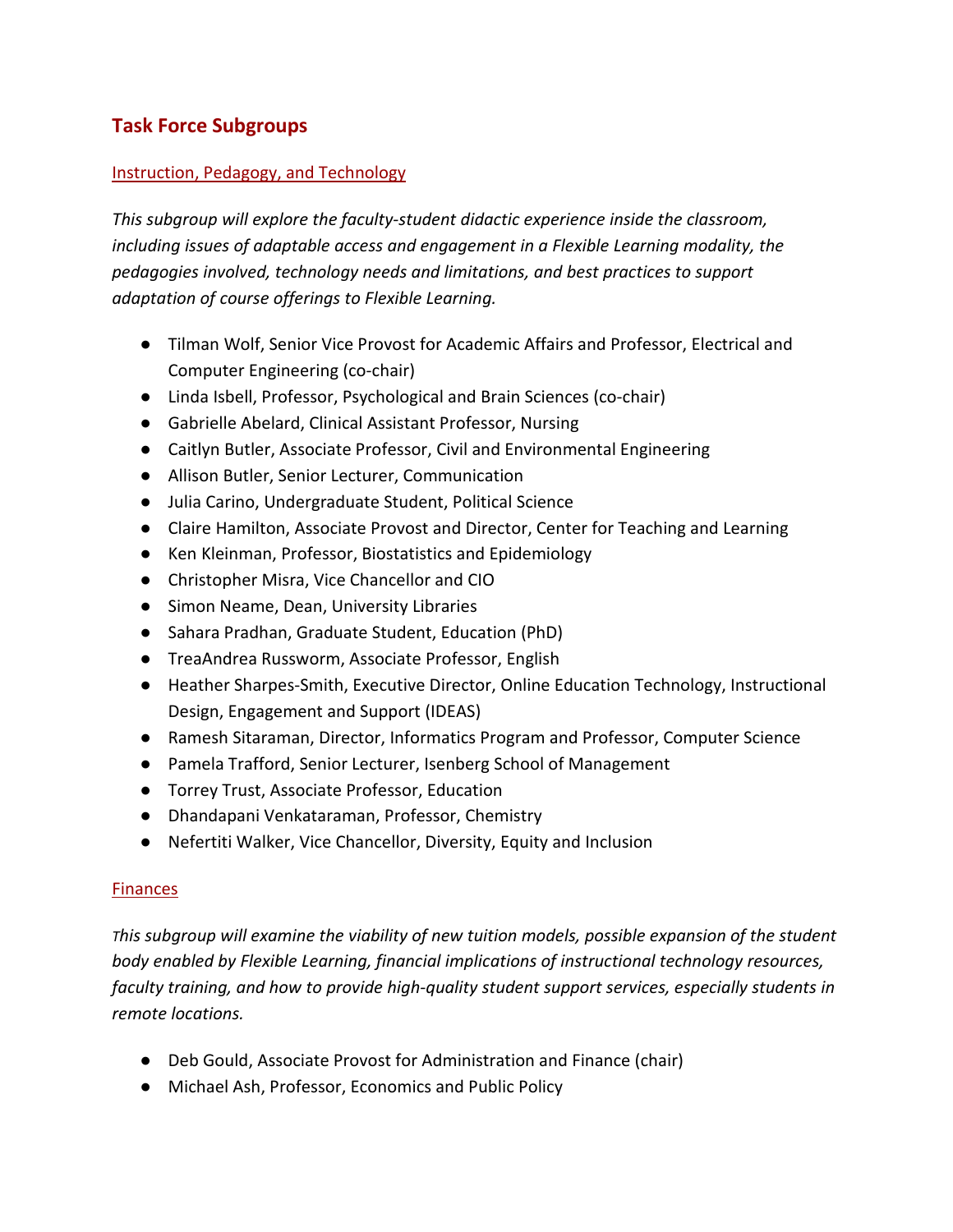## Task Force Subgroups

### Instruction, Pedagogy, and Technology

*This subgroup will explore the faculty-student didactic experience inside the classroom, including issues of adaptable access and engagement in a Flexible Learning modality, the pedagogies involved, technology needs and limitations, and best practices to support adaptation of course offerings to Flexible Learning.*

- Tilman Wolf, Senior Vice Provost for Academic Affairs and Professor, Electrical and Computer Engineering (co-chair)
- Linda Isbell, Professor, Psychological and Brain Sciences (co-chair)
- Gabrielle Abelard, Clinical Assistant Professor, Nursing
- Caitlyn Butler, Associate Professor, Civil and Environmental Engineering
- Allison Butler, Senior Lecturer, Communication
- Julia Carino, Undergraduate Student, Political Science
- Claire Hamilton, Associate Provost and Director, Center for Teaching and Learning
- Ken Kleinman, Professor, Biostatistics and Epidemiology
- Christopher Misra, Vice Chancellor and CIO
- Simon Neame, Dean, University Libraries
- Sahara Pradhan, Graduate Student, Education (PhD)
- TreaAndrea Russworm, Associate Professor, English
- Heather Sharpes-Smith, Executive Director, Online Education Technology, Instructional Design, Engagement and Support (IDEAS)
- Ramesh Sitaraman, Director, Informatics Program and Professor, Computer Science
- Pamela Trafford, Senior Lecturer, Isenberg School of Management
- Torrey Trust, Associate Professor, Education
- Dhandapani Venkataraman, Professor, Chemistry
- Nefertiti Walker, Vice Chancellor, Diversity, Equity and Inclusion

### Finances

*This subgroup will examine the viability of new tuition models, possible expansion of the student body enabled by Flexible Learning, financial implications of instructional technology resources, faculty training, and how to provide high-quality student support services, especially students in remote locations.*

- Deb Gould, Associate Provost for Administration and Finance (chair)
- Michael Ash, Professor, Economics and Public Policy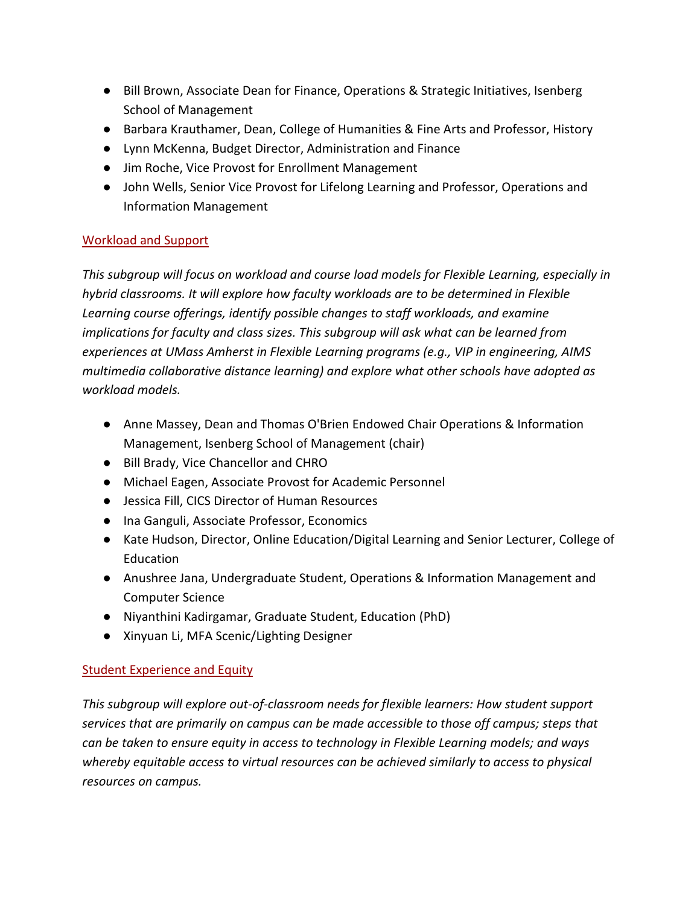- Bill Brown, Associate Dean for Finance, Operations & Strategic Initiatives, Isenberg School of Management
- Barbara Krauthamer, Dean, College of Humanities & Fine Arts and Professor, History
- Lynn McKenna, Budget Director, Administration and Finance
- Jim Roche, Vice Provost for Enrollment Management
- John Wells, Senior Vice Provost for Lifelong Learning and Professor, Operations and Information Management

### Workload and Support

*This subgroup will focus on workload and course load models for Flexible Learning, especially in hybrid classrooms. It will explore how faculty workloads are to be determined in Flexible Learning course offerings, identify possible changes to staff workloads, and examine implications for faculty and class sizes. This subgroup will ask what can be learned from experiences at UMass Amherst in Flexible Learning programs (e.g., VIP in engineering, AIMS multimedia collaborative distance learning) and explore what other schools have adopted as workload models.*

- Anne Massey, Dean and Thomas O'Brien Endowed Chair Operations & Information Management, Isenberg School of Management (chair)
- Bill Brady, Vice Chancellor and CHRO
- Michael Eagen, Associate Provost for Academic Personnel
- Jessica Fill, CICS Director of Human Resources
- Ina Ganguli, Associate Professor, Economics
- Kate Hudson, Director, Online Education/Digital Learning and Senior Lecturer, College of Education
- Anushree Jana, Undergraduate Student, Operations & Information Management and Computer Science
- Niyanthini Kadirgamar, Graduate Student, Education (PhD)
- Xinyuan Li, MFA Scenic/Lighting Designer

### Student Experience and Equity

*This subgroup will explore out-of-classroom needs for flexible learners: How student support services that are primarily on campus can be made accessible to those off campus; steps that can be taken to ensure equity in access to technology in Flexible Learning models; and ways whereby equitable access to virtual resources can be achieved similarly to access to physical resources on campus.*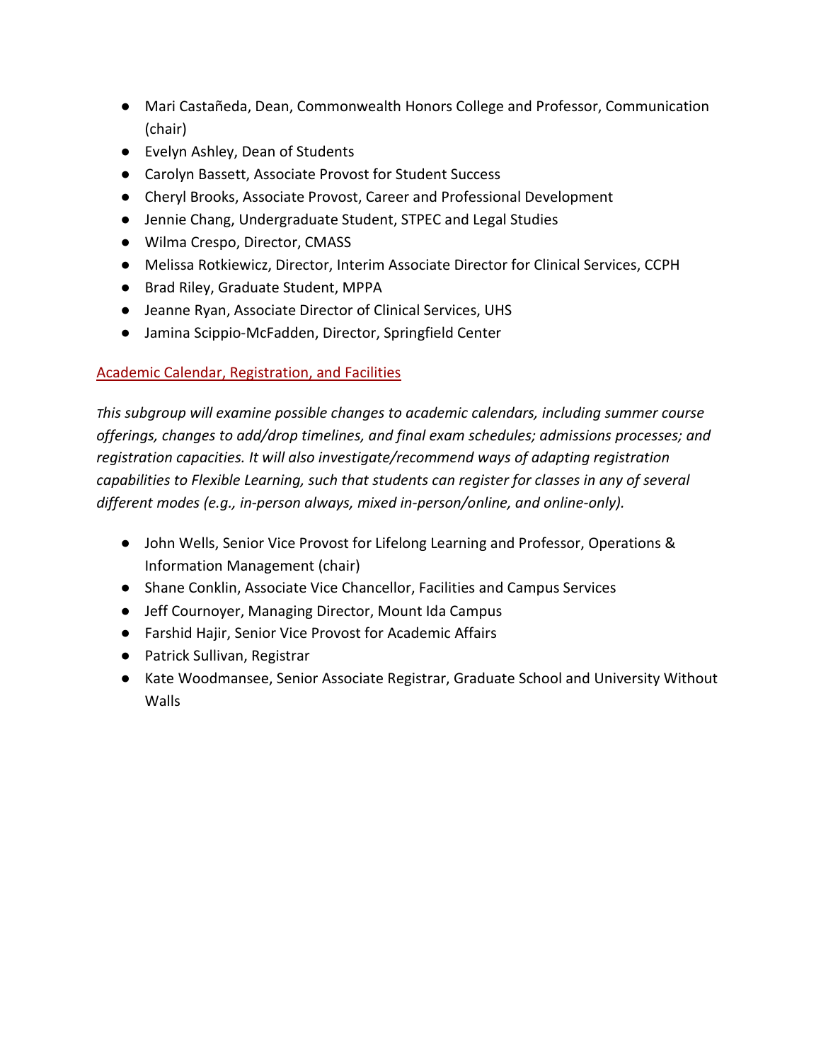- Mari Castañeda, Dean, Commonwealth Honors College and Professor, Communication (chair)
- Evelyn Ashley, Dean of Students
- Carolyn Bassett, Associate Provost for Student Success
- Cheryl Brooks, Associate Provost, Career and Professional Development
- Jennie Chang, Undergraduate Student, STPEC and Legal Studies
- Wilma Crespo, Director, CMASS
- Melissa Rotkiewicz, Director, Interim Associate Director for Clinical Services, CCPH
- Brad Riley, Graduate Student, MPPA
- Jeanne Ryan, Associate Director of Clinical Services, UHS
- Jamina Scippio-McFadden, Director, Springfield Center

## Academic Calendar, Registration, and Facilities

*This subgroup will examine possible changes to academic calendars, including summer course offerings, changes to add/drop timelines, and final exam schedules; admissions processes; and registration capacities. It will also investigate/recommend ways of adapting registration capabilities to Flexible Learning, such that students can register for classes in any of several different modes (e.g., in-person always, mixed in-person/online, and online-only).*

- John Wells, Senior Vice Provost for Lifelong Learning and Professor, Operations & Information Management (chair)
- Shane Conklin, Associate Vice Chancellor, Facilities and Campus Services
- Jeff Cournoyer, Managing Director, Mount Ida Campus
- Farshid Hajir, Senior Vice Provost for Academic Affairs
- Patrick Sullivan, Registrar
- Kate Woodmansee, Senior Associate Registrar, Graduate School and University Without Walls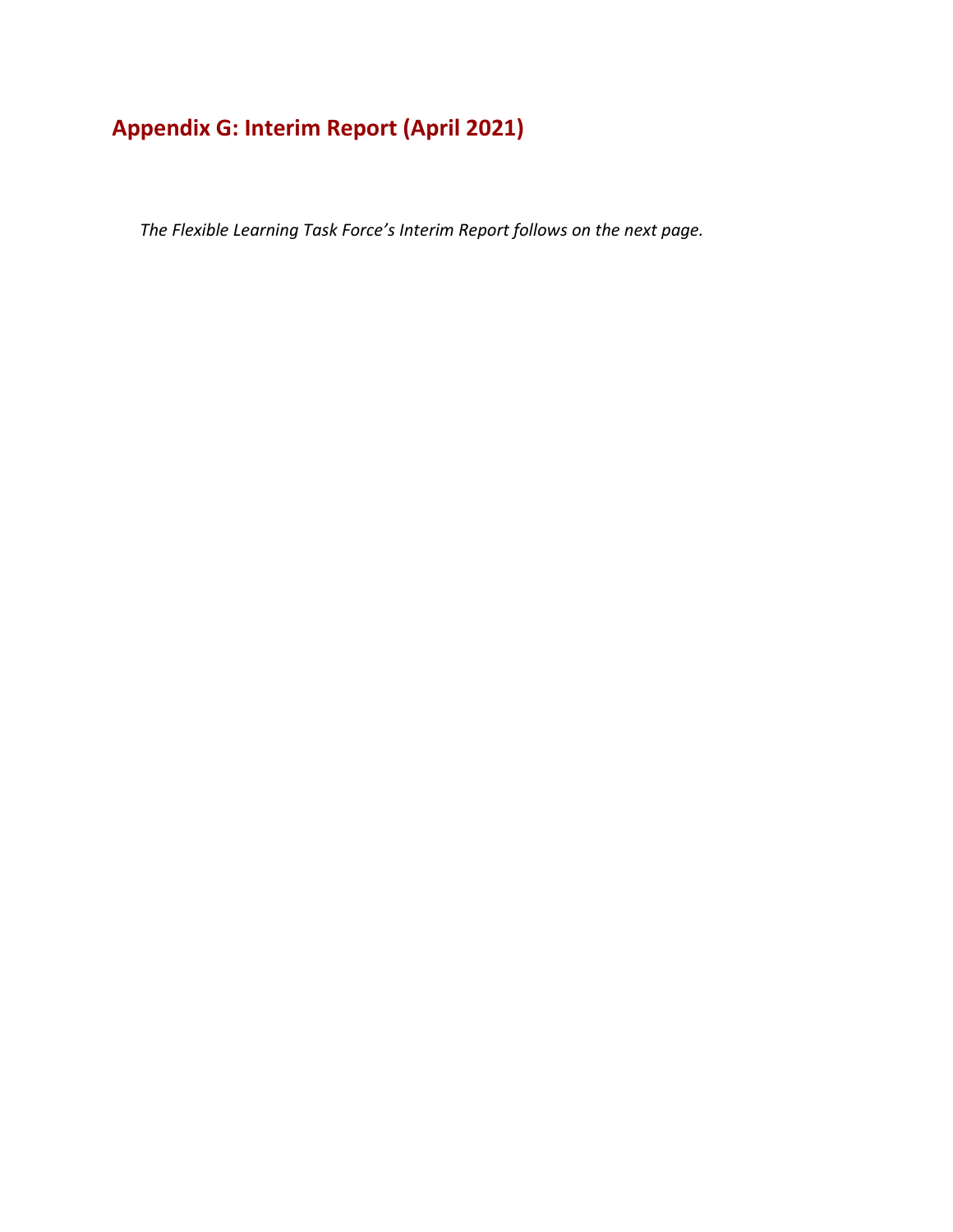## Appendix G: Interim Report (April 2021)

*The Flexible Learning Task Force's Interim Report follows on the next page.*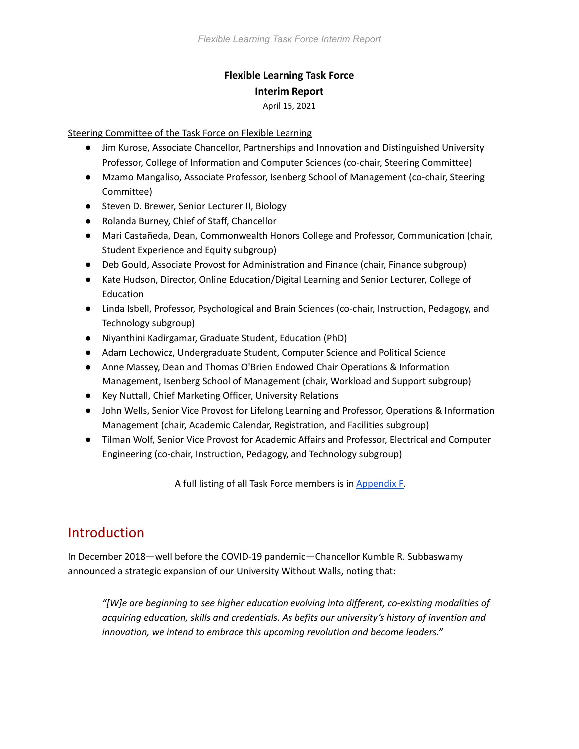**Flexible Learning Task Force**

**Interim Report**

April 15, 2021

Steering Committee of the Task Force on Flexible Learning

- Jim Kurose, Associate Chancellor, Partnerships and Innovation and Distinguished University Professor, College of Information and Computer Sciences (co-chair, Steering Committee)
- Mzamo Mangaliso, Associate Professor, Isenberg School of Management (co-chair, Steering Committee)
- Steven D. Brewer, Senior Lecturer II, Biology
- Rolanda Burney, Chief of Staff, Chancellor
- Mari Castañeda, Dean, Commonwealth Honors College and Professor, Communication (chair, Student Experience and Equity subgroup)
- Deb Gould, Associate Provost for Administration and Finance (chair, Finance subgroup)
- Kate Hudson, Director, Online Education/Digital Learning and Senior Lecturer, College of Education
- Linda Isbell, Professor, Psychological and Brain Sciences (co-chair, Instruction, Pedagogy, and Technology subgroup)
- Niyanthini Kadirgamar, Graduate Student, Education (PhD)
- Adam Lechowicz, Undergraduate Student, Computer Science and Political Science
- Anne Massey, Dean and Thomas O'Brien Endowed Chair Operations & Information Management, Isenberg School of Management (chair, Workload and Support subgroup)
- Key Nuttall, Chief Marketing Officer, University Relations
- John Wells, Senior Vice Provost for Lifelong Learning and Professor, Operations & Information Management (chair, Academic Calendar, Registration, and Facilities subgroup)
- Tilman Wolf, Senior Vice Provost for Academic Affairs and Professor, Electrical and Computer Engineering (co-chair, Instruction, Pedagogy, and Technology subgroup)

A full listing of all Task Force members is in Appendix F.

## Introduction

In December 2018—well before the COVID-19 pandemic—Chancellor Kumble R. Subbaswamy announced a strategic expansion of our University Without Walls, noting that:

> *"[W]e are beginning to see higher education evolving into different, co-existing modalities of acquiring education, skills and credentials. As befits our university's history of invention and innovation, we intend to embrace this upcoming revolution and become leaders."*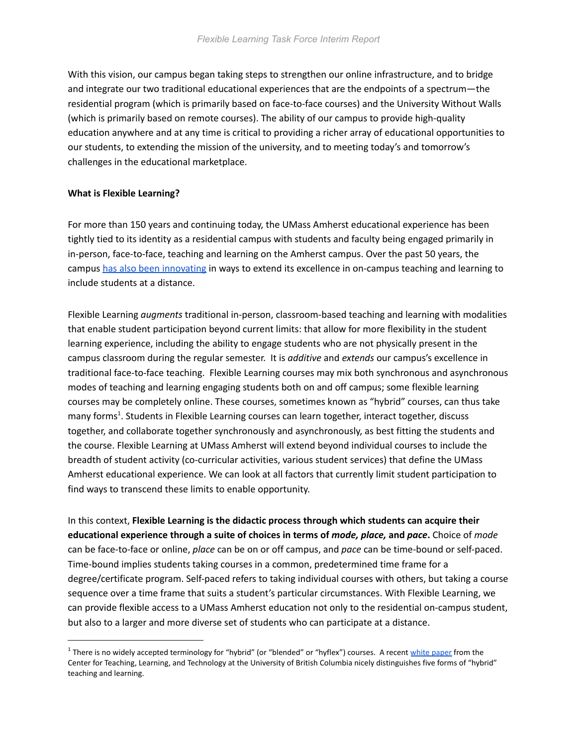With this vision, our campus began taking steps to strengthen our online infrastructure, and to bridge and integrate our two traditional educational experiences that are the endpoints of a spectrum—the residential program (which is primarily based on face-to-face courses) and the University Without Walls (which is primarily based on remote courses). The ability of our campus to provide high-quality education anywhere and at any time is critical to providing a richer array of educational opportunities to our students, to extending the mission of the university, and to meeting today's and tomorrow's challenges in the educational marketplace.

**What is Flexible Learning?**

For more than 150 years and continuing today, the UMass Amherst educational experience has been tightly tied to its identity as a residential campus with students and faculty being engaged primarily in in-person, face-to-face, teaching and learning on the Amherst campus. Over the past 50 years, the campus has also been innovating in ways to extend its excellence in on-campus teaching and learning to include students at a distance.

Flexible Learning *augments* traditional in-person, classroom-based teaching and learning with modalities that enable student participation beyond current limits: that allow for more flexibility in the student learning experience, including the ability to engage students who are not physically present in the campus classroom during the regular semester. It is *additive* and *extends* our campus's excellence in traditional face-to-face teaching. Flexible Learning courses may mix both synchronous and asynchronous modes of teaching and learning engaging students both on and off campus; some flexible learning courses may be completely online. These courses, sometimes known as "hybrid" courses, can thus take many forms[1]. Students in Flexible Learning courses can learn together, interact together, discuss together, and collaborate together synchronously and asynchronously, as best fitting the students and the course. Flexible Learning at UMass Amherst will extend beyond individual courses to include the breadth of student activity (co-curricular activities, various student services) that define the UMass Amherst educational experience. We can look at all factors that currently limit student participation to find ways to transcend these limits to enable opportunity.

In this context, **Flexible Learning is the didactic process through which students can acquire their educational experience through a suite of choices in terms of *mode, place,* and *pace*.** Choice of *mode* can be face-to-face or online, *place* can be on or off campus, and *pace* can be time-bound or self-paced. Time-bound implies students taking courses in a common, predetermined time frame for a degree/certificate program. Self-paced refers to taking individual courses with others, but taking a course sequence over a time frame that suits a student's particular circumstances. With Flexible Learning, we can provide flexible access to a UMass Amherst education not only to the residential on-campus student, but also to a larger and more diverse set of students who can participate at a distance.

---

[1] There is no widely accepted terminology for "hybrid" (or "blended" or "hyflex") courses. A recent white paper from the Center for Teaching, Learning, and Technology at the University of British Columbia nicely distinguishes five forms of "hybrid" teaching and learning.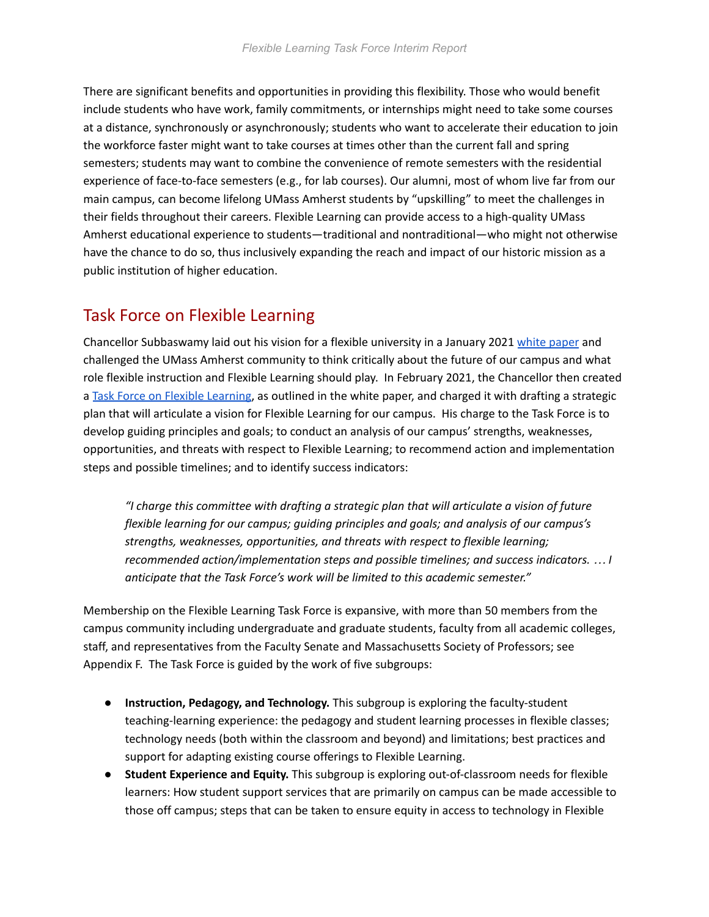There are significant benefits and opportunities in providing this flexibility. Those who would benefit include students who have work, family commitments, or internships might need to take some courses at a distance, synchronously or asynchronously; students who want to accelerate their education to join the workforce faster might want to take courses at times other than the current fall and spring semesters; students may want to combine the convenience of remote semesters with the residential experience of face-to-face semesters (e.g., for lab courses). Our alumni, most of whom live far from our main campus, can become lifelong UMass Amherst students by "upskilling" to meet the challenges in their fields throughout their careers. Flexible Learning can provide access to a high-quality UMass Amherst educational experience to students—traditional and nontraditional—who might not otherwise have the chance to do so, thus inclusively expanding the reach and impact of our historic mission as a public institution of higher education.

## Task Force on Flexible Learning

Chancellor Subbaswamy laid out his vision for a flexible university in a January 2021 white paper and challenged the UMass Amherst community to think critically about the future of our campus and what role flexible instruction and Flexible Learning should play. In February 2021, the Chancellor then created a Task Force on Flexible Learning, as outlined in the white paper, and charged it with drafting a strategic plan that will articulate a vision for Flexible Learning for our campus. His charge to the Task Force is to develop guiding principles and goals; to conduct an analysis of our campus' strengths, weaknesses, opportunities, and threats with respect to Flexible Learning; to recommend action and implementation steps and possible timelines; and to identify success indicators:

> *"I charge this committee with drafting a strategic plan that will articulate a vision of future flexible learning for our campus; guiding principles and goals; and analysis of our campus's strengths, weaknesses, opportunities, and threats with respect to flexible learning; recommended action/implementation steps and possible timelines; and success indicators. … I anticipate that the Task Force's work will be limited to this academic semester."*

Membership on the Flexible Learning Task Force is expansive, with more than 50 members from the campus community including undergraduate and graduate students, faculty from all academic colleges, staff, and representatives from the Faculty Senate and Massachusetts Society of Professors; see Appendix F. The Task Force is guided by the work of five subgroups:

- **Instruction, Pedagogy, and Technology.** This subgroup is exploring the faculty-student teaching-learning experience: the pedagogy and student learning processes in flexible classes; technology needs (both within the classroom and beyond) and limitations; best practices and support for adapting existing course offerings to Flexible Learning.
- **Student Experience and Equity.** This subgroup is exploring out-of-classroom needs for flexible learners: How student support services that are primarily on campus can be made accessible to those off campus; steps that can be taken to ensure equity in access to technology in Flexible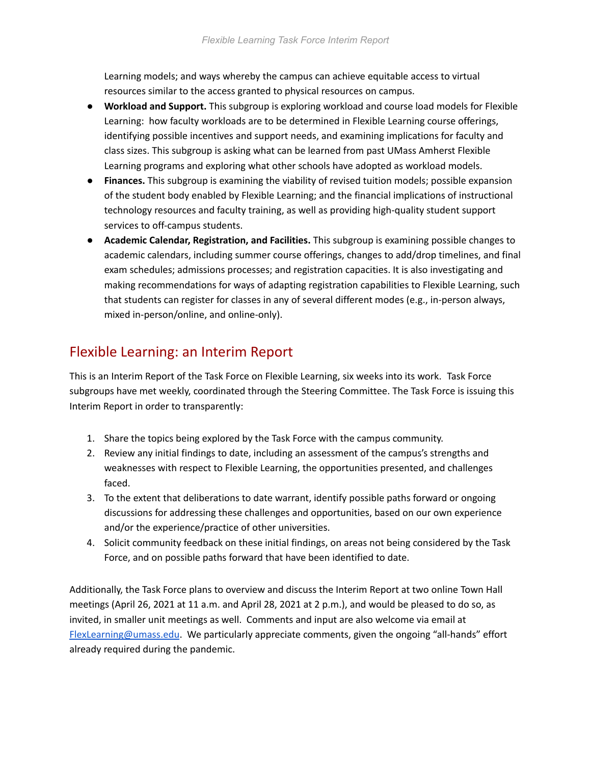Learning models; and ways whereby the campus can achieve equitable access to virtual resources similar to the access granted to physical resources on campus.

- **Workload and Support.** This subgroup is exploring workload and course load models for Flexible Learning: how faculty workloads are to be determined in Flexible Learning course offerings, identifying possible incentives and support needs, and examining implications for faculty and class sizes. This subgroup is asking what can be learned from past UMass Amherst Flexible Learning programs and exploring what other schools have adopted as workload models.
- **Finances.** This subgroup is examining the viability of revised tuition models; possible expansion of the student body enabled by Flexible Learning; and the financial implications of instructional technology resources and faculty training, as well as providing high-quality student support services to off-campus students.
- **Academic Calendar, Registration, and Facilities.** This subgroup is examining possible changes to academic calendars, including summer course offerings, changes to add/drop timelines, and final exam schedules; admissions processes; and registration capacities. It is also investigating and making recommendations for ways of adapting registration capabilities to Flexible Learning, such that students can register for classes in any of several different modes (e.g., in-person always, mixed in-person/online, and online-only).

## Flexible Learning: an Interim Report

This is an Interim Report of the Task Force on Flexible Learning, six weeks into its work. Task Force subgroups have met weekly, coordinated through the Steering Committee. The Task Force is issuing this Interim Report in order to transparently:

1. Share the topics being explored by the Task Force with the campus community.
2. Review any initial findings to date, including an assessment of the campus's strengths and weaknesses with respect to Flexible Learning, the opportunities presented, and challenges faced.
3. To the extent that deliberations to date warrant, identify possible paths forward or ongoing discussions for addressing these challenges and opportunities, based on our own experience and/or the experience/practice of other universities.
4. Solicit community feedback on these initial findings, on areas not being considered by the Task Force, and on possible paths forward that have been identified to date.

Additionally, the Task Force plans to overview and discuss the Interim Report at two online Town Hall meetings (April 26, 2021 at 11 a.m. and April 28, 2021 at 2 p.m.), and would be pleased to do so, as invited, in smaller unit meetings as well. Comments and input are also welcome via email at FlexLearning@umass.edu. We particularly appreciate comments, given the ongoing "all-hands" effort already required during the pandemic.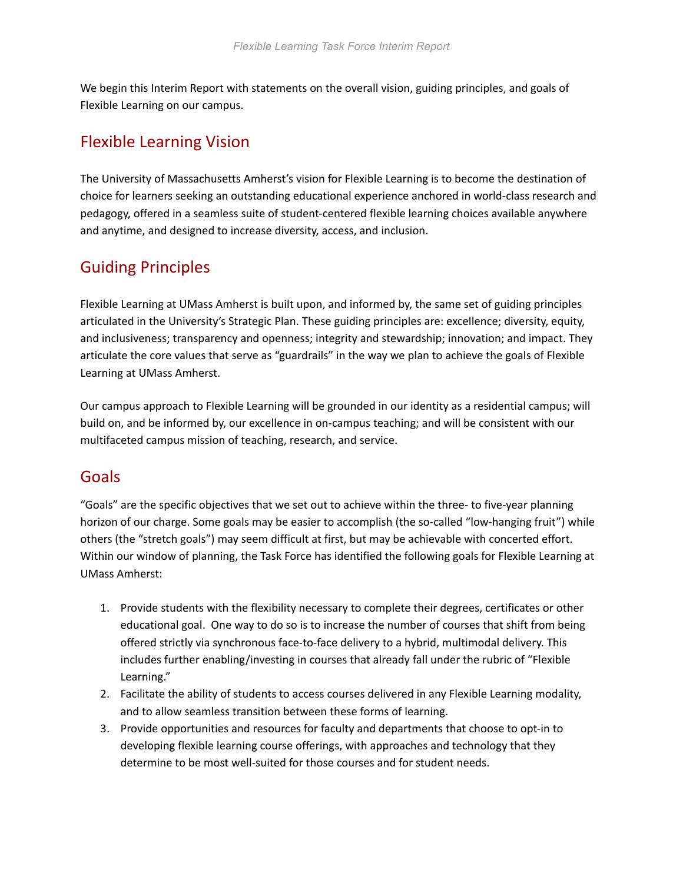We begin this Interim Report with statements on the overall vision, guiding principles, and goals of Flexible Learning on our campus.

## Flexible Learning Vision

The University of Massachusetts Amherst's vision for Flexible Learning is to become the destination of choice for learners seeking an outstanding educational experience anchored in world-class research and pedagogy, offered in a seamless suite of student-centered flexible learning choices available anywhere and anytime, and designed to increase diversity, access, and inclusion.

## Guiding Principles

Flexible Learning at UMass Amherst is built upon, and informed by, the same set of guiding principles articulated in the University's Strategic Plan. These guiding principles are: excellence; diversity, equity, and inclusiveness; transparency and openness; integrity and stewardship; innovation; and impact. They articulate the core values that serve as "guardrails" in the way we plan to achieve the goals of Flexible Learning at UMass Amherst.

Our campus approach to Flexible Learning will be grounded in our identity as a residential campus; will build on, and be informed by, our excellence in on-campus teaching; and will be consistent with our multifaceted campus mission of teaching, research, and service.

## Goals

"Goals" are the specific objectives that we set out to achieve within the three- to five-year planning horizon of our charge. Some goals may be easier to accomplish (the so-called "low-hanging fruit") while others (the "stretch goals") may seem difficult at first, but may be achievable with concerted effort. Within our window of planning, the Task Force has identified the following goals for Flexible Learning at UMass Amherst:

1. Provide students with the flexibility necessary to complete their degrees, certificates or other educational goal. One way to do so is to increase the number of courses that shift from being offered strictly via synchronous face-to-face delivery to a hybrid, multimodal delivery. This includes further enabling/investing in courses that already fall under the rubric of "Flexible Learning."
2. Facilitate the ability of students to access courses delivered in any Flexible Learning modality, and to allow seamless transition between these forms of learning.
3. Provide opportunities and resources for faculty and departments that choose to opt-in to developing flexible learning course offerings, with approaches and technology that they determine to be most well-suited for those courses and for student needs.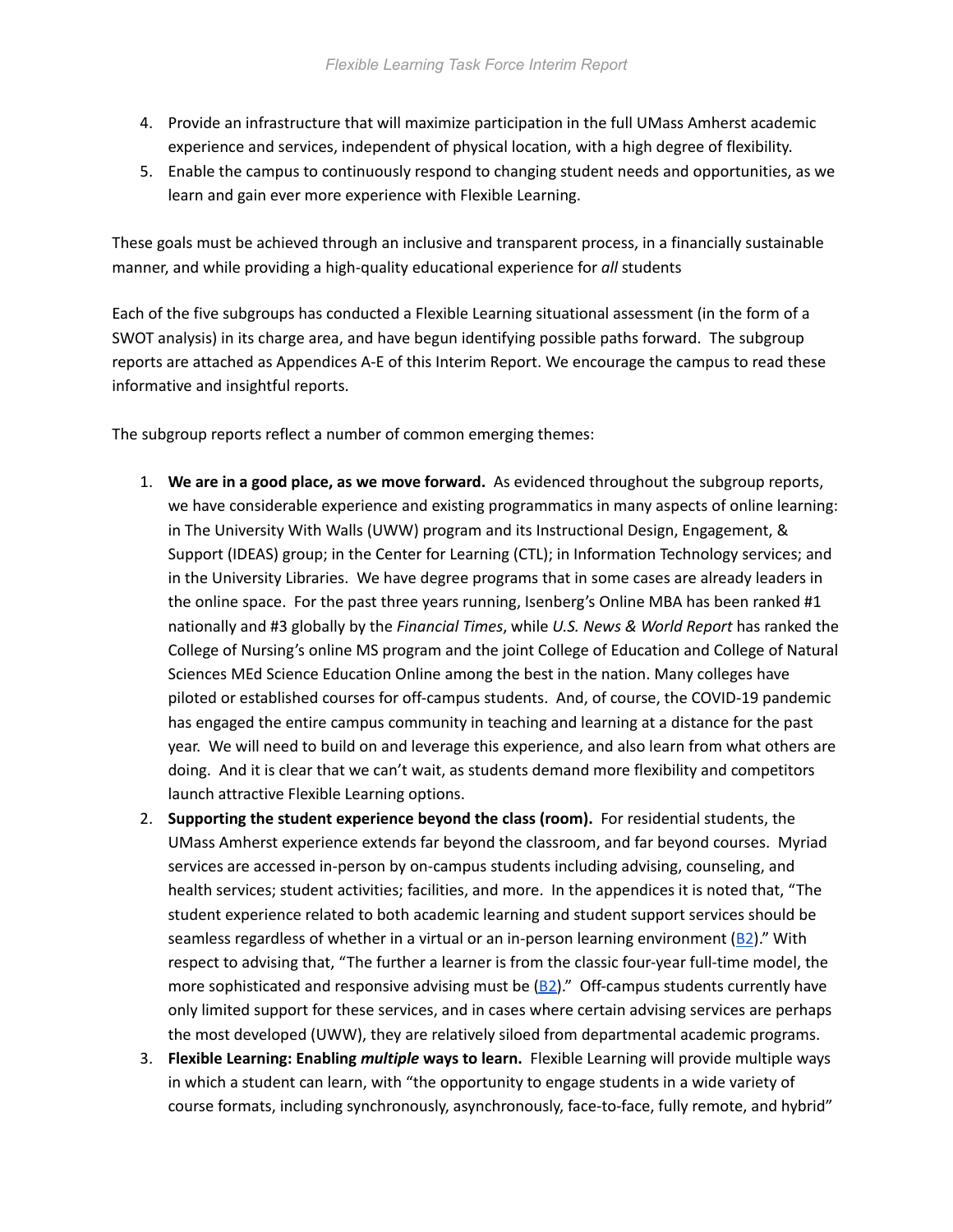4. Provide an infrastructure that will maximize participation in the full UMass Amherst academic experience and services, independent of physical location, with a high degree of flexibility.
5. Enable the campus to continuously respond to changing student needs and opportunities, as we learn and gain ever more experience with Flexible Learning.

These goals must be achieved through an inclusive and transparent process, in a financially sustainable manner, and while providing a high-quality educational experience for *all* students

Each of the five subgroups has conducted a Flexible Learning situational assessment (in the form of a SWOT analysis) in its charge area, and have begun identifying possible paths forward. The subgroup reports are attached as Appendices A-E of this Interim Report. We encourage the campus to read these informative and insightful reports.

The subgroup reports reflect a number of common emerging themes:

1. **We are in a good place, as we move forward.** As evidenced throughout the subgroup reports, we have considerable experience and existing programmatics in many aspects of online learning: in The University With Walls (UWW) program and its Instructional Design, Engagement, & Support (IDEAS) group; in the Center for Learning (CTL); in Information Technology services; and in the University Libraries. We have degree programs that in some cases are already leaders in the online space. For the past three years running, Isenberg's Online MBA has been ranked #1 nationally and #3 globally by the *Financial Times*, while *U.S. News & World Report* has ranked the College of Nursing's online MS program and the joint College of Education and College of Natural Sciences MEd Science Education Online among the best in the nation. Many colleges have piloted or established courses for off-campus students. And, of course, the COVID-19 pandemic has engaged the entire campus community in teaching and learning at a distance for the past year. We will need to build on and leverage this experience, and also learn from what others are doing. And it is clear that we can't wait, as students demand more flexibility and competitors launch attractive Flexible Learning options.
2. **Supporting the student experience beyond the class (room).** For residential students, the UMass Amherst experience extends far beyond the classroom, and far beyond courses. Myriad services are accessed in-person by on-campus students including advising, counseling, and health services; student activities; facilities, and more. In the appendices it is noted that, "The student experience related to both academic learning and student support services should be seamless regardless of whether in a virtual or an in-person learning environment (B2)." With respect to advising that, "The further a learner is from the classic four-year full-time model, the more sophisticated and responsive advising must be (B2)." Off-campus students currently have only limited support for these services, and in cases where certain advising services are perhaps the most developed (UWW), they are relatively siloed from departmental academic programs.
3. **Flexible Learning: Enabling *multiple* ways to learn.** Flexible Learning will provide multiple ways in which a student can learn, with "the opportunity to engage students in a wide variety of course formats, including synchronously, asynchronously, face-to-face, fully remote, and hybrid"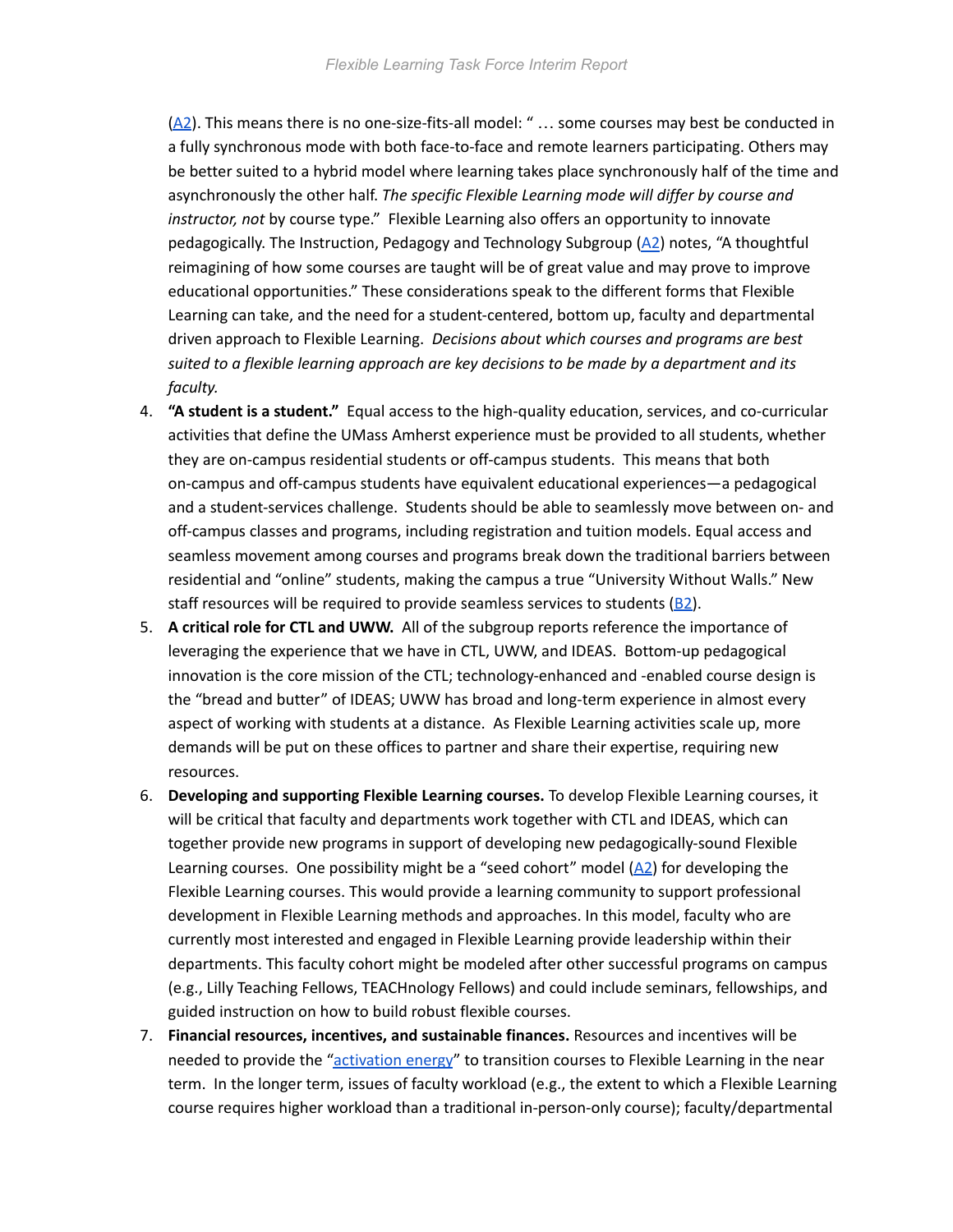(A2). This means there is no one-size-fits-all model: " … some courses may best be conducted in a fully synchronous mode with both face-to-face and remote learners participating. Others may be better suited to a hybrid model where learning takes place synchronously half of the time and asynchronously the other half. *The specific Flexible Learning mode will differ by course and instructor, not* by course type." Flexible Learning also offers an opportunity to innovate pedagogically. The Instruction, Pedagogy and Technology Subgroup (A2) notes, "A thoughtful reimagining of how some courses are taught will be of great value and may prove to improve educational opportunities." These considerations speak to the different forms that Flexible Learning can take, and the need for a student-centered, bottom up, faculty and departmental driven approach to Flexible Learning. *Decisions about which courses and programs are best suited to a flexible learning approach are key decisions to be made by a department and its faculty.*

4. **"A student is a student."** Equal access to the high-quality education, services, and co-curricular activities that define the UMass Amherst experience must be provided to all students, whether they are on-campus residential students or off-campus students. This means that both on-campus and off-campus students have equivalent educational experiences—a pedagogical and a student-services challenge. Students should be able to seamlessly move between on- and off-campus classes and programs, including registration and tuition models. Equal access and seamless movement among courses and programs break down the traditional barriers between residential and "online" students, making the campus a true "University Without Walls." New staff resources will be required to provide seamless services to students (B2).
5. **A critical role for CTL and UWW.** All of the subgroup reports reference the importance of leveraging the experience that we have in CTL, UWW, and IDEAS. Bottom-up pedagogical innovation is the core mission of the CTL; technology-enhanced and -enabled course design is the "bread and butter" of IDEAS; UWW has broad and long-term experience in almost every aspect of working with students at a distance. As Flexible Learning activities scale up, more demands will be put on these offices to partner and share their expertise, requiring new resources.
6. **Developing and supporting Flexible Learning courses.** To develop Flexible Learning courses, it will be critical that faculty and departments work together with CTL and IDEAS, which can together provide new programs in support of developing new pedagogically-sound Flexible Learning courses. One possibility might be a "seed cohort" model (A2) for developing the Flexible Learning courses. This would provide a learning community to support professional development in Flexible Learning methods and approaches. In this model, faculty who are currently most interested and engaged in Flexible Learning provide leadership within their departments. This faculty cohort might be modeled after other successful programs on campus (e.g., Lilly Teaching Fellows, TEACHnology Fellows) and could include seminars, fellowships, and guided instruction on how to build robust flexible courses.
7. **Financial resources, incentives, and sustainable finances.** Resources and incentives will be needed to provide the "activation energy" to transition courses to Flexible Learning in the near term. In the longer term, issues of faculty workload (e.g., the extent to which a Flexible Learning course requires higher workload than a traditional in-person-only course); faculty/departmental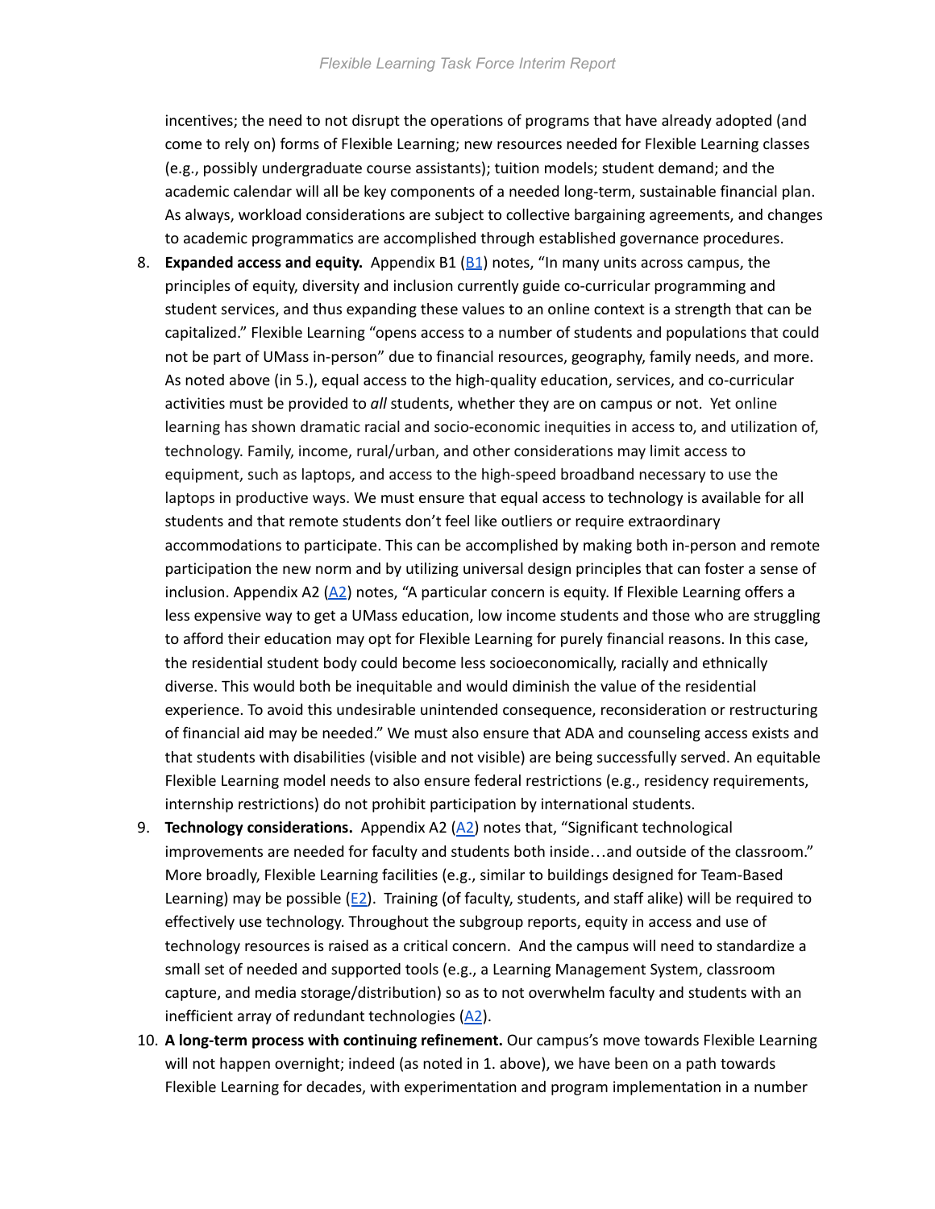incentives; the need to not disrupt the operations of programs that have already adopted (and come to rely on) forms of Flexible Learning; new resources needed for Flexible Learning classes (e.g., possibly undergraduate course assistants); tuition models; student demand; and the academic calendar will all be key components of a needed long-term, sustainable financial plan. As always, workload considerations are subject to collective bargaining agreements, and changes to academic programmatics are accomplished through established governance procedures.

8. **Expanded access and equity.** Appendix B1 (B1) notes, "In many units across campus, the principles of equity, diversity and inclusion currently guide co-curricular programming and student services, and thus expanding these values to an online context is a strength that can be capitalized." Flexible Learning "opens access to a number of students and populations that could not be part of UMass in-person" due to financial resources, geography, family needs, and more. As noted above (in 5.), equal access to the high-quality education, services, and co-curricular activities must be provided to *all* students, whether they are on campus or not. Yet online learning has shown dramatic racial and socio-economic inequities in access to, and utilization of, technology. Family, income, rural/urban, and other considerations may limit access to equipment, such as laptops, and access to the high-speed broadband necessary to use the laptops in productive ways. We must ensure that equal access to technology is available for all students and that remote students don't feel like outliers or require extraordinary accommodations to participate. This can be accomplished by making both in-person and remote participation the new norm and by utilizing universal design principles that can foster a sense of inclusion. Appendix A2 (A2) notes, "A particular concern is equity. If Flexible Learning offers a less expensive way to get a UMass education, low income students and those who are struggling to afford their education may opt for Flexible Learning for purely financial reasons. In this case, the residential student body could become less socioeconomically, racially and ethnically diverse. This would both be inequitable and would diminish the value of the residential experience. To avoid this undesirable unintended consequence, reconsideration or restructuring of financial aid may be needed." We must also ensure that ADA and counseling access exists and that students with disabilities (visible and not visible) are being successfully served. An equitable Flexible Learning model needs to also ensure federal restrictions (e.g., residency requirements, internship restrictions) do not prohibit participation by international students.
9. **Technology considerations.** Appendix A2 (A2) notes that, "Significant technological improvements are needed for faculty and students both inside…and outside of the classroom." More broadly, Flexible Learning facilities (e.g., similar to buildings designed for Team-Based Learning) may be possible (E2). Training (of faculty, students, and staff alike) will be required to effectively use technology. Throughout the subgroup reports, equity in access and use of technology resources is raised as a critical concern. And the campus will need to standardize a small set of needed and supported tools (e.g., a Learning Management System, classroom capture, and media storage/distribution) so as to not overwhelm faculty and students with an inefficient array of redundant technologies (A2).
10. **A long-term process with continuing refinement.** Our campus's move towards Flexible Learning will not happen overnight; indeed (as noted in 1. above), we have been on a path towards Flexible Learning for decades, with experimentation and program implementation in a number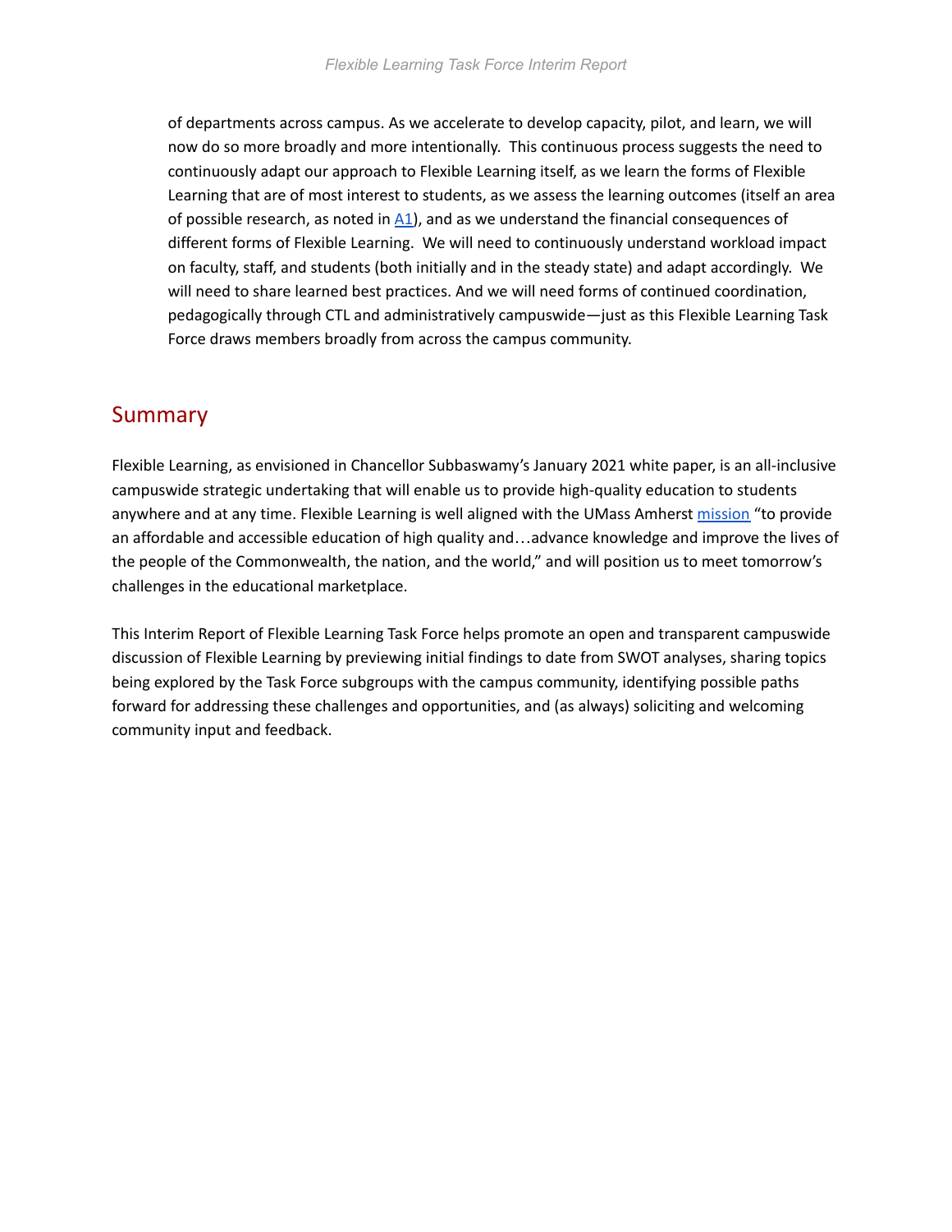of departments across campus. As we accelerate to develop capacity, pilot, and learn, we will now do so more broadly and more intentionally. This continuous process suggests the need to continuously adapt our approach to Flexible Learning itself, as we learn the forms of Flexible Learning that are of most interest to students, as we assess the learning outcomes (itself an area of possible research, as noted in A1), and as we understand the financial consequences of different forms of Flexible Learning. We will need to continuously understand workload impact on faculty, staff, and students (both initially and in the steady state) and adapt accordingly. We will need to share learned best practices. And we will need forms of continued coordination, pedagogically through CTL and administratively campuswide—just as this Flexible Learning Task Force draws members broadly from across the campus community.

## Summary

Flexible Learning, as envisioned in Chancellor Subbaswamy's January 2021 white paper, is an all-inclusive campuswide strategic undertaking that will enable us to provide high-quality education to students anywhere and at any time. Flexible Learning is well aligned with the UMass Amherst mission "to provide an affordable and accessible education of high quality and…advance knowledge and improve the lives of the people of the Commonwealth, the nation, and the world," and will position us to meet tomorrow's challenges in the educational marketplace.

This Interim Report of Flexible Learning Task Force helps promote an open and transparent campuswide discussion of Flexible Learning by previewing initial findings to date from SWOT analyses, sharing topics being explored by the Task Force subgroups with the campus community, identifying possible paths forward for addressing these challenges and opportunities, and (as always) soliciting and welcoming community input and feedback.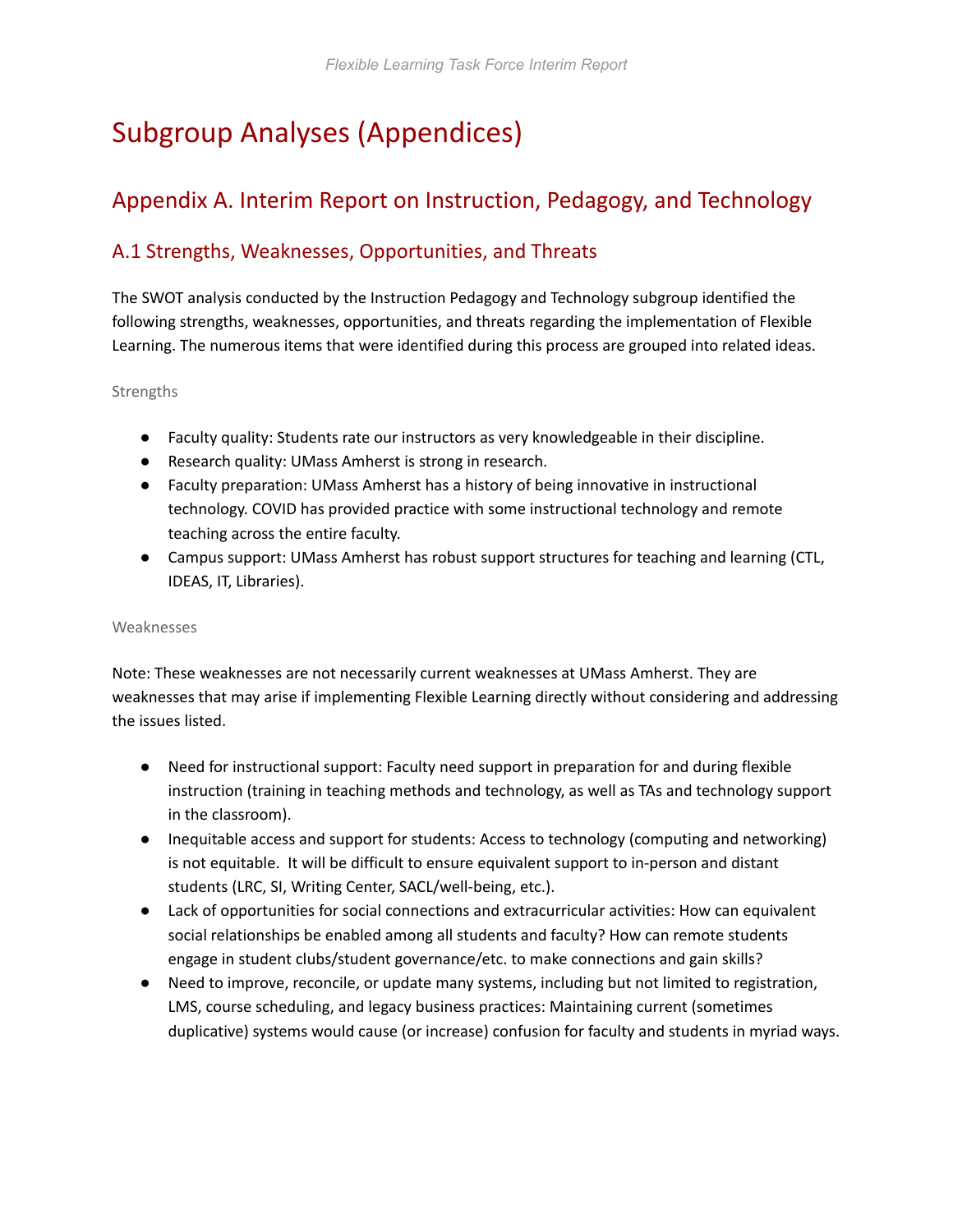# Subgroup Analyses (Appendices)

## Appendix A. Interim Report on Instruction, Pedagogy, and Technology

### A.1 Strengths, Weaknesses, Opportunities, and Threats

The SWOT analysis conducted by the Instruction Pedagogy and Technology subgroup identified the following strengths, weaknesses, opportunities, and threats regarding the implementation of Flexible Learning. The numerous items that were identified during this process are grouped into related ideas.

#### Strengths

- Faculty quality: Students rate our instructors as very knowledgeable in their discipline.
- Research quality: UMass Amherst is strong in research.
- Faculty preparation: UMass Amherst has a history of being innovative in instructional technology. COVID has provided practice with some instructional technology and remote teaching across the entire faculty.
- Campus support: UMass Amherst has robust support structures for teaching and learning (CTL, IDEAS, IT, Libraries).

#### Weaknesses

Note: These weaknesses are not necessarily current weaknesses at UMass Amherst. They are weaknesses that may arise if implementing Flexible Learning directly without considering and addressing the issues listed.

- Need for instructional support: Faculty need support in preparation for and during flexible instruction (training in teaching methods and technology, as well as TAs and technology support in the classroom).
- Inequitable access and support for students: Access to technology (computing and networking) is not equitable. It will be difficult to ensure equivalent support to in-person and distant students (LRC, SI, Writing Center, SACL/well-being, etc.).
- Lack of opportunities for social connections and extracurricular activities: How can equivalent social relationships be enabled among all students and faculty? How can remote students engage in student clubs/student governance/etc. to make connections and gain skills?
- Need to improve, reconcile, or update many systems, including but not limited to registration, LMS, course scheduling, and legacy business practices: Maintaining current (sometimes duplicative) systems would cause (or increase) confusion for faculty and students in myriad ways.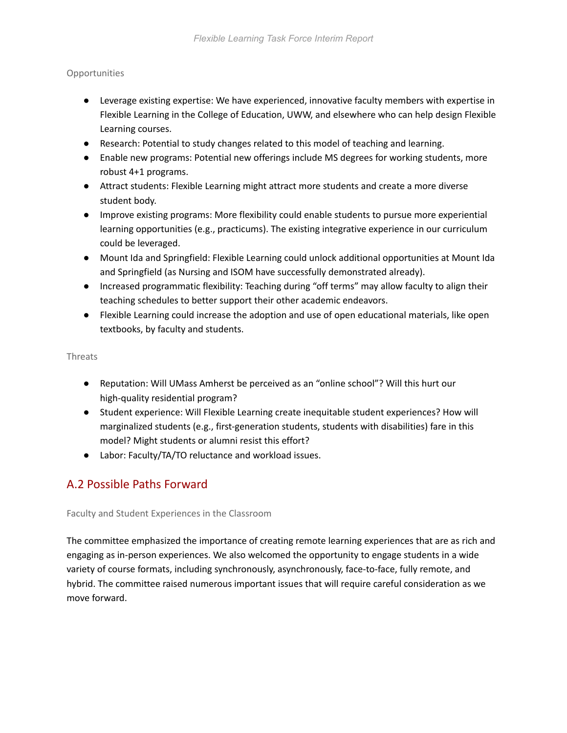Opportunities

- Leverage existing expertise: We have experienced, innovative faculty members with expertise in Flexible Learning in the College of Education, UWW, and elsewhere who can help design Flexible Learning courses.
- Research: Potential to study changes related to this model of teaching and learning.
- Enable new programs: Potential new offerings include MS degrees for working students, more robust 4+1 programs.
- Attract students: Flexible Learning might attract more students and create a more diverse student body.
- Improve existing programs: More flexibility could enable students to pursue more experiential learning opportunities (e.g., practicums). The existing integrative experience in our curriculum could be leveraged.
- Mount Ida and Springfield: Flexible Learning could unlock additional opportunities at Mount Ida and Springfield (as Nursing and ISOM have successfully demonstrated already).
- Increased programmatic flexibility: Teaching during "off terms" may allow faculty to align their teaching schedules to better support their other academic endeavors.
- Flexible Learning could increase the adoption and use of open educational materials, like open textbooks, by faculty and students.

Threats

- Reputation: Will UMass Amherst be perceived as an "online school"? Will this hurt our high-quality residential program?
- Student experience: Will Flexible Learning create inequitable student experiences? How will marginalized students (e.g., first-generation students, students with disabilities) fare in this model? Might students or alumni resist this effort?
- Labor: Faculty/TA/TO reluctance and workload issues.

## A.2 Possible Paths Forward

Faculty and Student Experiences in the Classroom

The committee emphasized the importance of creating remote learning experiences that are as rich and engaging as in-person experiences. We also welcomed the opportunity to engage students in a wide variety of course formats, including synchronously, asynchronously, face-to-face, fully remote, and hybrid. The committee raised numerous important issues that will require careful consideration as we move forward.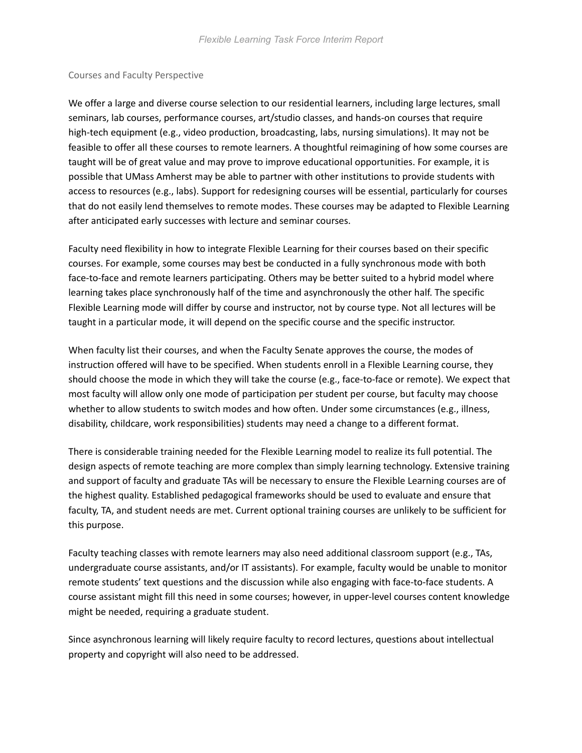## Courses and Faculty Perspective

We offer a large and diverse course selection to our residential learners, including large lectures, small seminars, lab courses, performance courses, art/studio classes, and hands-on courses that require high-tech equipment (e.g., video production, broadcasting, labs, nursing simulations). It may not be feasible to offer all these courses to remote learners. A thoughtful reimagining of how some courses are taught will be of great value and may prove to improve educational opportunities. For example, it is possible that UMass Amherst may be able to partner with other institutions to provide students with access to resources (e.g., labs). Support for redesigning courses will be essential, particularly for courses that do not easily lend themselves to remote modes. These courses may be adapted to Flexible Learning after anticipated early successes with lecture and seminar courses.

Faculty need flexibility in how to integrate Flexible Learning for their courses based on their specific courses. For example, some courses may best be conducted in a fully synchronous mode with both face-to-face and remote learners participating. Others may be better suited to a hybrid model where learning takes place synchronously half of the time and asynchronously the other half. The specific Flexible Learning mode will differ by course and instructor, not by course type. Not all lectures will be taught in a particular mode, it will depend on the specific course and the specific instructor.

When faculty list their courses, and when the Faculty Senate approves the course, the modes of instruction offered will have to be specified. When students enroll in a Flexible Learning course, they should choose the mode in which they will take the course (e.g., face-to-face or remote). We expect that most faculty will allow only one mode of participation per student per course, but faculty may choose whether to allow students to switch modes and how often. Under some circumstances (e.g., illness, disability, childcare, work responsibilities) students may need a change to a different format.

There is considerable training needed for the Flexible Learning model to realize its full potential. The design aspects of remote teaching are more complex than simply learning technology. Extensive training and support of faculty and graduate TAs will be necessary to ensure the Flexible Learning courses are of the highest quality. Established pedagogical frameworks should be used to evaluate and ensure that faculty, TA, and student needs are met. Current optional training courses are unlikely to be sufficient for this purpose.

Faculty teaching classes with remote learners may also need additional classroom support (e.g., TAs, undergraduate course assistants, and/or IT assistants). For example, faculty would be unable to monitor remote students' text questions and the discussion while also engaging with face-to-face students. A course assistant might fill this need in some courses; however, in upper-level courses content knowledge might be needed, requiring a graduate student.

Since asynchronous learning will likely require faculty to record lectures, questions about intellectual property and copyright will also need to be addressed.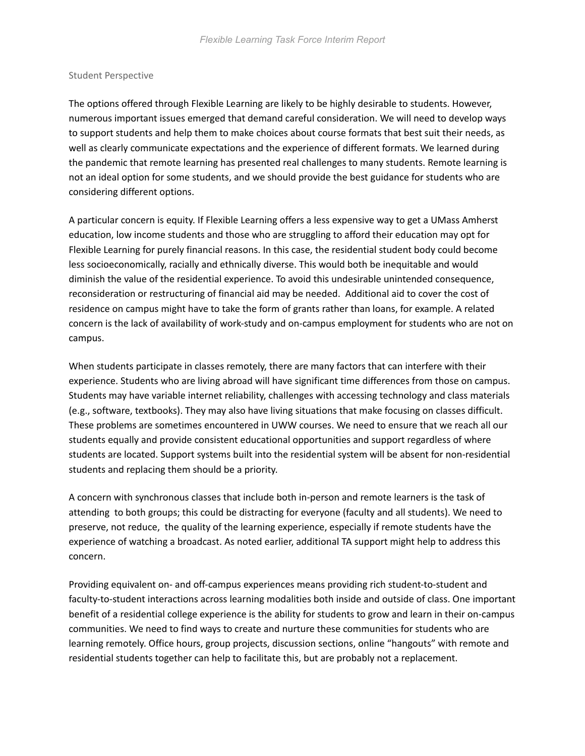### Student Perspective

The options offered through Flexible Learning are likely to be highly desirable to students. However, numerous important issues emerged that demand careful consideration. We will need to develop ways to support students and help them to make choices about course formats that best suit their needs, as well as clearly communicate expectations and the experience of different formats. We learned during the pandemic that remote learning has presented real challenges to many students. Remote learning is not an ideal option for some students, and we should provide the best guidance for students who are considering different options.

A particular concern is equity. If Flexible Learning offers a less expensive way to get a UMass Amherst education, low income students and those who are struggling to afford their education may opt for Flexible Learning for purely financial reasons. In this case, the residential student body could become less socioeconomically, racially and ethnically diverse. This would both be inequitable and would diminish the value of the residential experience. To avoid this undesirable unintended consequence, reconsideration or restructuring of financial aid may be needed. Additional aid to cover the cost of residence on campus might have to take the form of grants rather than loans, for example. A related concern is the lack of availability of work-study and on-campus employment for students who are not on campus.

When students participate in classes remotely, there are many factors that can interfere with their experience. Students who are living abroad will have significant time differences from those on campus. Students may have variable internet reliability, challenges with accessing technology and class materials (e.g., software, textbooks). They may also have living situations that make focusing on classes difficult. These problems are sometimes encountered in UWW courses. We need to ensure that we reach all our students equally and provide consistent educational opportunities and support regardless of where students are located. Support systems built into the residential system will be absent for non-residential students and replacing them should be a priority.

A concern with synchronous classes that include both in-person and remote learners is the task of attending to both groups; this could be distracting for everyone (faculty and all students). We need to preserve, not reduce, the quality of the learning experience, especially if remote students have the experience of watching a broadcast. As noted earlier, additional TA support might help to address this concern.

Providing equivalent on- and off-campus experiences means providing rich student-to-student and faculty-to-student interactions across learning modalities both inside and outside of class. One important benefit of a residential college experience is the ability for students to grow and learn in their on-campus communities. We need to find ways to create and nurture these communities for students who are learning remotely. Office hours, group projects, discussion sections, online "hangouts" with remote and residential students together can help to facilitate this, but are probably not a replacement.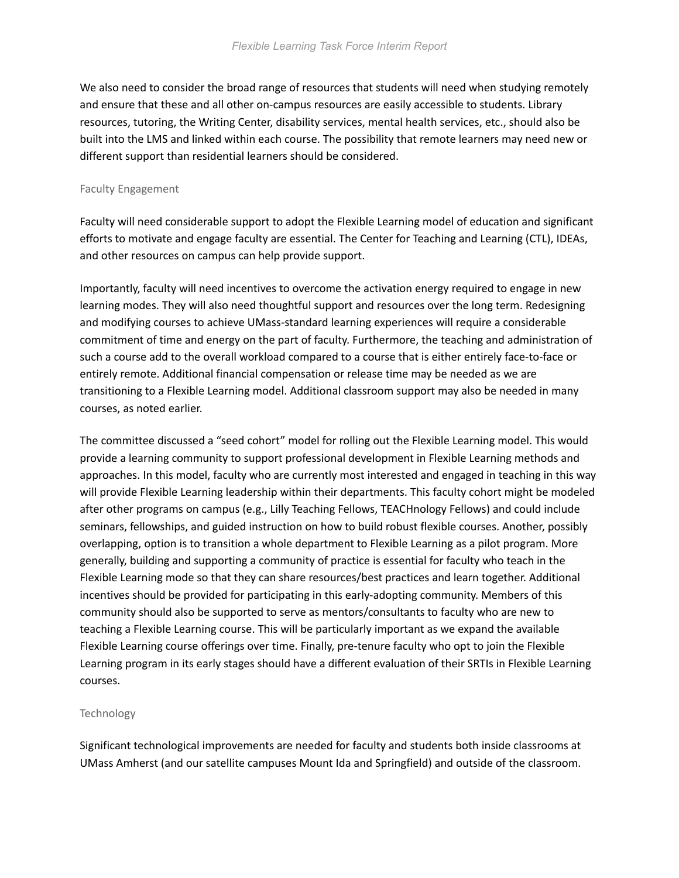We also need to consider the broad range of resources that students will need when studying remotely and ensure that these and all other on-campus resources are easily accessible to students. Library resources, tutoring, the Writing Center, disability services, mental health services, etc., should also be built into the LMS and linked within each course. The possibility that remote learners may need new or different support than residential learners should be considered.

### Faculty Engagement

Faculty will need considerable support to adopt the Flexible Learning model of education and significant efforts to motivate and engage faculty are essential. The Center for Teaching and Learning (CTL), IDEAs, and other resources on campus can help provide support.

Importantly, faculty will need incentives to overcome the activation energy required to engage in new learning modes. They will also need thoughtful support and resources over the long term. Redesigning and modifying courses to achieve UMass-standard learning experiences will require a considerable commitment of time and energy on the part of faculty. Furthermore, the teaching and administration of such a course add to the overall workload compared to a course that is either entirely face-to-face or entirely remote. Additional financial compensation or release time may be needed as we are transitioning to a Flexible Learning model. Additional classroom support may also be needed in many courses, as noted earlier.

The committee discussed a "seed cohort" model for rolling out the Flexible Learning model. This would provide a learning community to support professional development in Flexible Learning methods and approaches. In this model, faculty who are currently most interested and engaged in teaching in this way will provide Flexible Learning leadership within their departments. This faculty cohort might be modeled after other programs on campus (e.g., Lilly Teaching Fellows, TEACHnology Fellows) and could include seminars, fellowships, and guided instruction on how to build robust flexible courses. Another, possibly overlapping, option is to transition a whole department to Flexible Learning as a pilot program. More generally, building and supporting a community of practice is essential for faculty who teach in the Flexible Learning mode so that they can share resources/best practices and learn together. Additional incentives should be provided for participating in this early-adopting community. Members of this community should also be supported to serve as mentors/consultants to faculty who are new to teaching a Flexible Learning course. This will be particularly important as we expand the available Flexible Learning course offerings over time. Finally, pre-tenure faculty who opt to join the Flexible Learning program in its early stages should have a different evaluation of their SRTIs in Flexible Learning courses.

### Technology

Significant technological improvements are needed for faculty and students both inside classrooms at UMass Amherst (and our satellite campuses Mount Ida and Springfield) and outside of the classroom.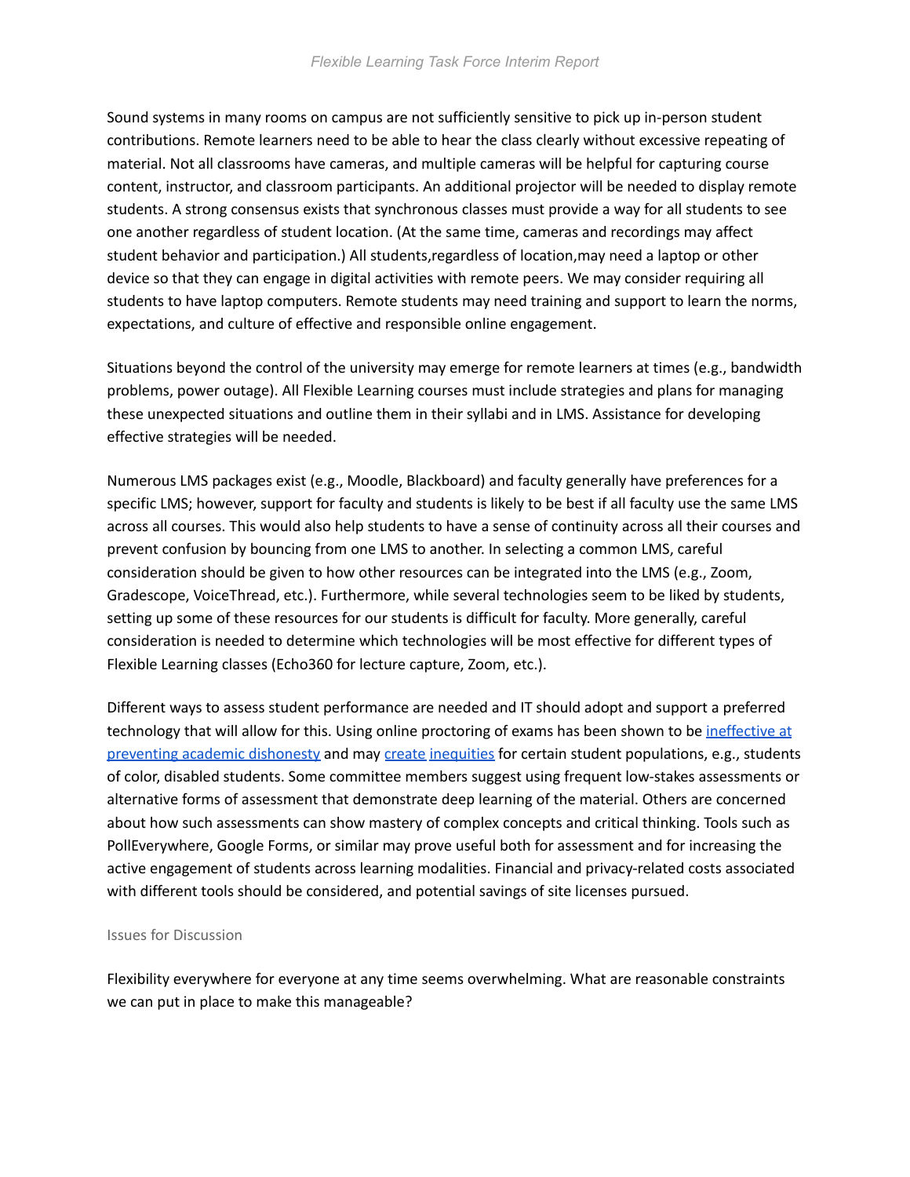Sound systems in many rooms on campus are not sufficiently sensitive to pick up in-person student contributions. Remote learners need to be able to hear the class clearly without excessive repeating of material. Not all classrooms have cameras, and multiple cameras will be helpful for capturing course content, instructor, and classroom participants. An additional projector will be needed to display remote students. A strong consensus exists that synchronous classes must provide a way for all students to see one another regardless of student location. (At the same time, cameras and recordings may affect student behavior and participation.) All students,regardless of location,may need a laptop or other device so that they can engage in digital activities with remote peers. We may consider requiring all students to have laptop computers. Remote students may need training and support to learn the norms, expectations, and culture of effective and responsible online engagement.

Situations beyond the control of the university may emerge for remote learners at times (e.g., bandwidth problems, power outage). All Flexible Learning courses must include strategies and plans for managing these unexpected situations and outline them in their syllabi and in LMS. Assistance for developing effective strategies will be needed.

Numerous LMS packages exist (e.g., Moodle, Blackboard) and faculty generally have preferences for a specific LMS; however, support for faculty and students is likely to be best if all faculty use the same LMS across all courses. This would also help students to have a sense of continuity across all their courses and prevent confusion by bouncing from one LMS to another. In selecting a common LMS, careful consideration should be given to how other resources can be integrated into the LMS (e.g., Zoom, Gradescope, VoiceThread, etc.). Furthermore, while several technologies seem to be liked by students, setting up some of these resources for our students is difficult for faculty. More generally, careful consideration is needed to determine which technologies will be most effective for different types of Flexible Learning classes (Echo360 for lecture capture, Zoom, etc.).

Different ways to assess student performance are needed and IT should adopt and support a preferred technology that will allow for this. Using online proctoring of exams has been shown to be ineffective at preventing academic dishonesty and may create inequities for certain student populations, e.g., students of color, disabled students. Some committee members suggest using frequent low-stakes assessments or alternative forms of assessment that demonstrate deep learning of the material. Others are concerned about how such assessments can show mastery of complex concepts and critical thinking. Tools such as PollEverywhere, Google Forms, or similar may prove useful both for assessment and for increasing the active engagement of students across learning modalities. Financial and privacy-related costs associated with different tools should be considered, and potential savings of site licenses pursued.

### Issues for Discussion

Flexibility everywhere for everyone at any time seems overwhelming. What are reasonable constraints we can put in place to make this manageable?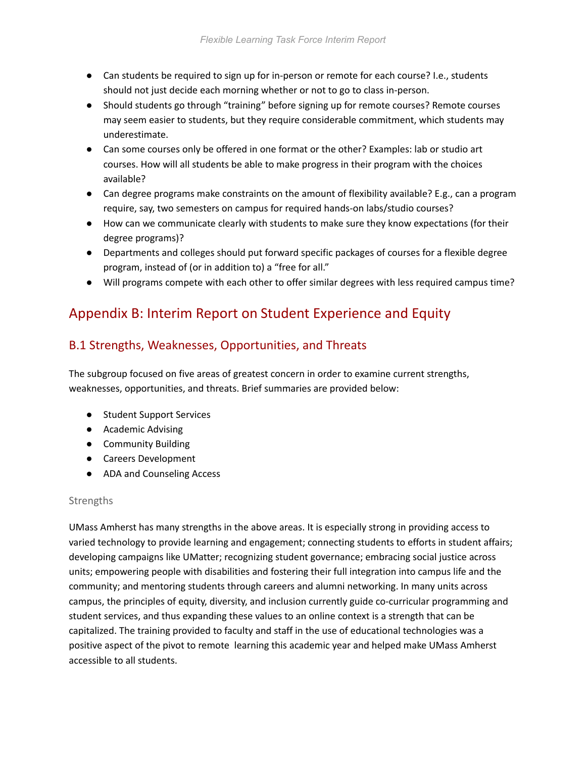- Can students be required to sign up for in-person or remote for each course? I.e., students should not just decide each morning whether or not to go to class in-person.
- Should students go through "training" before signing up for remote courses? Remote courses may seem easier to students, but they require considerable commitment, which students may underestimate.
- Can some courses only be offered in one format or the other? Examples: lab or studio art courses. How will all students be able to make progress in their program with the choices available?
- Can degree programs make constraints on the amount of flexibility available? E.g., can a program require, say, two semesters on campus for required hands-on labs/studio courses?
- How can we communicate clearly with students to make sure they know expectations (for their degree programs)?
- Departments and colleges should put forward specific packages of courses for a flexible degree program, instead of (or in addition to) a "free for all."
- Will programs compete with each other to offer similar degrees with less required campus time?

## Appendix B: Interim Report on Student Experience and Equity

### B.1 Strengths, Weaknesses, Opportunities, and Threats

The subgroup focused on five areas of greatest concern in order to examine current strengths, weaknesses, opportunities, and threats. Brief summaries are provided below:

- Student Support Services
- Academic Advising
- Community Building
- Careers Development
- ADA and Counseling Access

#### Strengths

UMass Amherst has many strengths in the above areas. It is especially strong in providing access to varied technology to provide learning and engagement; connecting students to efforts in student affairs; developing campaigns like UMatter; recognizing student governance; embracing social justice across units; empowering people with disabilities and fostering their full integration into campus life and the community; and mentoring students through careers and alumni networking. In many units across campus, the principles of equity, diversity, and inclusion currently guide co-curricular programming and student services, and thus expanding these values to an online context is a strength that can be capitalized. The training provided to faculty and staff in the use of educational technologies was a positive aspect of the pivot to remote learning this academic year and helped make UMass Amherst accessible to all students.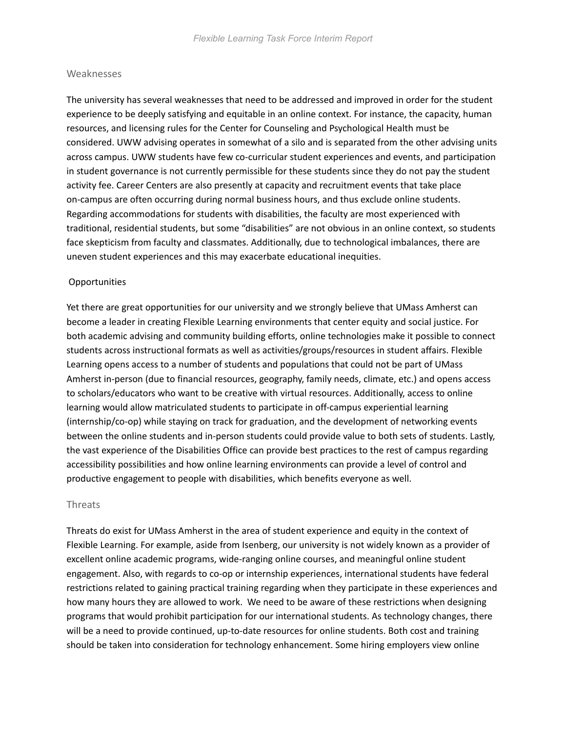### Weaknesses

The university has several weaknesses that need to be addressed and improved in order for the student experience to be deeply satisfying and equitable in an online context. For instance, the capacity, human resources, and licensing rules for the Center for Counseling and Psychological Health must be considered. UWW advising operates in somewhat of a silo and is separated from the other advising units across campus. UWW students have few co-curricular student experiences and events, and participation in student governance is not currently permissible for these students since they do not pay the student activity fee. Career Centers are also presently at capacity and recruitment events that take place on-campus are often occurring during normal business hours, and thus exclude online students. Regarding accommodations for students with disabilities, the faculty are most experienced with traditional, residential students, but some “disabilities” are not obvious in an online context, so students face skepticism from faculty and classmates. Additionally, due to technological imbalances, there are uneven student experiences and this may exacerbate educational inequities.

### Opportunities

Yet there are great opportunities for our university and we strongly believe that UMass Amherst can become a leader in creating Flexible Learning environments that center equity and social justice. For both academic advising and community building efforts, online technologies make it possible to connect students across instructional formats as well as activities/groups/resources in student affairs. Flexible Learning opens access to a number of students and populations that could not be part of UMass Amherst in-person (due to financial resources, geography, family needs, climate, etc.) and opens access to scholars/educators who want to be creative with virtual resources. Additionally, access to online learning would allow matriculated students to participate in off-campus experiential learning (internship/co-op) while staying on track for graduation, and the development of networking events between the online students and in-person students could provide value to both sets of students. Lastly, the vast experience of the Disabilities Office can provide best practices to the rest of campus regarding accessibility possibilities and how online learning environments can provide a level of control and productive engagement to people with disabilities, which benefits everyone as well.

### Threats

Threats do exist for UMass Amherst in the area of student experience and equity in the context of Flexible Learning. For example, aside from Isenberg, our university is not widely known as a provider of excellent online academic programs, wide-ranging online courses, and meaningful online student engagement. Also, with regards to co-op or internship experiences, international students have federal restrictions related to gaining practical training regarding when they participate in these experiences and how many hours they are allowed to work. We need to be aware of these restrictions when designing programs that would prohibit participation for our international students. As technology changes, there will be a need to provide continued, up-to-date resources for online students. Both cost and training should be taken into consideration for technology enhancement. Some hiring employers view online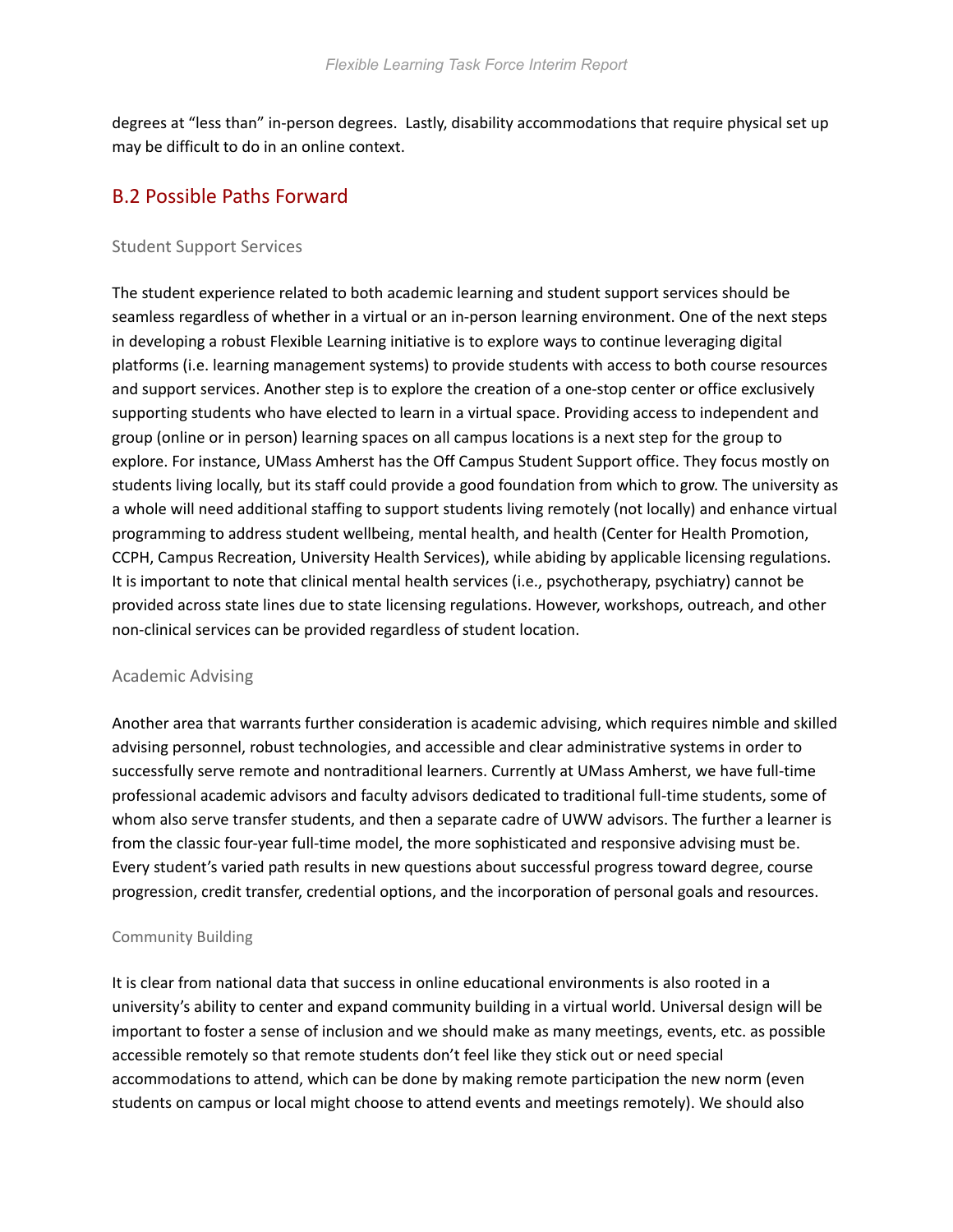degrees at "less than" in-person degrees.  Lastly, disability accommodations that require physical set up may be difficult to do in an online context.

## B.2 Possible Paths Forward

### Student Support Services

The student experience related to both academic learning and student support services should be seamless regardless of whether in a virtual or an in-person learning environment. One of the next steps in developing a robust Flexible Learning initiative is to explore ways to continue leveraging digital platforms (i.e. learning management systems) to provide students with access to both course resources and support services. Another step is to explore the creation of a one-stop center or office exclusively supporting students who have elected to learn in a virtual space. Providing access to independent and group (online or in person) learning spaces on all campus locations is a next step for the group to explore. For instance, UMass Amherst has the Off Campus Student Support office. They focus mostly on students living locally, but its staff could provide a good foundation from which to grow. The university as a whole will need additional staffing to support students living remotely (not locally) and enhance virtual programming to address student wellbeing, mental health, and health (Center for Health Promotion, CCPH, Campus Recreation, University Health Services), while abiding by applicable licensing regulations. It is important to note that clinical mental health services (i.e., psychotherapy, psychiatry) cannot be provided across state lines due to state licensing regulations. However, workshops, outreach, and other non-clinical services can be provided regardless of student location.

### Academic Advising

Another area that warrants further consideration is academic advising, which requires nimble and skilled advising personnel, robust technologies, and accessible and clear administrative systems in order to successfully serve remote and nontraditional learners. Currently at UMass Amherst, we have full-time professional academic advisors and faculty advisors dedicated to traditional full-time students, some of whom also serve transfer students, and then a separate cadre of UWW advisors. The further a learner is from the classic four-year full-time model, the more sophisticated and responsive advising must be. Every student's varied path results in new questions about successful progress toward degree, course progression, credit transfer, credential options, and the incorporation of personal goals and resources.

### Community Building

It is clear from national data that success in online educational environments is also rooted in a university's ability to center and expand community building in a virtual world. Universal design will be important to foster a sense of inclusion and we should make as many meetings, events, etc. as possible accessible remotely so that remote students don't feel like they stick out or need special accommodations to attend, which can be done by making remote participation the new norm (even students on campus or local might choose to attend events and meetings remotely). We should also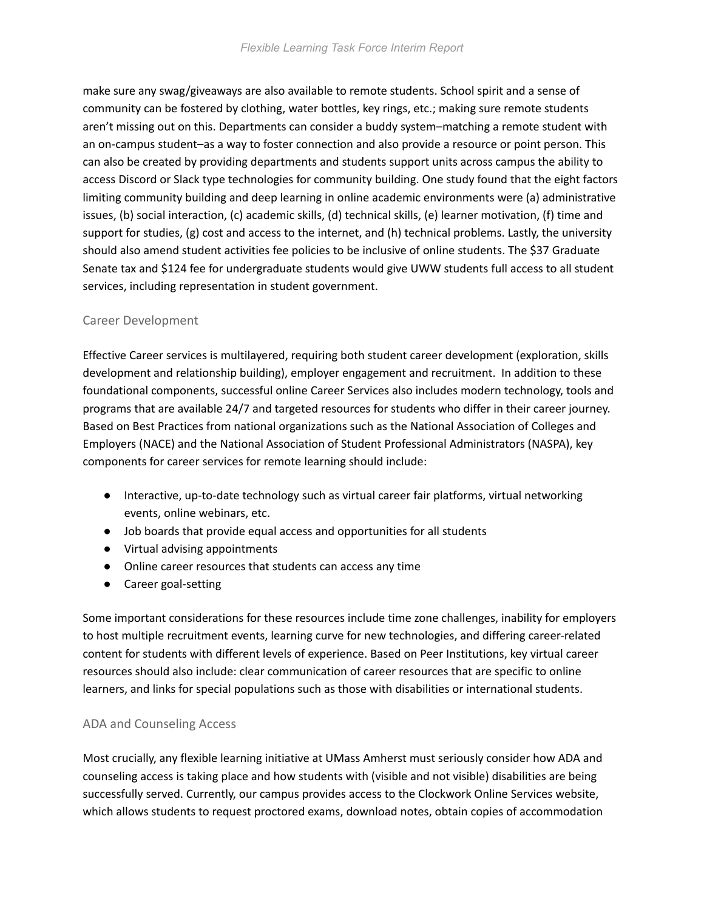make sure any swag/giveaways are also available to remote students. School spirit and a sense of community can be fostered by clothing, water bottles, key rings, etc.; making sure remote students aren't missing out on this. Departments can consider a buddy system–matching a remote student with an on-campus student–as a way to foster connection and also provide a resource or point person. This can also be created by providing departments and students support units across campus the ability to access Discord or Slack type technologies for community building. One study found that the eight factors limiting community building and deep learning in online academic environments were (a) administrative issues, (b) social interaction, (c) academic skills, (d) technical skills, (e) learner motivation, (f) time and support for studies, (g) cost and access to the internet, and (h) technical problems. Lastly, the university should also amend student activities fee policies to be inclusive of online students. The $37 Graduate Senate tax and $124 fee for undergraduate students would give UWW students full access to all student services, including representation in student government.

### Career Development

Effective Career services is multilayered, requiring both student career development (exploration, skills development and relationship building), employer engagement and recruitment. In addition to these foundational components, successful online Career Services also includes modern technology, tools and programs that are available 24/7 and targeted resources for students who differ in their career journey. Based on Best Practices from national organizations such as the National Association of Colleges and Employers (NACE) and the National Association of Student Professional Administrators (NASPA), key components for career services for remote learning should include:

- Interactive, up-to-date technology such as virtual career fair platforms, virtual networking events, online webinars, etc.
- Job boards that provide equal access and opportunities for all students
- Virtual advising appointments
- Online career resources that students can access any time
- Career goal-setting

Some important considerations for these resources include time zone challenges, inability for employers to host multiple recruitment events, learning curve for new technologies, and differing career-related content for students with different levels of experience. Based on Peer Institutions, key virtual career resources should also include: clear communication of career resources that are specific to online learners, and links for special populations such as those with disabilities or international students.

### ADA and Counseling Access

Most crucially, any flexible learning initiative at UMass Amherst must seriously consider how ADA and counseling access is taking place and how students with (visible and not visible) disabilities are being successfully served. Currently, our campus provides access to the Clockwork Online Services website, which allows students to request proctored exams, download notes, obtain copies of accommodation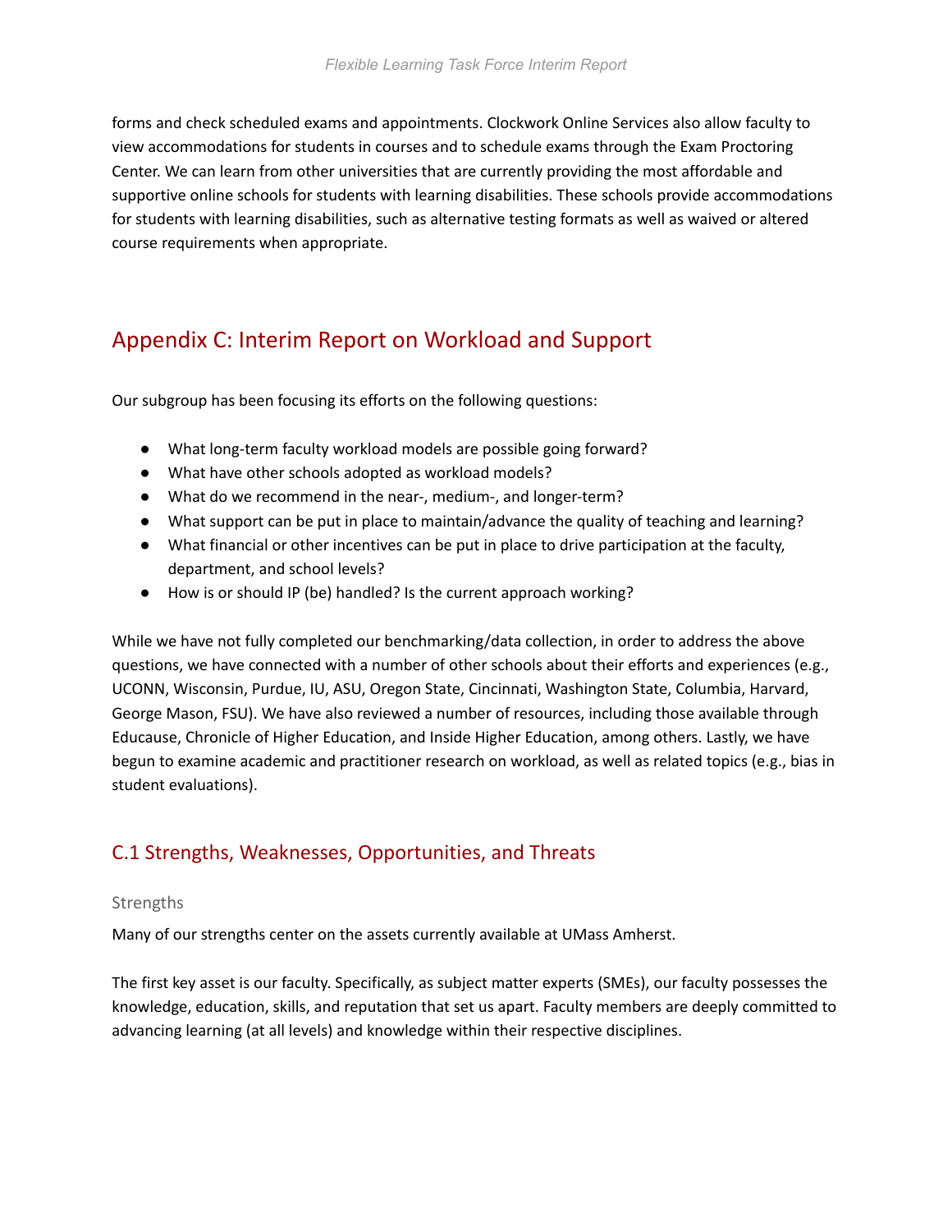forms and check scheduled exams and appointments. Clockwork Online Services also allow faculty to view accommodations for students in courses and to schedule exams through the Exam Proctoring Center. We can learn from other universities that are currently providing the most affordable and supportive online schools for students with learning disabilities. These schools provide accommodations for students with learning disabilities, such as alternative testing formats as well as waived or altered course requirements when appropriate.

## Appendix C: Interim Report on Workload and Support

Our subgroup has been focusing its efforts on the following questions:

- What long-term faculty workload models are possible going forward?
- What have other schools adopted as workload models?
- What do we recommend in the near-, medium-, and longer-term?
- What support can be put in place to maintain/advance the quality of teaching and learning?
- What financial or other incentives can be put in place to drive participation at the faculty, department, and school levels?
- How is or should IP (be) handled? Is the current approach working?

While we have not fully completed our benchmarking/data collection, in order to address the above questions, we have connected with a number of other schools about their efforts and experiences (e.g., UCONN, Wisconsin, Purdue, IU, ASU, Oregon State, Cincinnati, Washington State, Columbia, Harvard, George Mason, FSU). We have also reviewed a number of resources, including those available through Educause, Chronicle of Higher Education, and Inside Higher Education, among others. Lastly, we have begun to examine academic and practitioner research on workload, as well as related topics (e.g., bias in student evaluations).

### C.1 Strengths, Weaknesses, Opportunities, and Threats

#### Strengths

Many of our strengths center on the assets currently available at UMass Amherst.

The first key asset is our faculty. Specifically, as subject matter experts (SMEs), our faculty possesses the knowledge, education, skills, and reputation that set us apart. Faculty members are deeply committed to advancing learning (at all levels) and knowledge within their respective disciplines.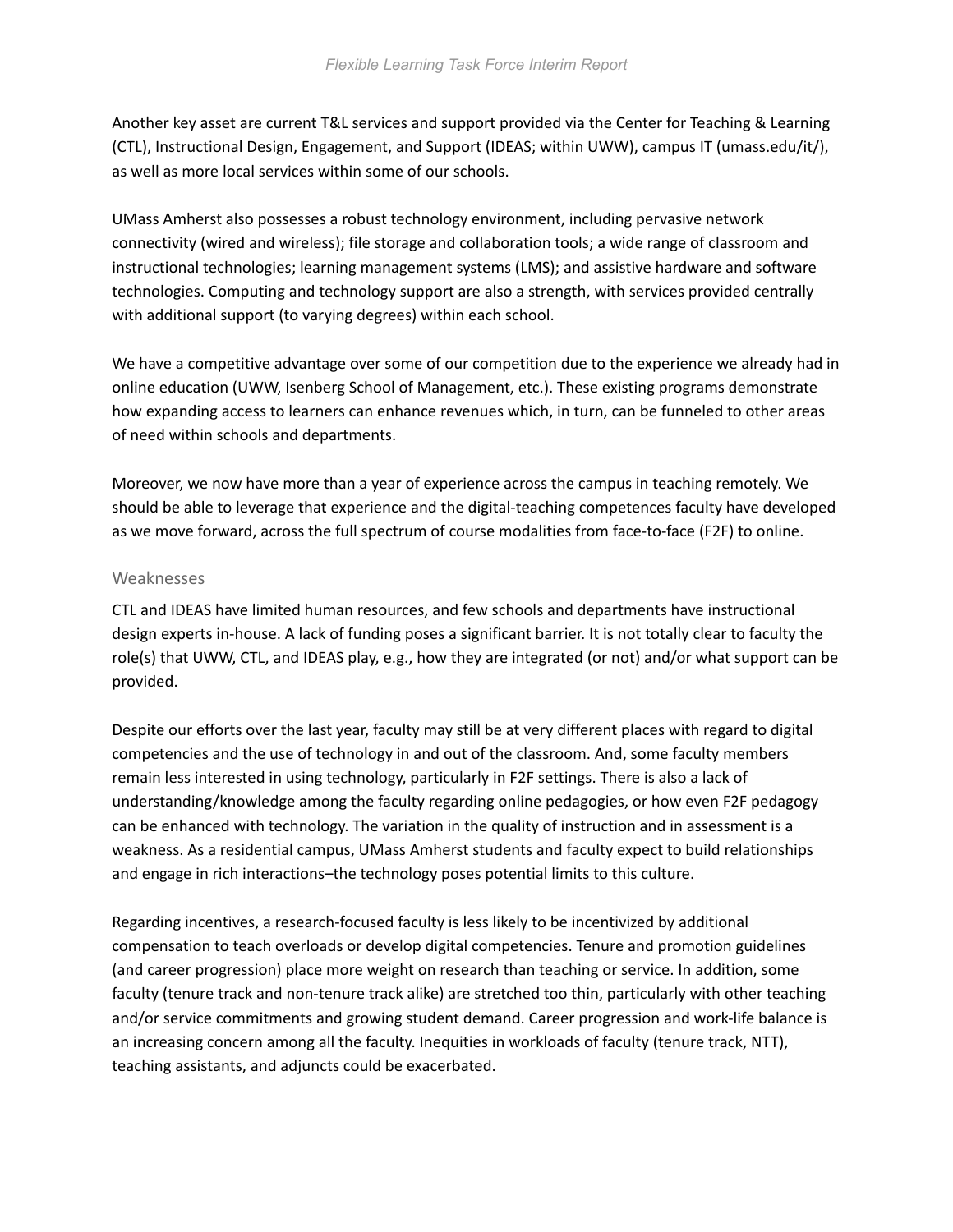Another key asset are current T&L services and support provided via the Center for Teaching & Learning (CTL), Instructional Design, Engagement, and Support (IDEAS; within UWW), campus IT (umass.edu/it/), as well as more local services within some of our schools.

UMass Amherst also possesses a robust technology environment, including pervasive network connectivity (wired and wireless); file storage and collaboration tools; a wide range of classroom and instructional technologies; learning management systems (LMS); and assistive hardware and software technologies. Computing and technology support are also a strength, with services provided centrally with additional support (to varying degrees) within each school.

We have a competitive advantage over some of our competition due to the experience we already had in online education (UWW, Isenberg School of Management, etc.). These existing programs demonstrate how expanding access to learners can enhance revenues which, in turn, can be funneled to other areas of need within schools and departments.

Moreover, we now have more than a year of experience across the campus in teaching remotely. We should be able to leverage that experience and the digital-teaching competences faculty have developed as we move forward, across the full spectrum of course modalities from face-to-face (F2F) to online.

### Weaknesses

CTL and IDEAS have limited human resources, and few schools and departments have instructional design experts in-house. A lack of funding poses a significant barrier. It is not totally clear to faculty the role(s) that UWW, CTL, and IDEAS play, e.g., how they are integrated (or not) and/or what support can be provided.

Despite our efforts over the last year, faculty may still be at very different places with regard to digital competencies and the use of technology in and out of the classroom. And, some faculty members remain less interested in using technology, particularly in F2F settings. There is also a lack of understanding/knowledge among the faculty regarding online pedagogies, or how even F2F pedagogy can be enhanced with technology. The variation in the quality of instruction and in assessment is a weakness. As a residential campus, UMass Amherst students and faculty expect to build relationships and engage in rich interactions–the technology poses potential limits to this culture.

Regarding incentives, a research-focused faculty is less likely to be incentivized by additional compensation to teach overloads or develop digital competencies. Tenure and promotion guidelines (and career progression) place more weight on research than teaching or service. In addition, some faculty (tenure track and non-tenure track alike) are stretched too thin, particularly with other teaching and/or service commitments and growing student demand. Career progression and work-life balance is an increasing concern among all the faculty. Inequities in workloads of faculty (tenure track, NTT), teaching assistants, and adjuncts could be exacerbated.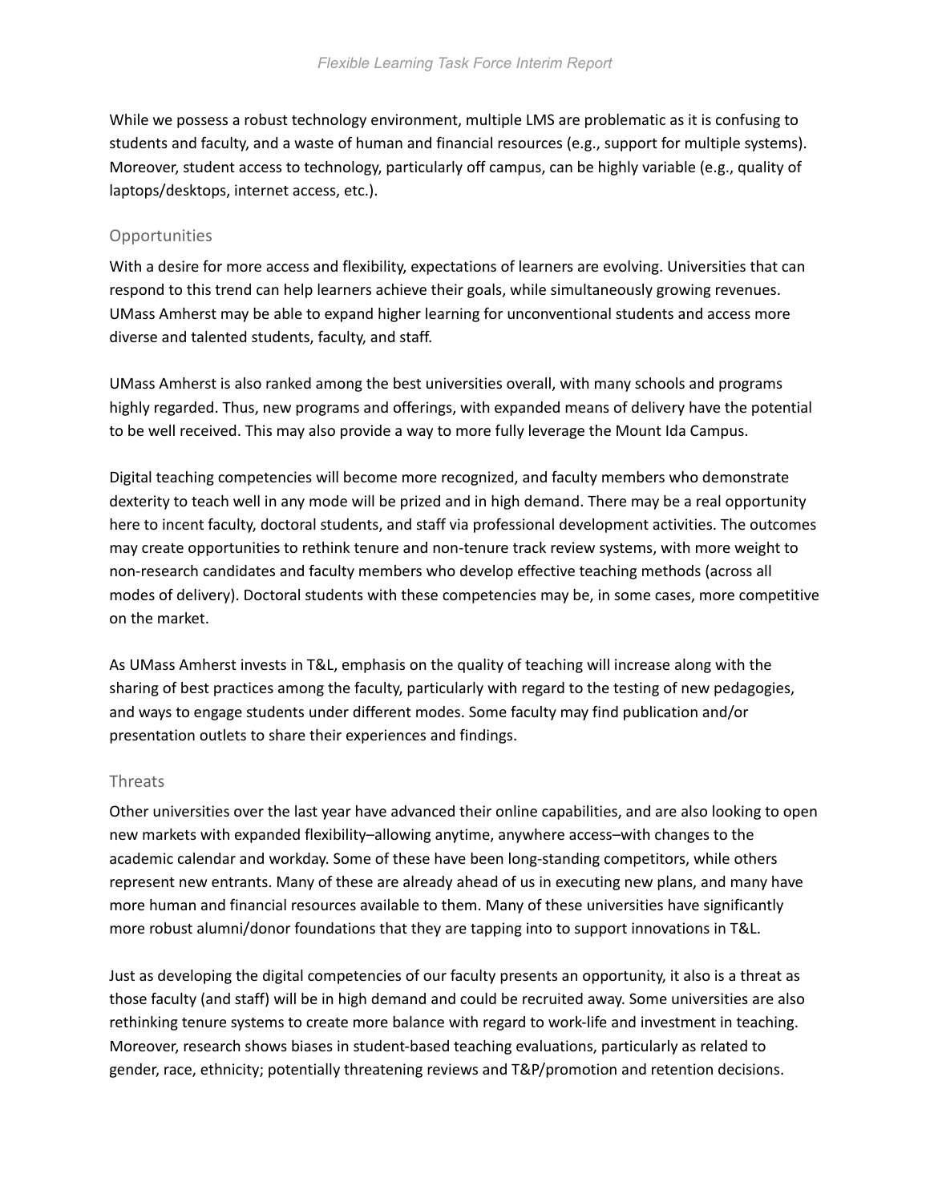While we possess a robust technology environment, multiple LMS are problematic as it is confusing to students and faculty, and a waste of human and financial resources (e.g., support for multiple systems). Moreover, student access to technology, particularly off campus, can be highly variable (e.g., quality of laptops/desktops, internet access, etc.).

### Opportunities

With a desire for more access and flexibility, expectations of learners are evolving. Universities that can respond to this trend can help learners achieve their goals, while simultaneously growing revenues. UMass Amherst may be able to expand higher learning for unconventional students and access more diverse and talented students, faculty, and staff.

UMass Amherst is also ranked among the best universities overall, with many schools and programs highly regarded. Thus, new programs and offerings, with expanded means of delivery have the potential to be well received. This may also provide a way to more fully leverage the Mount Ida Campus.

Digital teaching competencies will become more recognized, and faculty members who demonstrate dexterity to teach well in any mode will be prized and in high demand. There may be a real opportunity here to incent faculty, doctoral students, and staff via professional development activities. The outcomes may create opportunities to rethink tenure and non-tenure track review systems, with more weight to non-research candidates and faculty members who develop effective teaching methods (across all modes of delivery). Doctoral students with these competencies may be, in some cases, more competitive on the market.

As UMass Amherst invests in T&L, emphasis on the quality of teaching will increase along with the sharing of best practices among the faculty, particularly with regard to the testing of new pedagogies, and ways to engage students under different modes. Some faculty may find publication and/or presentation outlets to share their experiences and findings.

### Threats

Other universities over the last year have advanced their online capabilities, and are also looking to open new markets with expanded flexibility–allowing anytime, anywhere access–with changes to the academic calendar and workday. Some of these have been long-standing competitors, while others represent new entrants. Many of these are already ahead of us in executing new plans, and many have more human and financial resources available to them. Many of these universities have significantly more robust alumni/donor foundations that they are tapping into to support innovations in T&L.

Just as developing the digital competencies of our faculty presents an opportunity, it also is a threat as those faculty (and staff) will be in high demand and could be recruited away. Some universities are also rethinking tenure systems to create more balance with regard to work-life and investment in teaching. Moreover, research shows biases in student-based teaching evaluations, particularly as related to gender, race, ethnicity; potentially threatening reviews and T&P/promotion and retention decisions.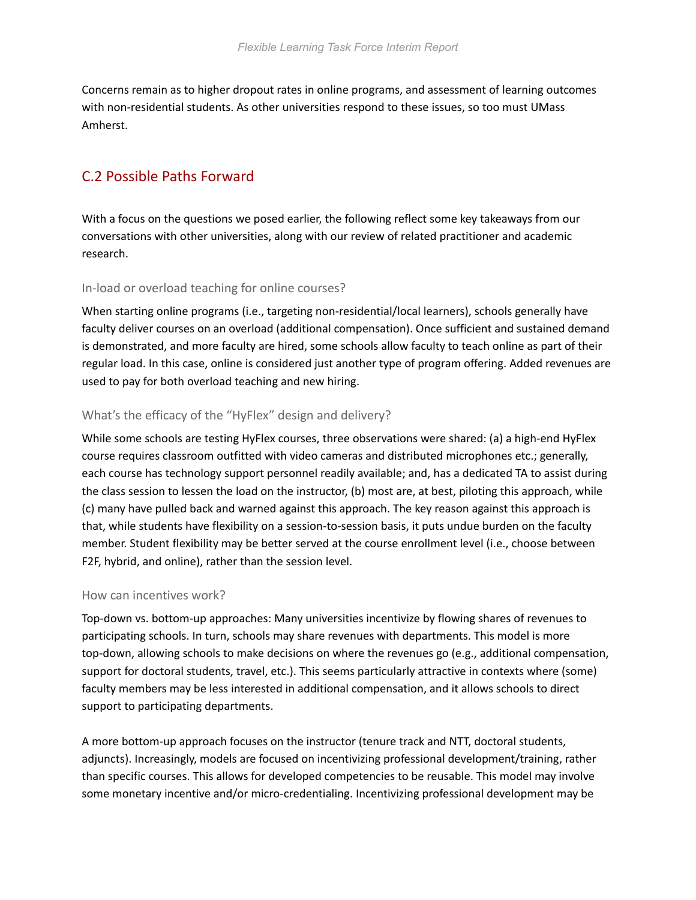Concerns remain as to higher dropout rates in online programs, and assessment of learning outcomes with non-residential students. As other universities respond to these issues, so too must UMass Amherst.

## C.2 Possible Paths Forward

With a focus on the questions we posed earlier, the following reflect some key takeaways from our conversations with other universities, along with our review of related practitioner and academic research.

### In-load or overload teaching for online courses?

When starting online programs (i.e., targeting non-residential/local learners), schools generally have faculty deliver courses on an overload (additional compensation). Once sufficient and sustained demand is demonstrated, and more faculty are hired, some schools allow faculty to teach online as part of their regular load. In this case, online is considered just another type of program offering. Added revenues are used to pay for both overload teaching and new hiring.

### What's the efficacy of the "HyFlex" design and delivery?

While some schools are testing HyFlex courses, three observations were shared: (a) a high-end HyFlex course requires classroom outfitted with video cameras and distributed microphones etc.; generally, each course has technology support personnel readily available; and, has a dedicated TA to assist during the class session to lessen the load on the instructor, (b) most are, at best, piloting this approach, while (c) many have pulled back and warned against this approach. The key reason against this approach is that, while students have flexibility on a session-to-session basis, it puts undue burden on the faculty member. Student flexibility may be better served at the course enrollment level (i.e., choose between F2F, hybrid, and online), rather than the session level.

### How can incentives work?

Top-down vs. bottom-up approaches: Many universities incentivize by flowing shares of revenues to participating schools. In turn, schools may share revenues with departments. This model is more top-down, allowing schools to make decisions on where the revenues go (e.g., additional compensation, support for doctoral students, travel, etc.). This seems particularly attractive in contexts where (some) faculty members may be less interested in additional compensation, and it allows schools to direct support to participating departments.

A more bottom-up approach focuses on the instructor (tenure track and NTT, doctoral students, adjuncts). Increasingly, models are focused on incentivizing professional development/training, rather than specific courses. This allows for developed competencies to be reusable. This model may involve some monetary incentive and/or micro-credentialing. Incentivizing professional development may be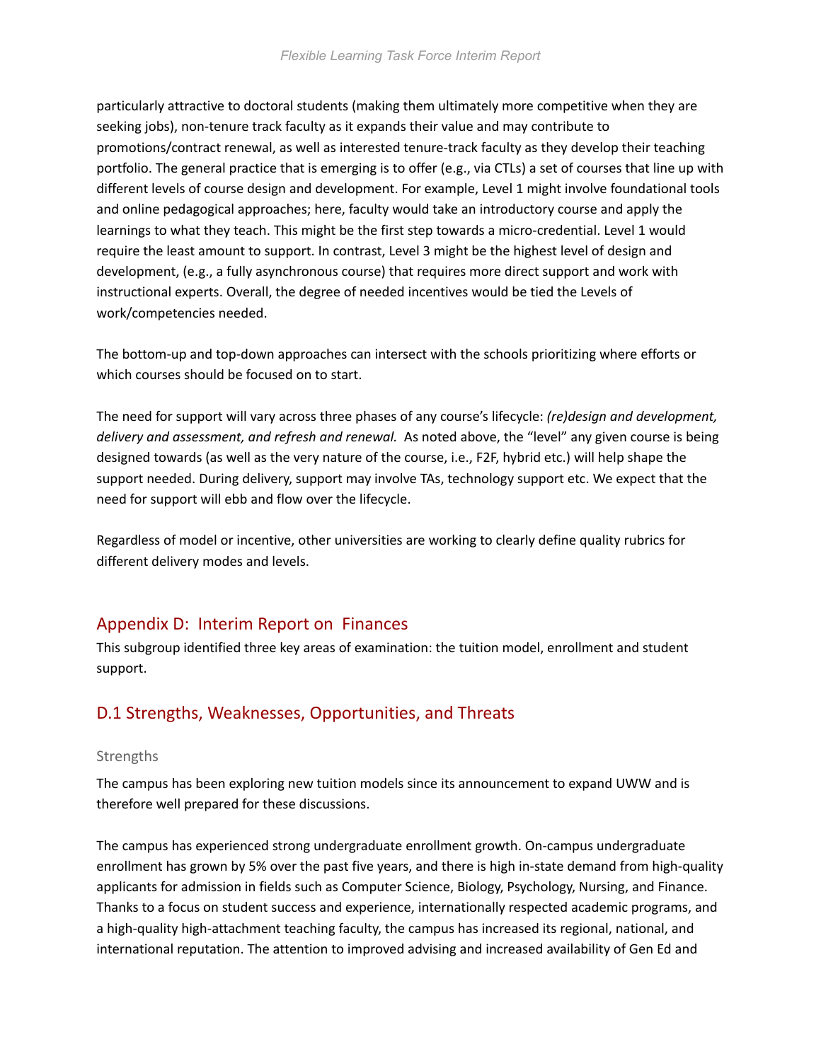particularly attractive to doctoral students (making them ultimately more competitive when they are seeking jobs), non-tenure track faculty as it expands their value and may contribute to promotions/contract renewal, as well as interested tenure-track faculty as they develop their teaching portfolio. The general practice that is emerging is to offer (e.g., via CTLs) a set of courses that line up with different levels of course design and development. For example, Level 1 might involve foundational tools and online pedagogical approaches; here, faculty would take an introductory course and apply the learnings to what they teach. This might be the first step towards a micro-credential. Level 1 would require the least amount to support. In contrast, Level 3 might be the highest level of design and development, (e.g., a fully asynchronous course) that requires more direct support and work with instructional experts. Overall, the degree of needed incentives would be tied the Levels of work/competencies needed.

The bottom-up and top-down approaches can intersect with the schools prioritizing where efforts or which courses should be focused on to start.

The need for support will vary across three phases of any course's lifecycle: *(re)design and development, delivery and assessment, and refresh and renewal.* As noted above, the "level" any given course is being designed towards (as well as the very nature of the course, i.e., F2F, hybrid etc.) will help shape the support needed. During delivery, support may involve TAs, technology support etc. We expect that the need for support will ebb and flow over the lifecycle.

Regardless of model or incentive, other universities are working to clearly define quality rubrics for different delivery modes and levels.

## Appendix D: Interim Report on Finances

This subgroup identified three key areas of examination: the tuition model, enrollment and student support.

## D.1 Strengths, Weaknesses, Opportunities, and Threats

### Strengths

The campus has been exploring new tuition models since its announcement to expand UWW and is therefore well prepared for these discussions.

The campus has experienced strong undergraduate enrollment growth. On-campus undergraduate enrollment has grown by 5% over the past five years, and there is high in-state demand from high-quality applicants for admission in fields such as Computer Science, Biology, Psychology, Nursing, and Finance. Thanks to a focus on student success and experience, internationally respected academic programs, and a high-quality high-attachment teaching faculty, the campus has increased its regional, national, and international reputation. The attention to improved advising and increased availability of Gen Ed and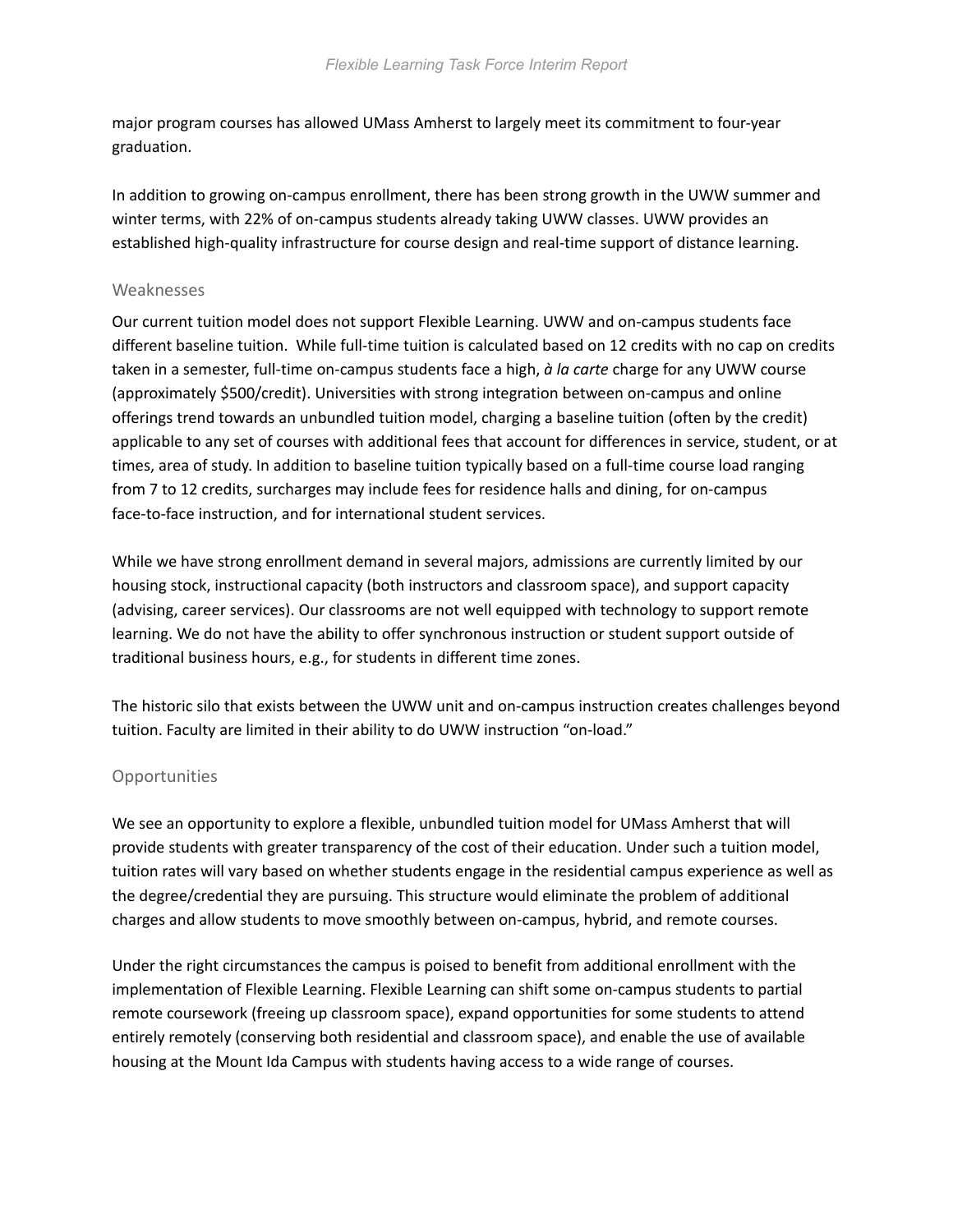major program courses has allowed UMass Amherst to largely meet its commitment to four-year graduation.

In addition to growing on-campus enrollment, there has been strong growth in the UWW summer and winter terms, with 22% of on-campus students already taking UWW classes. UWW provides an established high-quality infrastructure for course design and real-time support of distance learning.

### Weaknesses

Our current tuition model does not support Flexible Learning. UWW and on-campus students face different baseline tuition. While full-time tuition is calculated based on 12 credits with no cap on credits taken in a semester, full-time on-campus students face a high, *à la carte* charge for any UWW course (approximately $500/credit). Universities with strong integration between on-campus and online offerings trend towards an unbundled tuition model, charging a baseline tuition (often by the credit) applicable to any set of courses with additional fees that account for differences in service, student, or at times, area of study. In addition to baseline tuition typically based on a full-time course load ranging from 7 to 12 credits, surcharges may include fees for residence halls and dining, for on-campus face-to-face instruction, and for international student services.

While we have strong enrollment demand in several majors, admissions are currently limited by our housing stock, instructional capacity (both instructors and classroom space), and support capacity (advising, career services). Our classrooms are not well equipped with technology to support remote learning. We do not have the ability to offer synchronous instruction or student support outside of traditional business hours, e.g., for students in different time zones.

The historic silo that exists between the UWW unit and on-campus instruction creates challenges beyond tuition. Faculty are limited in their ability to do UWW instruction "on-load."

### Opportunities

We see an opportunity to explore a flexible, unbundled tuition model for UMass Amherst that will provide students with greater transparency of the cost of their education. Under such a tuition model, tuition rates will vary based on whether students engage in the residential campus experience as well as the degree/credential they are pursuing. This structure would eliminate the problem of additional charges and allow students to move smoothly between on-campus, hybrid, and remote courses.

Under the right circumstances the campus is poised to benefit from additional enrollment with the implementation of Flexible Learning. Flexible Learning can shift some on-campus students to partial remote coursework (freeing up classroom space), expand opportunities for some students to attend entirely remotely (conserving both residential and classroom space), and enable the use of available housing at the Mount Ida Campus with students having access to a wide range of courses.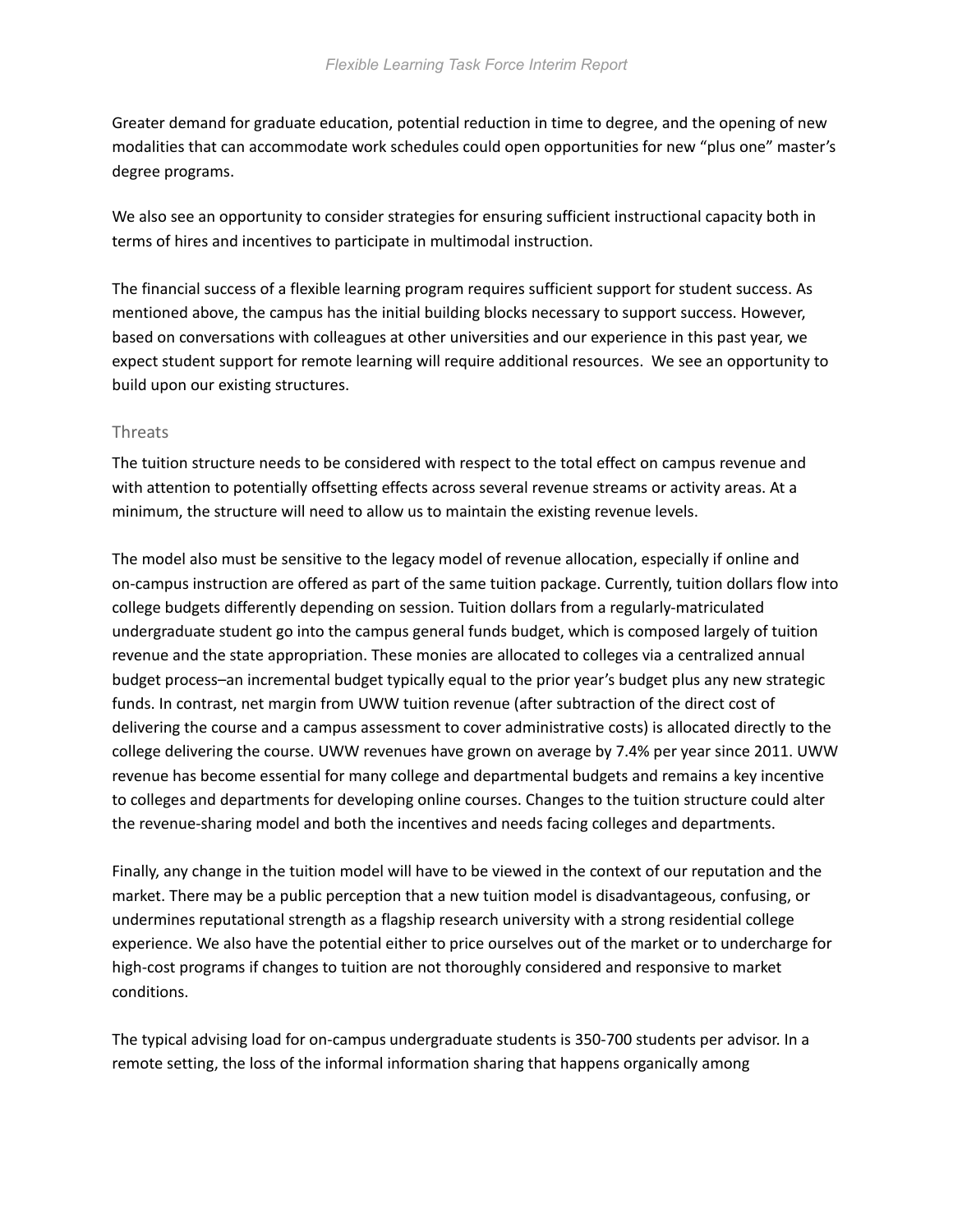Greater demand for graduate education, potential reduction in time to degree, and the opening of new modalities that can accommodate work schedules could open opportunities for new "plus one" master's degree programs.

We also see an opportunity to consider strategies for ensuring sufficient instructional capacity both in terms of hires and incentives to participate in multimodal instruction.

The financial success of a flexible learning program requires sufficient support for student success. As mentioned above, the campus has the initial building blocks necessary to support success. However, based on conversations with colleagues at other universities and our experience in this past year, we expect student support for remote learning will require additional resources. We see an opportunity to build upon our existing structures.

### Threats

The tuition structure needs to be considered with respect to the total effect on campus revenue and with attention to potentially offsetting effects across several revenue streams or activity areas. At a minimum, the structure will need to allow us to maintain the existing revenue levels.

The model also must be sensitive to the legacy model of revenue allocation, especially if online and on-campus instruction are offered as part of the same tuition package. Currently, tuition dollars flow into college budgets differently depending on session. Tuition dollars from a regularly-matriculated undergraduate student go into the campus general funds budget, which is composed largely of tuition revenue and the state appropriation. These monies are allocated to colleges via a centralized annual budget process–an incremental budget typically equal to the prior year's budget plus any new strategic funds. In contrast, net margin from UWW tuition revenue (after subtraction of the direct cost of delivering the course and a campus assessment to cover administrative costs) is allocated directly to the college delivering the course. UWW revenues have grown on average by 7.4% per year since 2011. UWW revenue has become essential for many college and departmental budgets and remains a key incentive to colleges and departments for developing online courses. Changes to the tuition structure could alter the revenue-sharing model and both the incentives and needs facing colleges and departments.

Finally, any change in the tuition model will have to be viewed in the context of our reputation and the market. There may be a public perception that a new tuition model is disadvantageous, confusing, or undermines reputational strength as a flagship research university with a strong residential college experience. We also have the potential either to price ourselves out of the market or to undercharge for high-cost programs if changes to tuition are not thoroughly considered and responsive to market conditions.

The typical advising load for on-campus undergraduate students is 350-700 students per advisor. In a remote setting, the loss of the informal information sharing that happens organically among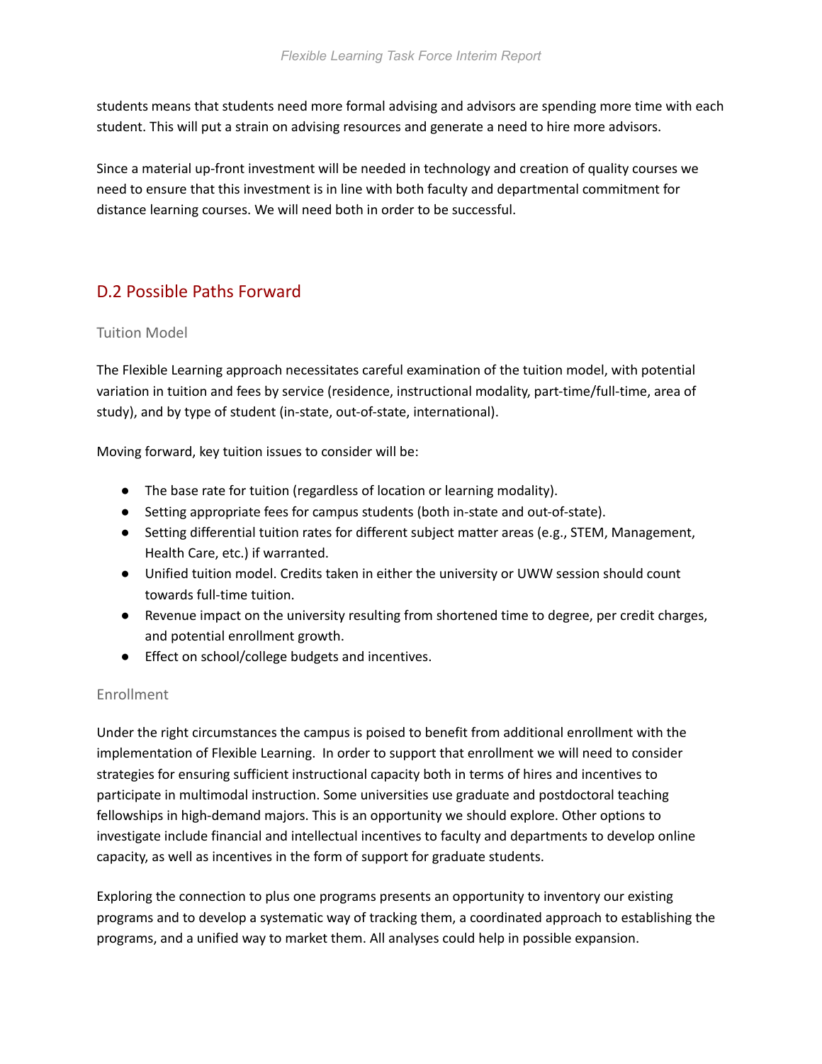students means that students need more formal advising and advisors are spending more time with each student. This will put a strain on advising resources and generate a need to hire more advisors.

Since a material up-front investment will be needed in technology and creation of quality courses we need to ensure that this investment is in line with both faculty and departmental commitment for distance learning courses. We will need both in order to be successful.

## D.2 Possible Paths Forward

### Tuition Model

The Flexible Learning approach necessitates careful examination of the tuition model, with potential variation in tuition and fees by service (residence, instructional modality, part-time/full-time, area of study), and by type of student (in-state, out-of-state, international).

Moving forward, key tuition issues to consider will be:

- The base rate for tuition (regardless of location or learning modality).
- Setting appropriate fees for campus students (both in-state and out-of-state).
- Setting differential tuition rates for different subject matter areas (e.g., STEM, Management, Health Care, etc.) if warranted.
- Unified tuition model. Credits taken in either the university or UWW session should count towards full-time tuition.
- Revenue impact on the university resulting from shortened time to degree, per credit charges, and potential enrollment growth.
- Effect on school/college budgets and incentives.

### Enrollment

Under the right circumstances the campus is poised to benefit from additional enrollment with the implementation of Flexible Learning. In order to support that enrollment we will need to consider strategies for ensuring sufficient instructional capacity both in terms of hires and incentives to participate in multimodal instruction. Some universities use graduate and postdoctoral teaching fellowships in high-demand majors. This is an opportunity we should explore. Other options to investigate include financial and intellectual incentives to faculty and departments to develop online capacity, as well as incentives in the form of support for graduate students.

Exploring the connection to plus one programs presents an opportunity to inventory our existing programs and to develop a systematic way of tracking them, a coordinated approach to establishing the programs, and a unified way to market them. All analyses could help in possible expansion.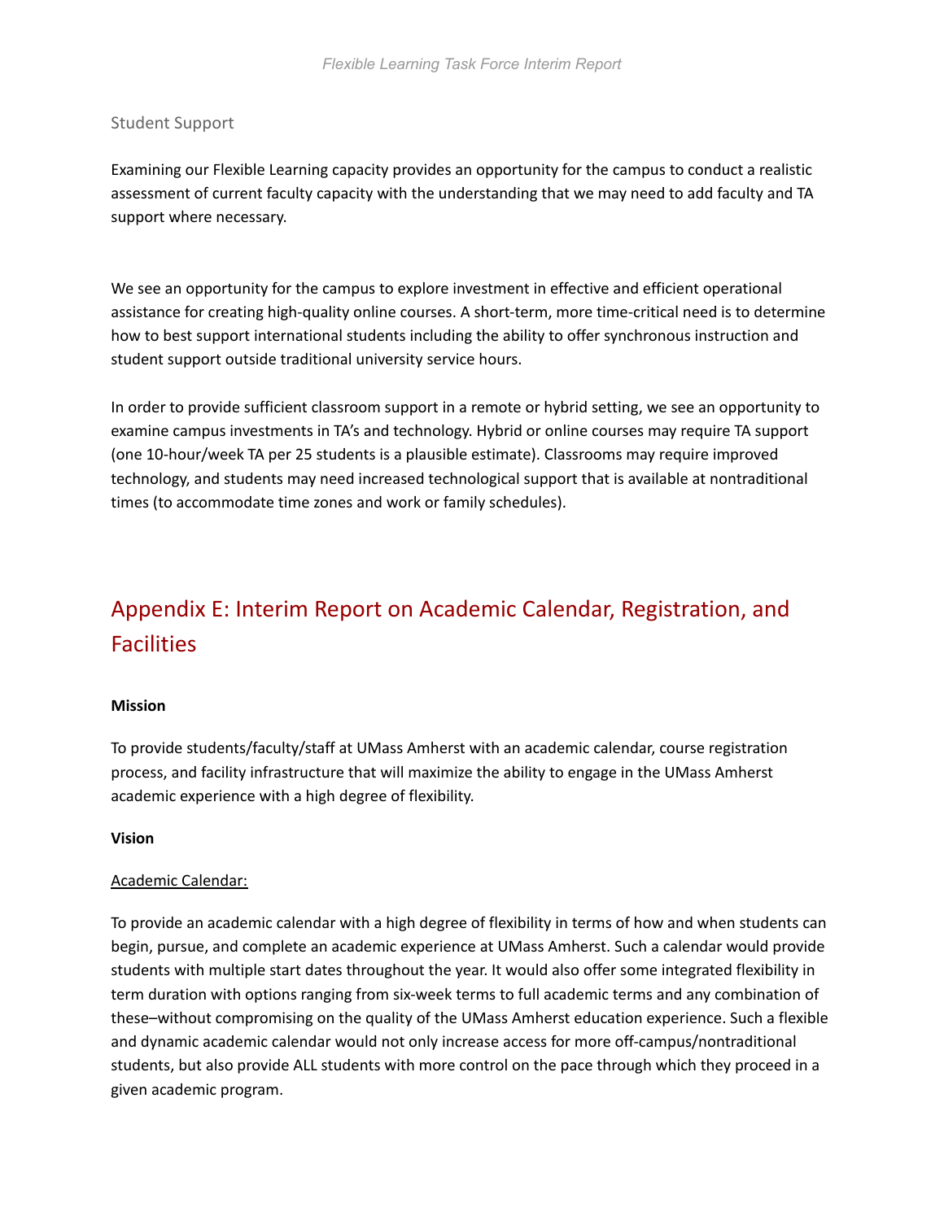### Student Support

Examining our Flexible Learning capacity provides an opportunity for the campus to conduct a realistic assessment of current faculty capacity with the understanding that we may need to add faculty and TA support where necessary.

We see an opportunity for the campus to explore investment in effective and efficient operational assistance for creating high-quality online courses. A short-term, more time-critical need is to determine how to best support international students including the ability to offer synchronous instruction and student support outside traditional university service hours.

In order to provide sufficient classroom support in a remote or hybrid setting, we see an opportunity to examine campus investments in TA's and technology. Hybrid or online courses may require TA support (one 10-hour/week TA per 25 students is a plausible estimate). Classrooms may require improved technology, and students may need increased technological support that is available at nontraditional times (to accommodate time zones and work or family schedules).

## Appendix E: Interim Report on Academic Calendar, Registration, and Facilities

**Mission**

To provide students/faculty/staff at UMass Amherst with an academic calendar, course registration process, and facility infrastructure that will maximize the ability to engage in the UMass Amherst academic experience with a high degree of flexibility.

**Vision**

<u>Academic Calendar:</u>

To provide an academic calendar with a high degree of flexibility in terms of how and when students can begin, pursue, and complete an academic experience at UMass Amherst. Such a calendar would provide students with multiple start dates throughout the year. It would also offer some integrated flexibility in term duration with options ranging from six-week terms to full academic terms and any combination of these–without compromising on the quality of the UMass Amherst education experience. Such a flexible and dynamic academic calendar would not only increase access for more off-campus/nontraditional students, but also provide ALL students with more control on the pace through which they proceed in a given academic program.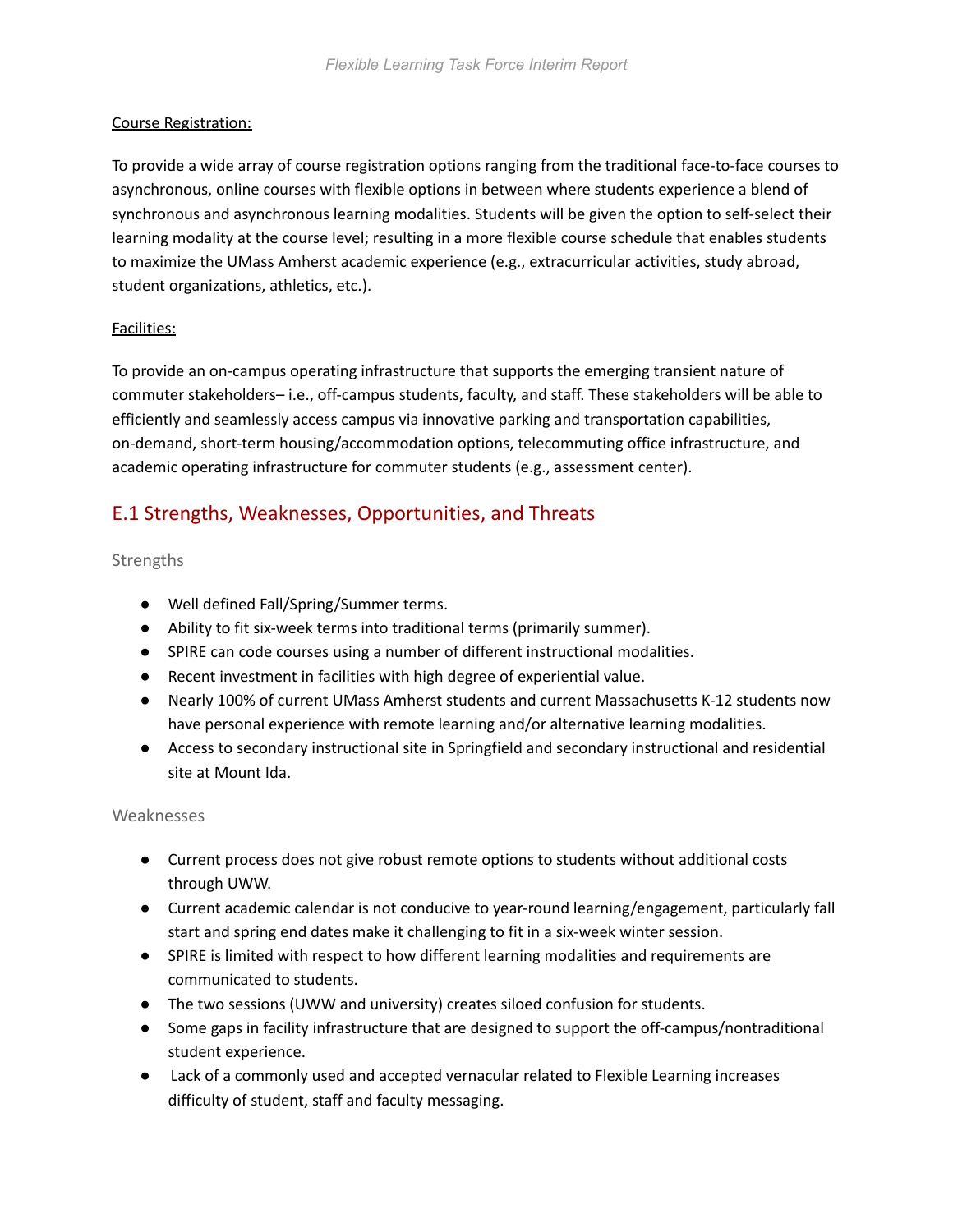Course Registration:

To provide a wide array of course registration options ranging from the traditional face-to-face courses to asynchronous, online courses with flexible options in between where students experience a blend of synchronous and asynchronous learning modalities. Students will be given the option to self-select their learning modality at the course level; resulting in a more flexible course schedule that enables students to maximize the UMass Amherst academic experience (e.g., extracurricular activities, study abroad, student organizations, athletics, etc.).

Facilities:

To provide an on-campus operating infrastructure that supports the emerging transient nature of commuter stakeholders– i.e., off-campus students, faculty, and staff. These stakeholders will be able to efficiently and seamlessly access campus via innovative parking and transportation capabilities, on-demand, short-term housing/accommodation options, telecommuting office infrastructure, and academic operating infrastructure for commuter students (e.g., assessment center).

## E.1 Strengths, Weaknesses, Opportunities, and Threats

### Strengths

- Well defined Fall/Spring/Summer terms.
- Ability to fit six-week terms into traditional terms (primarily summer).
- SPIRE can code courses using a number of different instructional modalities.
- Recent investment in facilities with high degree of experiential value.
- Nearly 100% of current UMass Amherst students and current Massachusetts K-12 students now have personal experience with remote learning and/or alternative learning modalities.
- Access to secondary instructional site in Springfield and secondary instructional and residential site at Mount Ida.

### Weaknesses

- Current process does not give robust remote options to students without additional costs through UWW.
- Current academic calendar is not conducive to year-round learning/engagement, particularly fall start and spring end dates make it challenging to fit in a six-week winter session.
- SPIRE is limited with respect to how different learning modalities and requirements are communicated to students.
- The two sessions (UWW and university) creates siloed confusion for students.
- Some gaps in facility infrastructure that are designed to support the off-campus/nontraditional student experience.
- Lack of a commonly used and accepted vernacular related to Flexible Learning increases difficulty of student, staff and faculty messaging.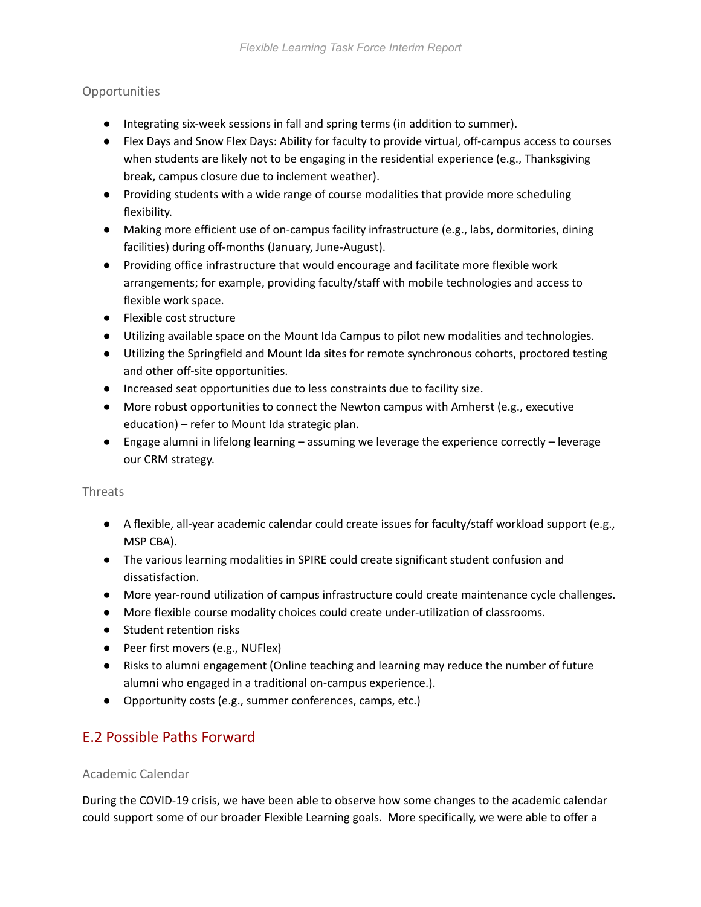### Opportunities

- Integrating six-week sessions in fall and spring terms (in addition to summer).
- Flex Days and Snow Flex Days: Ability for faculty to provide virtual, off-campus access to courses when students are likely not to be engaging in the residential experience (e.g., Thanksgiving break, campus closure due to inclement weather).
- Providing students with a wide range of course modalities that provide more scheduling flexibility.
- Making more efficient use of on-campus facility infrastructure (e.g., labs, dormitories, dining facilities) during off-months (January, June-August).
- Providing office infrastructure that would encourage and facilitate more flexible work arrangements; for example, providing faculty/staff with mobile technologies and access to flexible work space.
- Flexible cost structure
- Utilizing available space on the Mount Ida Campus to pilot new modalities and technologies.
- Utilizing the Springfield and Mount Ida sites for remote synchronous cohorts, proctored testing and other off-site opportunities.
- Increased seat opportunities due to less constraints due to facility size.
- More robust opportunities to connect the Newton campus with Amherst (e.g., executive education) – refer to Mount Ida strategic plan.
- Engage alumni in lifelong learning – assuming we leverage the experience correctly – leverage our CRM strategy.

### Threats

- A flexible, all-year academic calendar could create issues for faculty/staff workload support (e.g., MSP CBA).
- The various learning modalities in SPIRE could create significant student confusion and dissatisfaction.
- More year-round utilization of campus infrastructure could create maintenance cycle challenges.
- More flexible course modality choices could create under-utilization of classrooms.
- Student retention risks
- Peer first movers (e.g., NUFlex)
- Risks to alumni engagement (Online teaching and learning may reduce the number of future alumni who engaged in a traditional on-campus experience.).
- Opportunity costs (e.g., summer conferences, camps, etc.)

## E.2 Possible Paths Forward

### Academic Calendar

During the COVID-19 crisis, we have been able to observe how some changes to the academic calendar could support some of our broader Flexible Learning goals. More specifically, we were able to offer a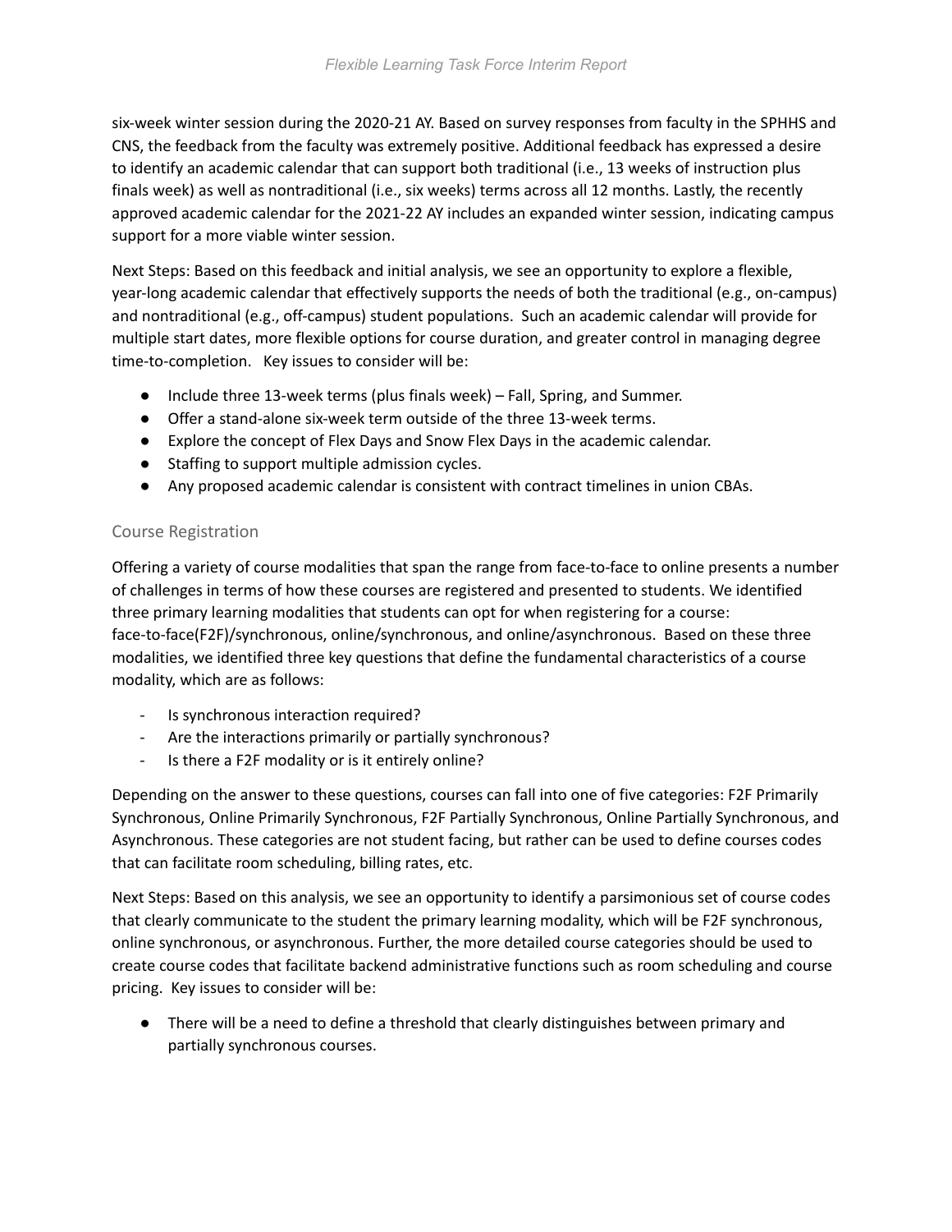six-week winter session during the 2020-21 AY. Based on survey responses from faculty in the SPHHS and CNS, the feedback from the faculty was extremely positive. Additional feedback has expressed a desire to identify an academic calendar that can support both traditional (i.e., 13 weeks of instruction plus finals week) as well as nontraditional (i.e., six weeks) terms across all 12 months. Lastly, the recently approved academic calendar for the 2021-22 AY includes an expanded winter session, indicating campus support for a more viable winter session.

Next Steps: Based on this feedback and initial analysis, we see an opportunity to explore a flexible, year-long academic calendar that effectively supports the needs of both the traditional (e.g., on-campus) and nontraditional (e.g., off-campus) student populations. Such an academic calendar will provide for multiple start dates, more flexible options for course duration, and greater control in managing degree time-to-completion. Key issues to consider will be:

- Include three 13-week terms (plus finals week) – Fall, Spring, and Summer.
- Offer a stand-alone six-week term outside of the three 13-week terms.
- Explore the concept of Flex Days and Snow Flex Days in the academic calendar.
- Staffing to support multiple admission cycles.
- Any proposed academic calendar is consistent with contract timelines in union CBAs.

### Course Registration

Offering a variety of course modalities that span the range from face-to-face to online presents a number of challenges in terms of how these courses are registered and presented to students. We identified three primary learning modalities that students can opt for when registering for a course: face-to-face(F2F)/synchronous, online/synchronous, and online/asynchronous. Based on these three modalities, we identified three key questions that define the fundamental characteristics of a course modality, which are as follows:

- Is synchronous interaction required?
- Are the interactions primarily or partially synchronous?
- Is there a F2F modality or is it entirely online?

Depending on the answer to these questions, courses can fall into one of five categories: F2F Primarily Synchronous, Online Primarily Synchronous, F2F Partially Synchronous, Online Partially Synchronous, and Asynchronous. These categories are not student facing, but rather can be used to define courses codes that can facilitate room scheduling, billing rates, etc.

Next Steps: Based on this analysis, we see an opportunity to identify a parsimonious set of course codes that clearly communicate to the student the primary learning modality, which will be F2F synchronous, online synchronous, or asynchronous. Further, the more detailed course categories should be used to create course codes that facilitate backend administrative functions such as room scheduling and course pricing. Key issues to consider will be:

- There will be a need to define a threshold that clearly distinguishes between primary and partially synchronous courses.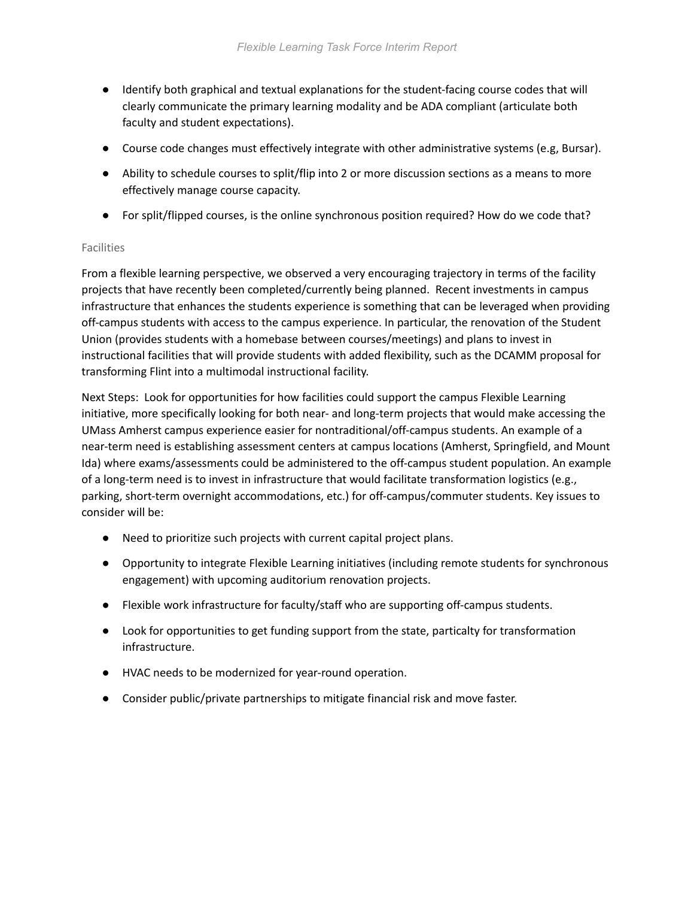- Identify both graphical and textual explanations for the student-facing course codes that will clearly communicate the primary learning modality and be ADA compliant (articulate both faculty and student expectations).
- Course code changes must effectively integrate with other administrative systems (e.g, Bursar).
- Ability to schedule courses to split/flip into 2 or more discussion sections as a means to more effectively manage course capacity.
- For split/flipped courses, is the online synchronous position required? How do we code that?

### Facilities

From a flexible learning perspective, we observed a very encouraging trajectory in terms of the facility projects that have recently been completed/currently being planned. Recent investments in campus infrastructure that enhances the students experience is something that can be leveraged when providing off-campus students with access to the campus experience. In particular, the renovation of the Student Union (provides students with a homebase between courses/meetings) and plans to invest in instructional facilities that will provide students with added flexibility, such as the DCAMM proposal for transforming Flint into a multimodal instructional facility.

Next Steps: Look for opportunities for how facilities could support the campus Flexible Learning initiative, more specifically looking for both near- and long-term projects that would make accessing the UMass Amherst campus experience easier for nontraditional/off-campus students. An example of a near-term need is establishing assessment centers at campus locations (Amherst, Springfield, and Mount Ida) where exams/assessments could be administered to the off-campus student population. An example of a long-term need is to invest in infrastructure that would facilitate transformation logistics (e.g., parking, short-term overnight accommodations, etc.) for off-campus/commuter students. Key issues to consider will be:

- Need to prioritize such projects with current capital project plans.
- Opportunity to integrate Flexible Learning initiatives (including remote students for synchronous engagement) with upcoming auditorium renovation projects.
- Flexible work infrastructure for faculty/staff who are supporting off-campus students.
- Look for opportunities to get funding support from the state, particalty for transformation infrastructure.
- HVAC needs to be modernized for year-round operation.
- Consider public/private partnerships to mitigate financial risk and move faster.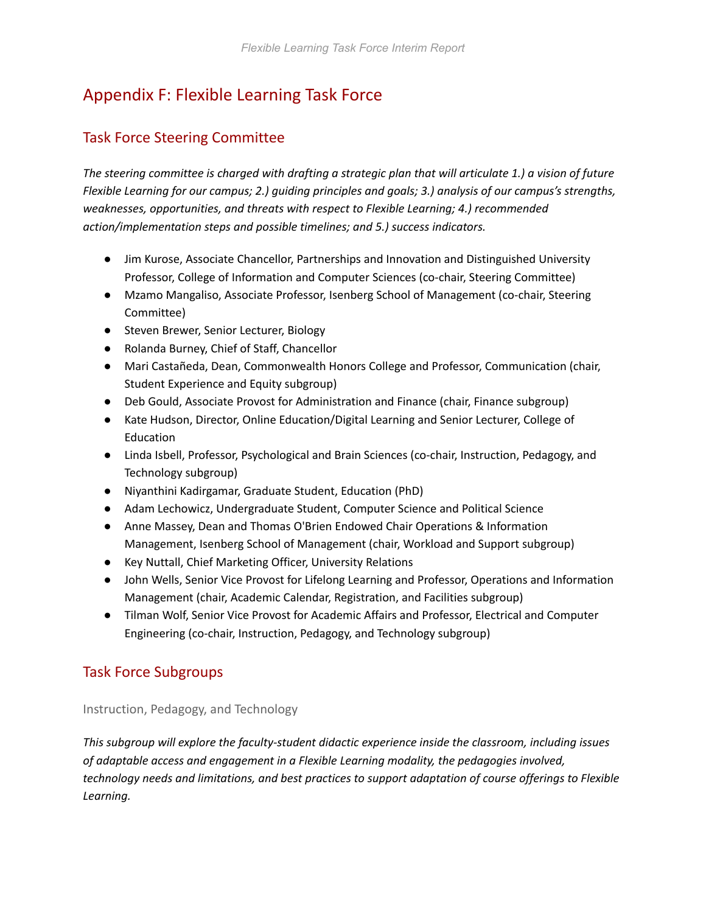# Appendix F: Flexible Learning Task Force

## Task Force Steering Committee

*The steering committee is charged with drafting a strategic plan that will articulate 1.) a vision of future Flexible Learning for our campus; 2.) guiding principles and goals; 3.) analysis of our campus's strengths, weaknesses, opportunities, and threats with respect to Flexible Learning; 4.) recommended action/implementation steps and possible timelines; and 5.) success indicators.*

- Jim Kurose, Associate Chancellor, Partnerships and Innovation and Distinguished University Professor, College of Information and Computer Sciences (co-chair, Steering Committee)
- Mzamo Mangaliso, Associate Professor, Isenberg School of Management (co-chair, Steering Committee)
- Steven Brewer, Senior Lecturer, Biology
- Rolanda Burney, Chief of Staff, Chancellor
- Mari Castañeda, Dean, Commonwealth Honors College and Professor, Communication (chair, Student Experience and Equity subgroup)
- Deb Gould, Associate Provost for Administration and Finance (chair, Finance subgroup)
- Kate Hudson, Director, Online Education/Digital Learning and Senior Lecturer, College of Education
- Linda Isbell, Professor, Psychological and Brain Sciences (co-chair, Instruction, Pedagogy, and Technology subgroup)
- Niyanthini Kadirgamar, Graduate Student, Education (PhD)
- Adam Lechowicz, Undergraduate Student, Computer Science and Political Science
- Anne Massey, Dean and Thomas O'Brien Endowed Chair Operations & Information Management, Isenberg School of Management (chair, Workload and Support subgroup)
- Key Nuttall, Chief Marketing Officer, University Relations
- John Wells, Senior Vice Provost for Lifelong Learning and Professor, Operations and Information Management (chair, Academic Calendar, Registration, and Facilities subgroup)
- Tilman Wolf, Senior Vice Provost for Academic Affairs and Professor, Electrical and Computer Engineering (co-chair, Instruction, Pedagogy, and Technology subgroup)

## Task Force Subgroups

### Instruction, Pedagogy, and Technology

*This subgroup will explore the faculty-student didactic experience inside the classroom, including issues of adaptable access and engagement in a Flexible Learning modality, the pedagogies involved, technology needs and limitations, and best practices to support adaptation of course offerings to Flexible Learning.*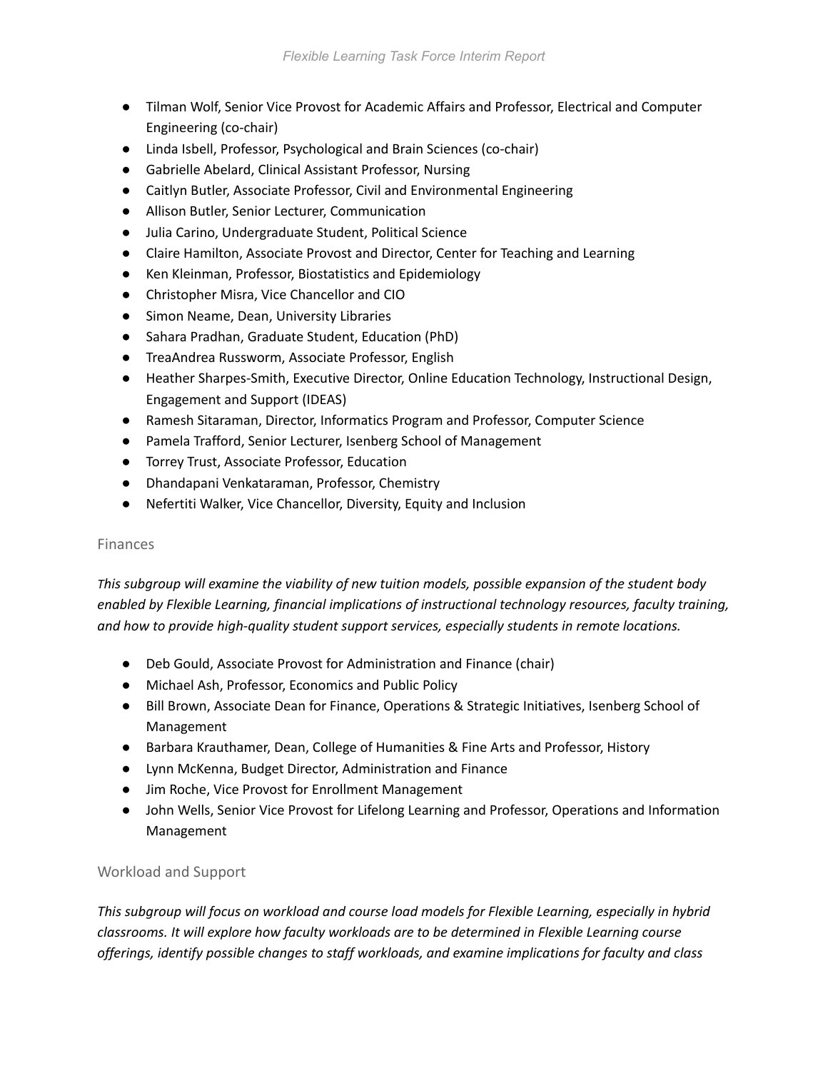- Tilman Wolf, Senior Vice Provost for Academic Affairs and Professor, Electrical and Computer Engineering (co-chair)
- Linda Isbell, Professor, Psychological and Brain Sciences (co-chair)
- Gabrielle Abelard, Clinical Assistant Professor, Nursing
- Caitlyn Butler, Associate Professor, Civil and Environmental Engineering
- Allison Butler, Senior Lecturer, Communication
- Julia Carino, Undergraduate Student, Political Science
- Claire Hamilton, Associate Provost and Director, Center for Teaching and Learning
- Ken Kleinman, Professor, Biostatistics and Epidemiology
- Christopher Misra, Vice Chancellor and CIO
- Simon Neame, Dean, University Libraries
- Sahara Pradhan, Graduate Student, Education (PhD)
- TreaAndrea Russworm, Associate Professor, English
- Heather Sharpes-Smith, Executive Director, Online Education Technology, Instructional Design, Engagement and Support (IDEAS)
- Ramesh Sitaraman, Director, Informatics Program and Professor, Computer Science
- Pamela Trafford, Senior Lecturer, Isenberg School of Management
- Torrey Trust, Associate Professor, Education
- Dhandapani Venkataraman, Professor, Chemistry
- Nefertiti Walker, Vice Chancellor, Diversity, Equity and Inclusion

### Finances

*This subgroup will examine the viability of new tuition models, possible expansion of the student body enabled by Flexible Learning, financial implications of instructional technology resources, faculty training, and how to provide high-quality student support services, especially students in remote locations.*

- Deb Gould, Associate Provost for Administration and Finance (chair)
- Michael Ash, Professor, Economics and Public Policy
- Bill Brown, Associate Dean for Finance, Operations & Strategic Initiatives, Isenberg School of Management
- Barbara Krauthamer, Dean, College of Humanities & Fine Arts and Professor, History
- Lynn McKenna, Budget Director, Administration and Finance
- Jim Roche, Vice Provost for Enrollment Management
- John Wells, Senior Vice Provost for Lifelong Learning and Professor, Operations and Information Management

### Workload and Support

*This subgroup will focus on workload and course load models for Flexible Learning, especially in hybrid classrooms. It will explore how faculty workloads are to be determined in Flexible Learning course offerings, identify possible changes to staff workloads, and examine implications for faculty and class*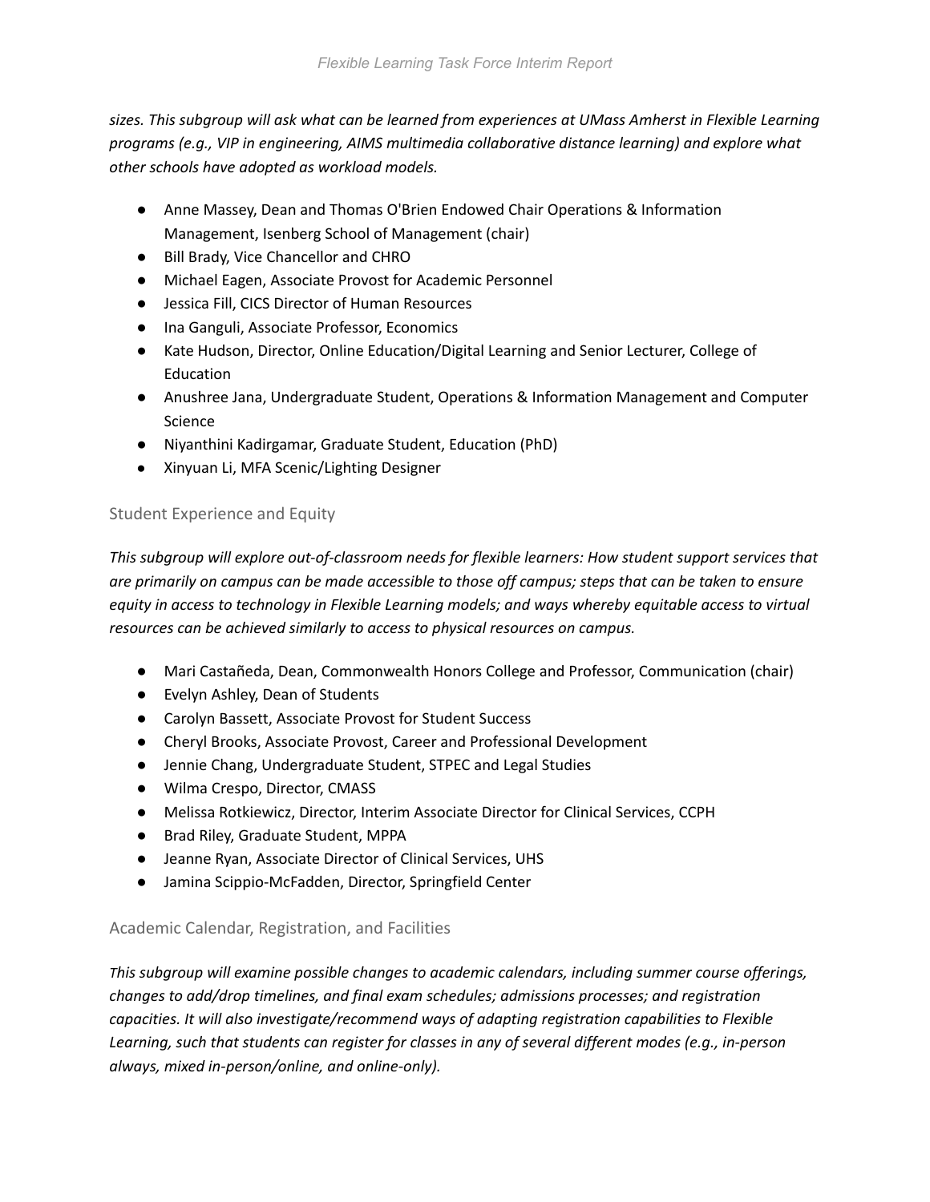*sizes. This subgroup will ask what can be learned from experiences at UMass Amherst in Flexible Learning programs (e.g., VIP in engineering, AIMS multimedia collaborative distance learning) and explore what other schools have adopted as workload models.*

- Anne Massey, Dean and Thomas O'Brien Endowed Chair Operations & Information Management, Isenberg School of Management (chair)
- Bill Brady, Vice Chancellor and CHRO
- Michael Eagen, Associate Provost for Academic Personnel
- Jessica Fill, CICS Director of Human Resources
- Ina Ganguli, Associate Professor, Economics
- Kate Hudson, Director, Online Education/Digital Learning and Senior Lecturer, College of Education
- Anushree Jana, Undergraduate Student, Operations & Information Management and Computer Science
- Niyanthini Kadirgamar, Graduate Student, Education (PhD)
- Xinyuan Li, MFA Scenic/Lighting Designer

### Student Experience and Equity

*This subgroup will explore out-of-classroom needs for flexible learners: How student support services that are primarily on campus can be made accessible to those off campus; steps that can be taken to ensure equity in access to technology in Flexible Learning models; and ways whereby equitable access to virtual resources can be achieved similarly to access to physical resources on campus.*

- Mari Castañeda, Dean, Commonwealth Honors College and Professor, Communication (chair)
- Evelyn Ashley, Dean of Students
- Carolyn Bassett, Associate Provost for Student Success
- Cheryl Brooks, Associate Provost, Career and Professional Development
- Jennie Chang, Undergraduate Student, STPEC and Legal Studies
- Wilma Crespo, Director, CMASS
- Melissa Rotkiewicz, Director, Interim Associate Director for Clinical Services, CCPH
- Brad Riley, Graduate Student, MPPA
- Jeanne Ryan, Associate Director of Clinical Services, UHS
- Jamina Scippio-McFadden, Director, Springfield Center

### Academic Calendar, Registration, and Facilities

*This subgroup will examine possible changes to academic calendars, including summer course offerings, changes to add/drop timelines, and final exam schedules; admissions processes; and registration capacities. It will also investigate/recommend ways of adapting registration capabilities to Flexible Learning, such that students can register for classes in any of several different modes (e.g., in-person always, mixed in-person/online, and online-only).*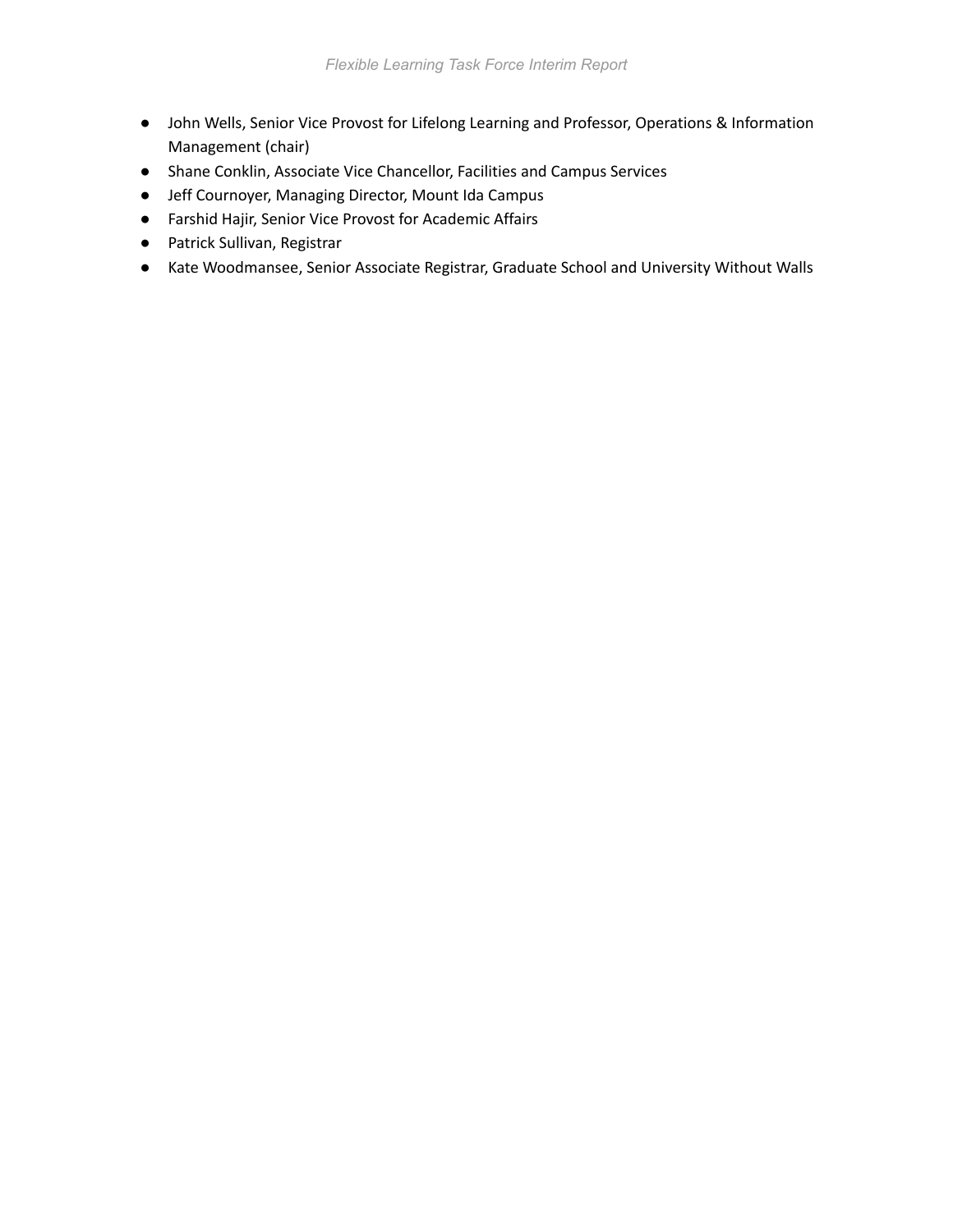- John Wells, Senior Vice Provost for Lifelong Learning and Professor, Operations & Information Management (chair)
- Shane Conklin, Associate Vice Chancellor, Facilities and Campus Services
- Jeff Cournoyer, Managing Director, Mount Ida Campus
- Farshid Hajir, Senior Vice Provost for Academic Affairs
- Patrick Sullivan, Registrar
- Kate Woodmansee, Senior Associate Registrar, Graduate School and University Without Walls